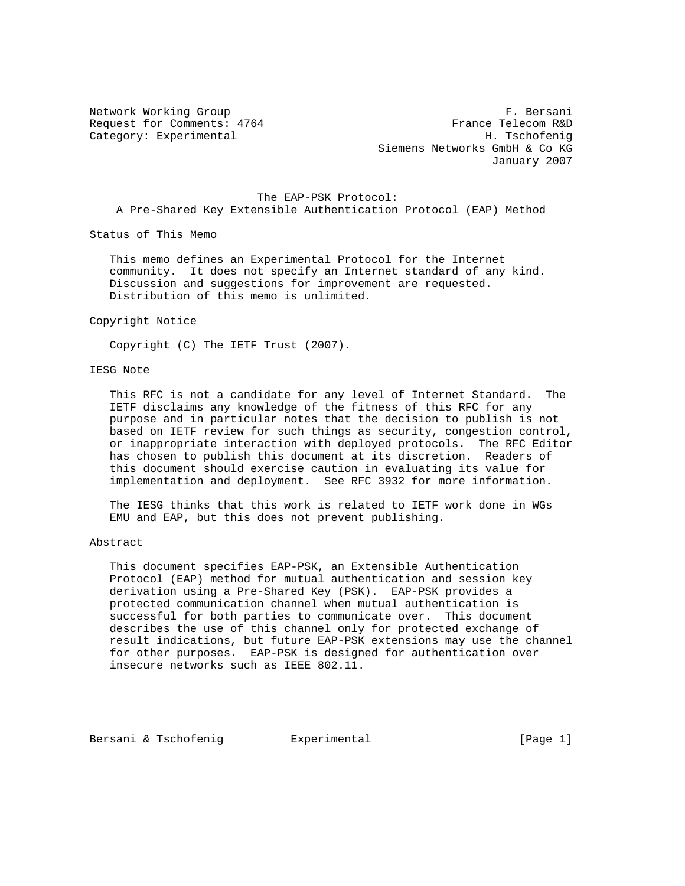Network Working Group F. Bersani
Request for Comments: 4764 France Telecom R&D
Category: Experimental H. Tschofenig
Siemens Networks GmbH & Co KG
January 2007

# The EAP-PSK Protocol: A Pre-Shared Key Extensible Authentication Protocol (EAP) Method

## Status of This Memo

This memo defines an Experimental Protocol for the Internet community. It does not specify an Internet standard of any kind. Discussion and suggestions for improvement are requested. Distribution of this memo is unlimited.

## Copyright Notice

Copyright (C) The IETF Trust (2007).

## IESG Note

This RFC is not a candidate for any level of Internet Standard. The IETF disclaims any knowledge of the fitness of this RFC for any purpose and in particular notes that the decision to publish is not based on IETF review for such things as security, congestion control, or inappropriate interaction with deployed protocols. The RFC Editor has chosen to publish this document at its discretion. Readers of this document should exercise caution in evaluating its value for implementation and deployment. See RFC 3932 for more information.

The IESG thinks that this work is related to IETF work done in WGs EMU and EAP, but this does not prevent publishing.

## Abstract

This document specifies EAP-PSK, an Extensible Authentication Protocol (EAP) method for mutual authentication and session key derivation using a Pre-Shared Key (PSK). EAP-PSK provides a protected communication channel when mutual authentication is successful for both parties to communicate over. This document describes the use of this channel only for protected exchange of result indications, but future EAP-PSK extensions may use the channel for other purposes. EAP-PSK is designed for authentication over insecure networks such as IEEE 802.11.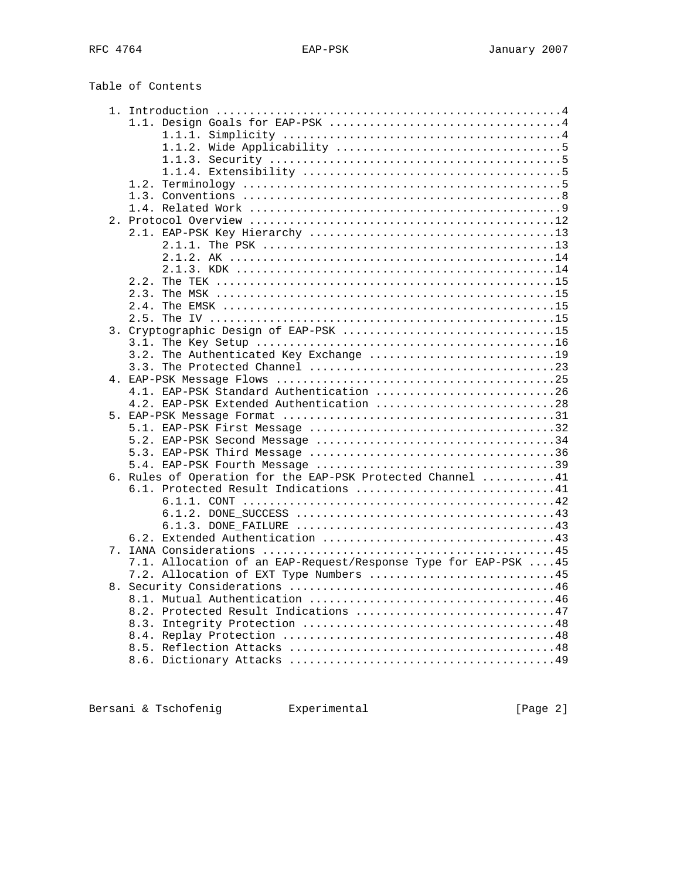Table of Contents

```
   1. Introduction ....................................................4
      1.1. Design Goals for EAP-PSK ...................................4
           1.1.1. Simplicity ..........................................4
           1.1.2. Wide Applicability ..................................5
           1.1.3. Security ............................................5
           1.1.4. Extensibility .......................................5
      1.2. Terminology ................................................5
      1.3. Conventions ................................................8
      1.4. Related Work ...............................................9
   2. Protocol Overview ..............................................12
      2.1. EAP-PSK Key Hierarchy .....................................13
           2.1.1. The PSK ............................................13
           2.1.2. AK .................................................14
           2.1.3. KDK ................................................14
      2.2. The TEK ...................................................15
      2.3. The MSK ...................................................15
      2.4. The EMSK ..................................................15
      2.5. The IV ....................................................15
   3. Cryptographic Design of EAP-PSK ................................15
      3.1. The Key Setup .............................................16
      3.2. The Authenticated Key Exchange ............................19
      3.3. The Protected Channel .....................................23
   4. EAP-PSK Message Flows ..........................................25
      4.1. EAP-PSK Standard Authentication ...........................26
      4.2. EAP-PSK Extended Authentication ...........................28
   5. EAP-PSK Message Format .........................................31
      5.1. EAP-PSK First Message .....................................32
      5.2. EAP-PSK Second Message ....................................34
      5.3. EAP-PSK Third Message .....................................36
      5.4. EAP-PSK Fourth Message ....................................39
   6. Rules of Operation for the EAP-PSK Protected Channel ...........41
      6.1. Protected Result Indications ..............................41
           6.1.1. CONT ...............................................42
           6.1.2. DONE_SUCCESS .......................................43
           6.1.3. DONE_FAILURE .......................................43
      6.2. Extended Authentication ...................................43
   7. IANA Considerations ............................................45
      7.1. Allocation of an EAP-Request/Response Type for EAP-PSK ....45
      7.2. Allocation of EXT Type Numbers ............................45
   8. Security Considerations ........................................46
      8.1. Mutual Authentication .....................................46
      8.2. Protected Result Indications ..............................47
      8.3. Integrity Protection ......................................48
      8.4. Replay Protection .........................................48
      8.5. Reflection Attacks ........................................48
      8.6. Dictionary Attacks ........................................49
```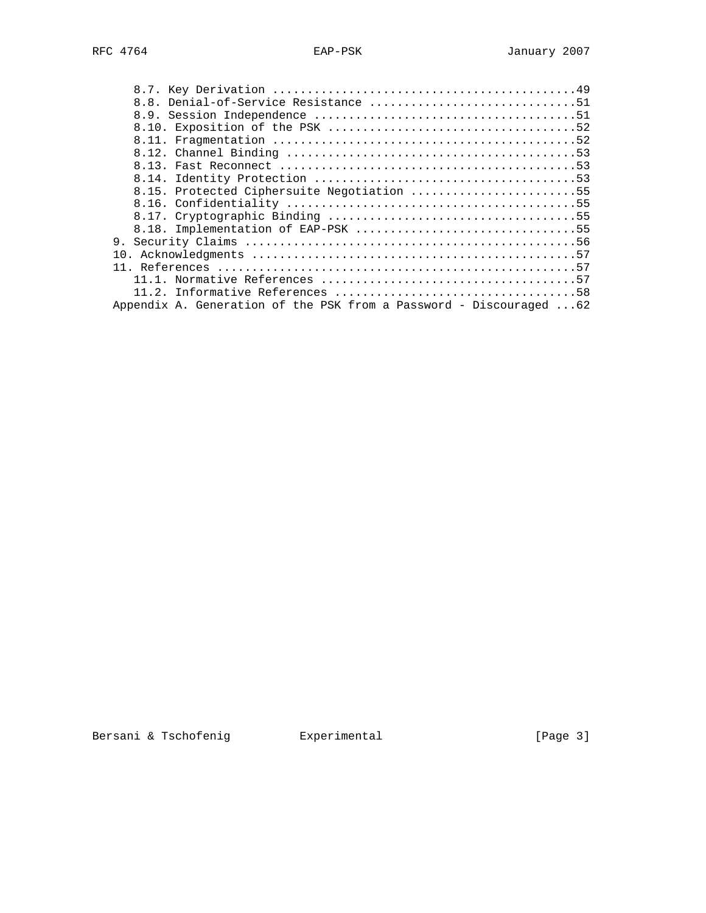```
      8.7. Key Derivation ...........................................49
      8.8. Denial-of-Service Resistance .............................51
      8.9. Session Independence .....................................51
      8.10. Exposition of the PSK ...................................52
      8.11. Fragmentation ...........................................52
      8.12. Channel Binding .........................................53
      8.13. Fast Reconnect ..........................................53
      8.14. Identity Protection .....................................53
      8.15. Protected Ciphersuite Negotiation .......................55
      8.16. Confidentiality .........................................55
      8.17. Cryptographic Binding ...................................55
      8.18. Implementation of EAP-PSK ...............................55
   9. Security Claims ...............................................56
   10. Acknowledgments ..............................................57
   11. References ...................................................57
      11.1. Normative References ....................................57
      11.2. Informative References ..................................58
   Appendix A. Generation of the PSK from a Password - Discouraged ...62
```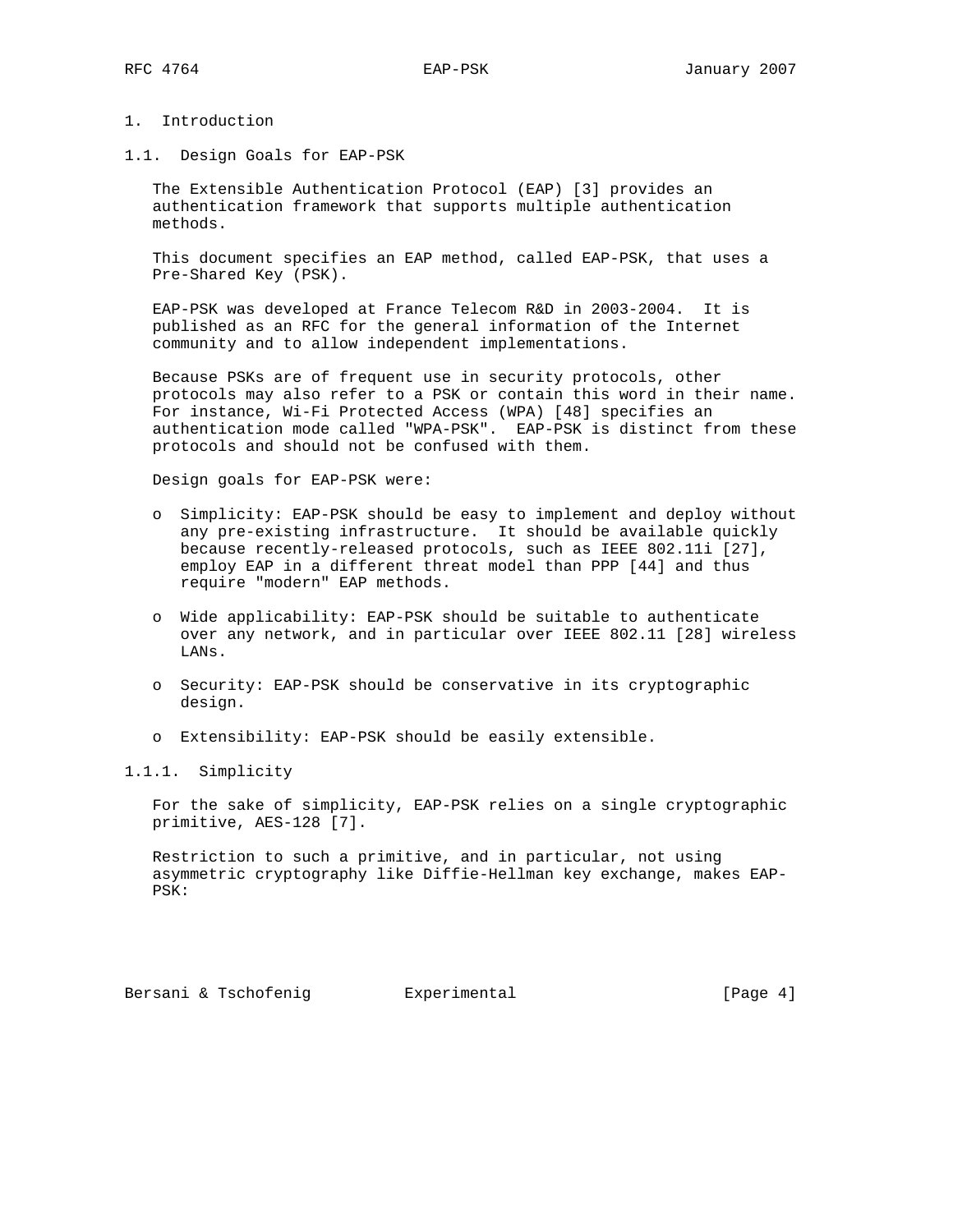# 1. Introduction

## 1.1. Design Goals for EAP-PSK

The Extensible Authentication Protocol (EAP) [3] provides an authentication framework that supports multiple authentication methods.

This document specifies an EAP method, called EAP-PSK, that uses a Pre-Shared Key (PSK).

EAP-PSK was developed at France Telecom R&D in 2003-2004. It is published as an RFC for the general information of the Internet community and to allow independent implementations.

Because PSKs are of frequent use in security protocols, other protocols may also refer to a PSK or contain this word in their name. For instance, Wi-Fi Protected Access (WPA) [48] specifies an authentication mode called "WPA-PSK". EAP-PSK is distinct from these protocols and should not be confused with them.

Design goals for EAP-PSK were:

- Simplicity: EAP-PSK should be easy to implement and deploy without any pre-existing infrastructure. It should be available quickly because recently-released protocols, such as IEEE 802.11i [27], employ EAP in a different threat model than PPP [44] and thus require "modern" EAP methods.
- Wide applicability: EAP-PSK should be suitable to authenticate over any network, and in particular over IEEE 802.11 [28] wireless LANs.
- Security: EAP-PSK should be conservative in its cryptographic design.
- Extensibility: EAP-PSK should be easily extensible.

### 1.1.1. Simplicity

For the sake of simplicity, EAP-PSK relies on a single cryptographic primitive, AES-128 [7].

Restriction to such a primitive, and in particular, not using asymmetric cryptography like Diffie-Hellman key exchange, makes EAP-PSK: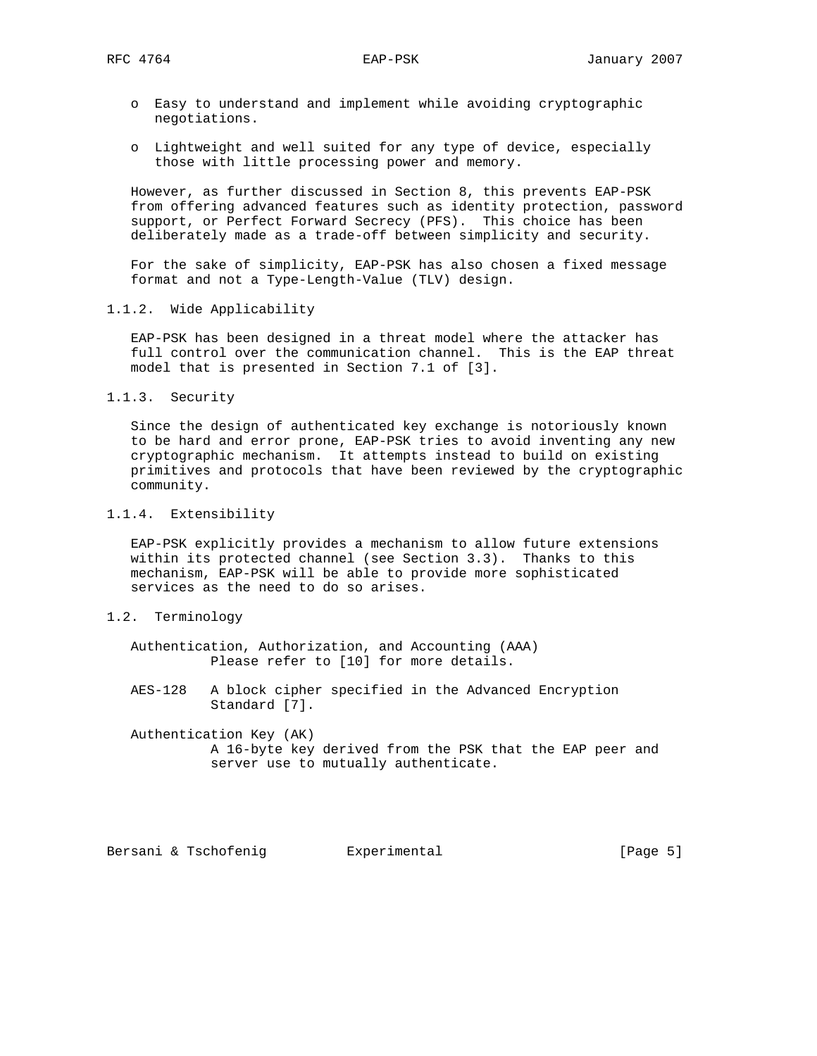- o Easy to understand and implement while avoiding cryptographic negotiations.

- o Lightweight and well suited for any type of device, especially those with little processing power and memory.

However, as further discussed in Section 8, this prevents EAP-PSK from offering advanced features such as identity protection, password support, or Perfect Forward Secrecy (PFS). This choice has been deliberately made as a trade-off between simplicity and security.

For the sake of simplicity, EAP-PSK has also chosen a fixed message format and not a Type-Length-Value (TLV) design.

### 1.1.2. Wide Applicability

EAP-PSK has been designed in a threat model where the attacker has full control over the communication channel. This is the EAP threat model that is presented in Section 7.1 of [3].

### 1.1.3. Security

Since the design of authenticated key exchange is notoriously known to be hard and error prone, EAP-PSK tries to avoid inventing any new cryptographic mechanism. It attempts instead to build on existing primitives and protocols that have been reviewed by the cryptographic community.

### 1.1.4. Extensibility

EAP-PSK explicitly provides a mechanism to allow future extensions within its protected channel (see Section 3.3). Thanks to this mechanism, EAP-PSK will be able to provide more sophisticated services as the need to do so arises.

## 1.2. Terminology

Authentication, Authorization, and Accounting (AAA)
    Please refer to [10] for more details.

AES-128
    A block cipher specified in the Advanced Encryption Standard [7].

Authentication Key (AK)
    A 16-byte key derived from the PSK that the EAP peer and server use to mutually authenticate.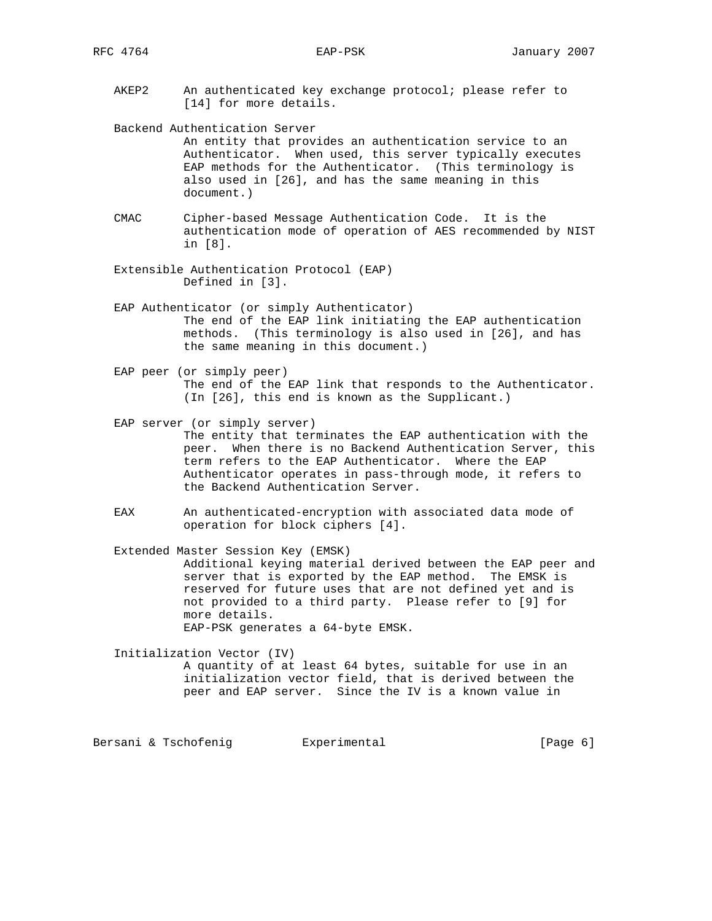AKEP2 An authenticated key exchange protocol; please refer to [14] for more details.

Backend Authentication Server
An entity that provides an authentication service to an Authenticator. When used, this server typically executes EAP methods for the Authenticator. (This terminology is also used in [26], and has the same meaning in this document.)

CMAC Cipher-based Message Authentication Code. It is the authentication mode of operation of AES recommended by NIST in [8].

Extensible Authentication Protocol (EAP)
Defined in [3].

EAP Authenticator (or simply Authenticator)
The end of the EAP link initiating the EAP authentication methods. (This terminology is also used in [26], and has the same meaning in this document.)

EAP peer (or simply peer)
The end of the EAP link that responds to the Authenticator. (In [26], this end is known as the Supplicant.)

EAP server (or simply server)
The entity that terminates the EAP authentication with the peer. When there is no Backend Authentication Server, this term refers to the EAP Authenticator. Where the EAP Authenticator operates in pass-through mode, it refers to the Backend Authentication Server.

EAX An authenticated-encryption with associated data mode of operation for block ciphers [4].

Extended Master Session Key (EMSK)
Additional keying material derived between the EAP peer and server that is exported by the EAP method. The EMSK is reserved for future uses that are not defined yet and is not provided to a third party. Please refer to [9] for more details.
EAP-PSK generates a 64-byte EMSK.

Initialization Vector (IV)
A quantity of at least 64 bytes, suitable for use in an initialization vector field, that is derived between the peer and EAP server. Since the IV is a known value in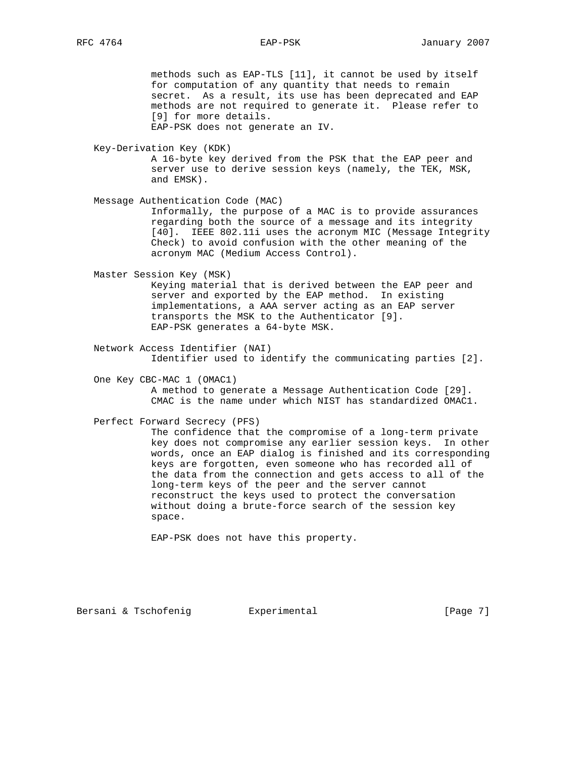methods such as EAP-TLS [11], it cannot be used by itself for computation of any quantity that needs to remain secret. As a result, its use has been deprecated and EAP methods are not required to generate it. Please refer to [9] for more details.
EAP-PSK does not generate an IV.

Key-Derivation Key (KDK)
A 16-byte key derived from the PSK that the EAP peer and server use to derive session keys (namely, the TEK, MSK, and EMSK).

Message Authentication Code (MAC)
Informally, the purpose of a MAC is to provide assurances regarding both the source of a message and its integrity [40]. IEEE 802.11i uses the acronym MIC (Message Integrity Check) to avoid confusion with the other meaning of the acronym MAC (Medium Access Control).

Master Session Key (MSK)
Keying material that is derived between the EAP peer and server and exported by the EAP method. In existing implementations, a AAA server acting as an EAP server transports the MSK to the Authenticator [9].
EAP-PSK generates a 64-byte MSK.

Network Access Identifier (NAI)
Identifier used to identify the communicating parties [2].

One Key CBC-MAC 1 (OMAC1)
A method to generate a Message Authentication Code [29].
CMAC is the name under which NIST has standardized OMAC1.

Perfect Forward Secrecy (PFS)
The confidence that the compromise of a long-term private key does not compromise any earlier session keys. In other words, once an EAP dialog is finished and its corresponding keys are forgotten, even someone who has recorded all of the data from the connection and gets access to all of the long-term keys of the peer and the server cannot reconstruct the keys used to protect the conversation without doing a brute-force search of the session key space.

EAP-PSK does not have this property.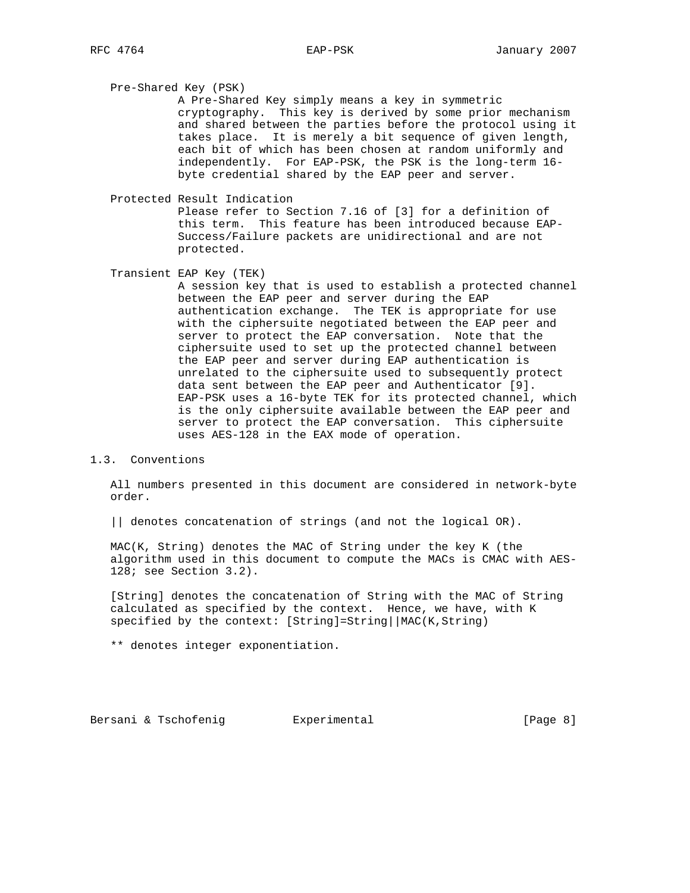Pre-Shared Key (PSK)
: A Pre-Shared Key simply means a key in symmetric cryptography. This key is derived by some prior mechanism and shared between the parties before the protocol using it takes place. It is merely a bit sequence of given length, each bit of which has been chosen at random uniformly and independently. For EAP-PSK, the PSK is the long-term 16-byte credential shared by the EAP peer and server.

Protected Result Indication
: Please refer to Section 7.16 of [3] for a definition of this term. This feature has been introduced because EAP-Success/Failure packets are unidirectional and are not protected.

Transient EAP Key (TEK)
: A session key that is used to establish a protected channel between the EAP peer and server during the EAP authentication exchange. The TEK is appropriate for use with the ciphersuite negotiated between the EAP peer and server to protect the EAP conversation. Note that the ciphersuite used to set up the protected channel between the EAP peer and server during EAP authentication is unrelated to the ciphersuite used to subsequently protect data sent between the EAP peer and Authenticator [9]. EAP-PSK uses a 16-byte TEK for its protected channel, which is the only ciphersuite available between the EAP peer and server to protect the EAP conversation. This ciphersuite uses AES-128 in the EAX mode of operation.

## 1.3. Conventions

All numbers presented in this document are considered in network-byte order.

|| denotes concatenation of strings (and not the logical OR).

MAC(K, String) denotes the MAC of String under the key K (the algorithm used in this document to compute the MACs is CMAC with AES-128; see Section 3.2).

[String] denotes the concatenation of String with the MAC of String calculated as specified by the context. Hence, we have, with K specified by the context: [String]=String||MAC(K,String)

** denotes integer exponentiation.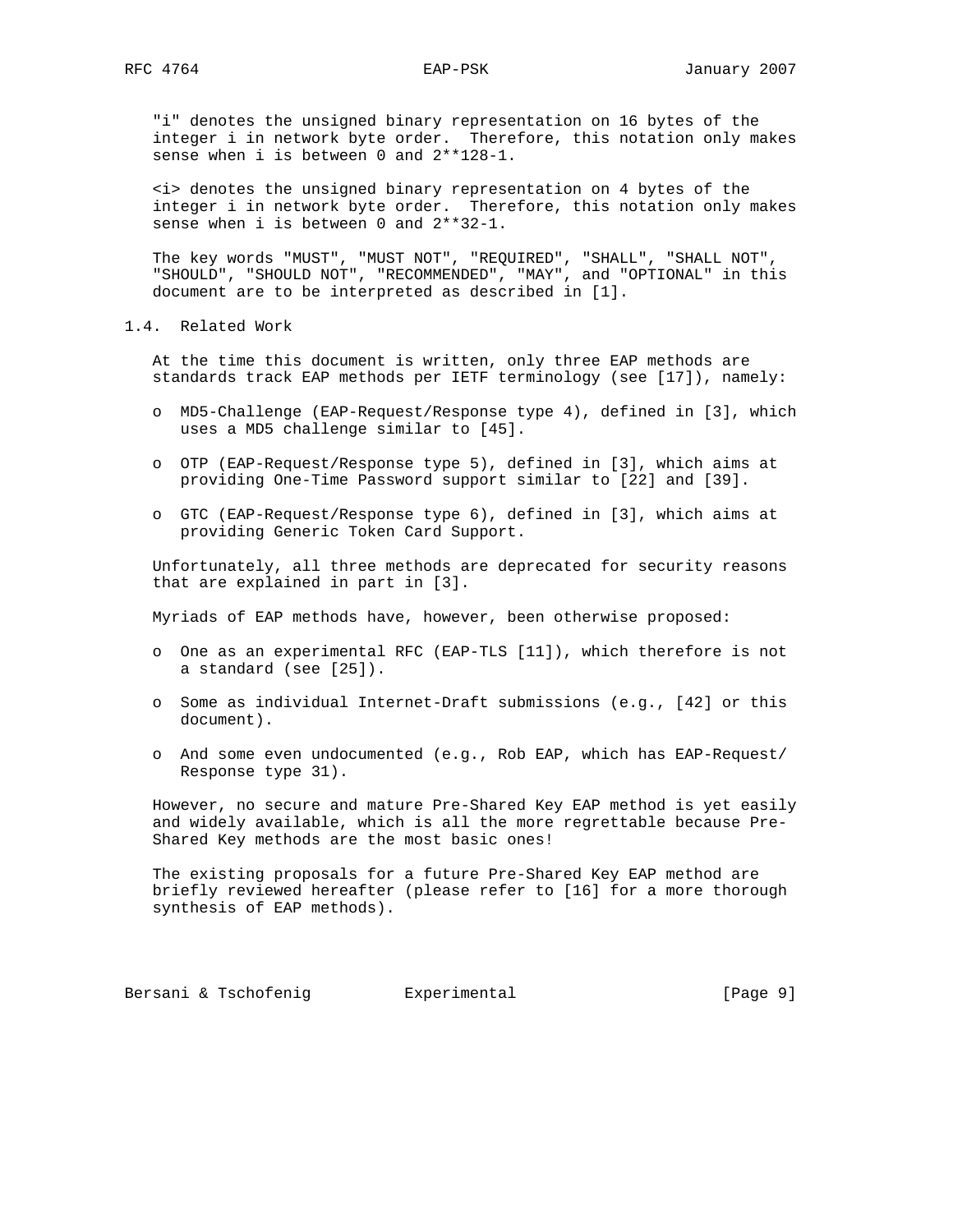"i" denotes the unsigned binary representation on 16 bytes of the integer i in network byte order. Therefore, this notation only makes sense when i is between 0 and 2**128-1.

<i> denotes the unsigned binary representation on 4 bytes of the integer i in network byte order. Therefore, this notation only makes sense when i is between 0 and 2**32-1.

The key words "MUST", "MUST NOT", "REQUIRED", "SHALL", "SHALL NOT", "SHOULD", "SHOULD NOT", "RECOMMENDED", "MAY", and "OPTIONAL" in this document are to be interpreted as described in [1].

## 1.4. Related Work

At the time this document is written, only three EAP methods are standards track EAP methods per IETF terminology (see [17]), namely:

- MD5-Challenge (EAP-Request/Response type 4), defined in [3], which uses a MD5 challenge similar to [45].
- OTP (EAP-Request/Response type 5), defined in [3], which aims at providing One-Time Password support similar to [22] and [39].
- GTC (EAP-Request/Response type 6), defined in [3], which aims at providing Generic Token Card Support.

Unfortunately, all three methods are deprecated for security reasons that are explained in part in [3].

Myriads of EAP methods have, however, been otherwise proposed:

- One as an experimental RFC (EAP-TLS [11]), which therefore is not a standard (see [25]).
- Some as individual Internet-Draft submissions (e.g., [42] or this document).
- And some even undocumented (e.g., Rob EAP, which has EAP-Request/Response type 31).

However, no secure and mature Pre-Shared Key EAP method is yet easily and widely available, which is all the more regrettable because Pre-Shared Key methods are the most basic ones!

The existing proposals for a future Pre-Shared Key EAP method are briefly reviewed hereafter (please refer to [16] for a more thorough synthesis of EAP methods).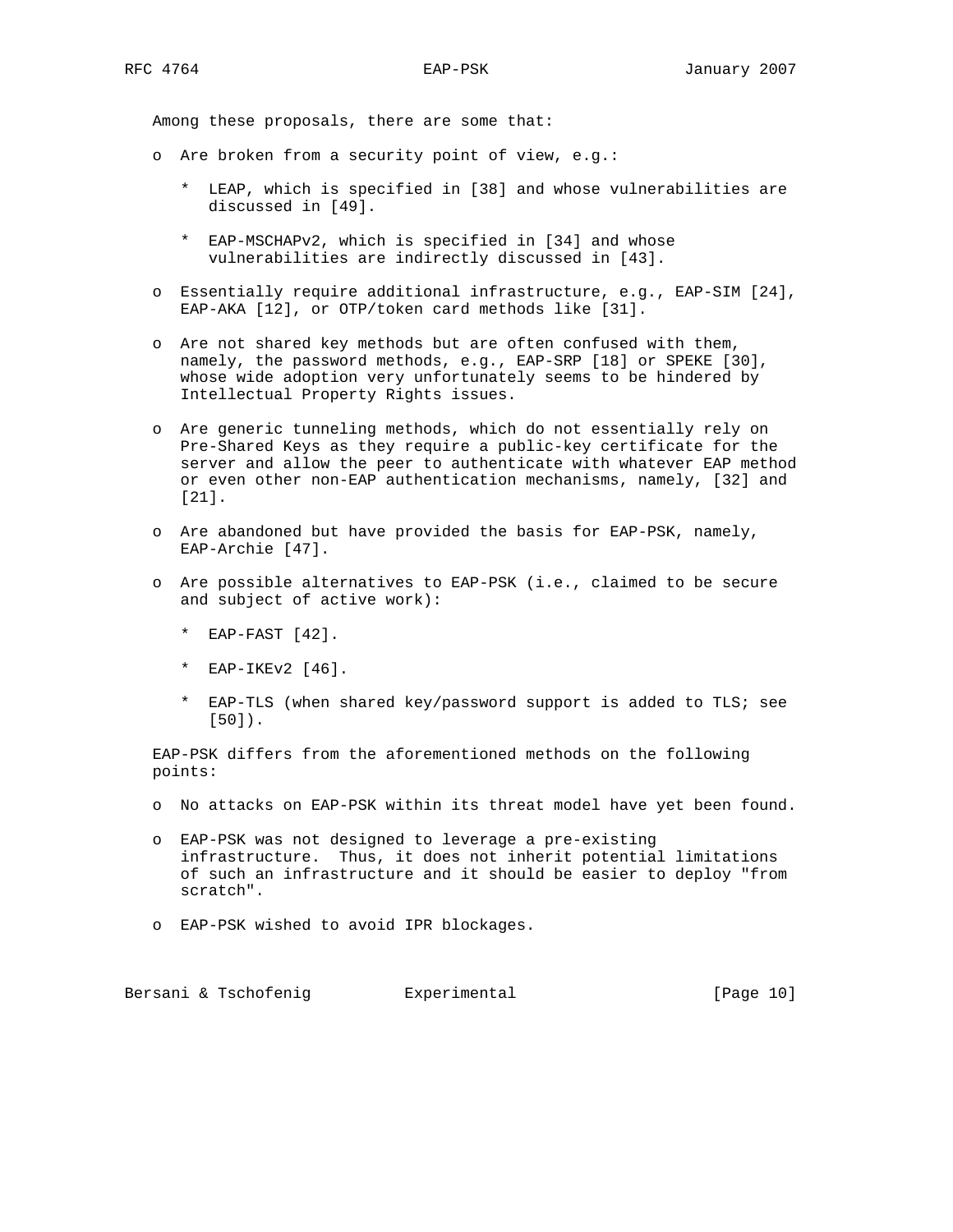Among these proposals, there are some that:

- Are broken from a security point of view, e.g.:
  - LEAP, which is specified in [38] and whose vulnerabilities are discussed in [49].
  - EAP-MSCHAPv2, which is specified in [34] and whose vulnerabilities are indirectly discussed in [43].
- Essentially require additional infrastructure, e.g., EAP-SIM [24], EAP-AKA [12], or OTP/token card methods like [31].
- Are not shared key methods but are often confused with them, namely, the password methods, e.g., EAP-SRP [18] or SPEKE [30], whose wide adoption very unfortunately seems to be hindered by Intellectual Property Rights issues.
- Are generic tunneling methods, which do not essentially rely on Pre-Shared Keys as they require a public-key certificate for the server and allow the peer to authenticate with whatever EAP method or even other non-EAP authentication mechanisms, namely, [32] and [21].
- Are abandoned but have provided the basis for EAP-PSK, namely, EAP-Archie [47].
- Are possible alternatives to EAP-PSK (i.e., claimed to be secure and subject of active work):
  - EAP-FAST [42].
  - EAP-IKEv2 [46].
  - EAP-TLS (when shared key/password support is added to TLS; see [50]).

EAP-PSK differs from the aforementioned methods on the following points:

- No attacks on EAP-PSK within its threat model have yet been found.
- EAP-PSK was not designed to leverage a pre-existing infrastructure. Thus, it does not inherit potential limitations of such an infrastructure and it should be easier to deploy "from scratch".
- EAP-PSK wished to avoid IPR blockages.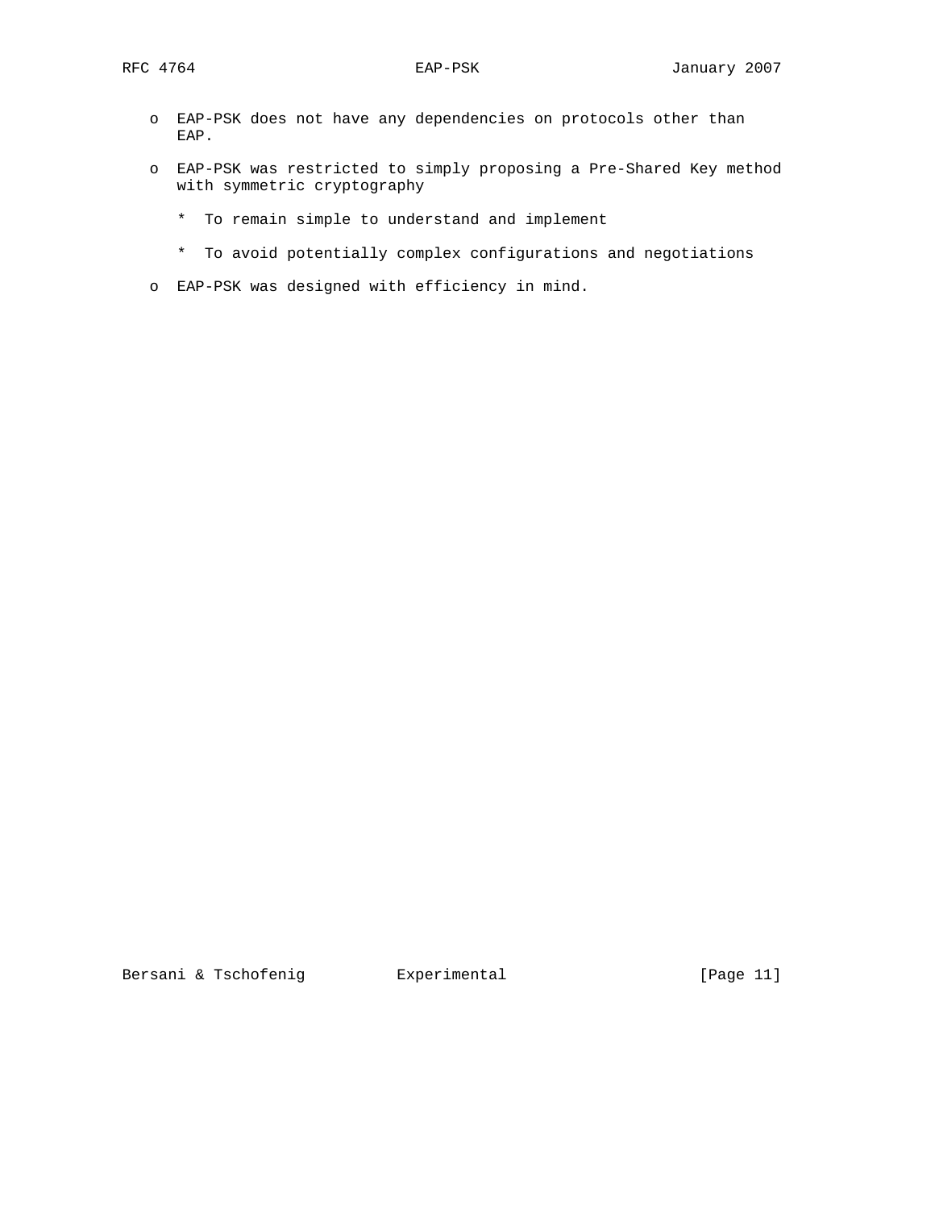- EAP-PSK does not have any dependencies on protocols other than EAP.

- EAP-PSK was restricted to simply proposing a Pre-Shared Key method with symmetric cryptography

  * To remain simple to understand and implement

  * To avoid potentially complex configurations and negotiations

- EAP-PSK was designed with efficiency in mind.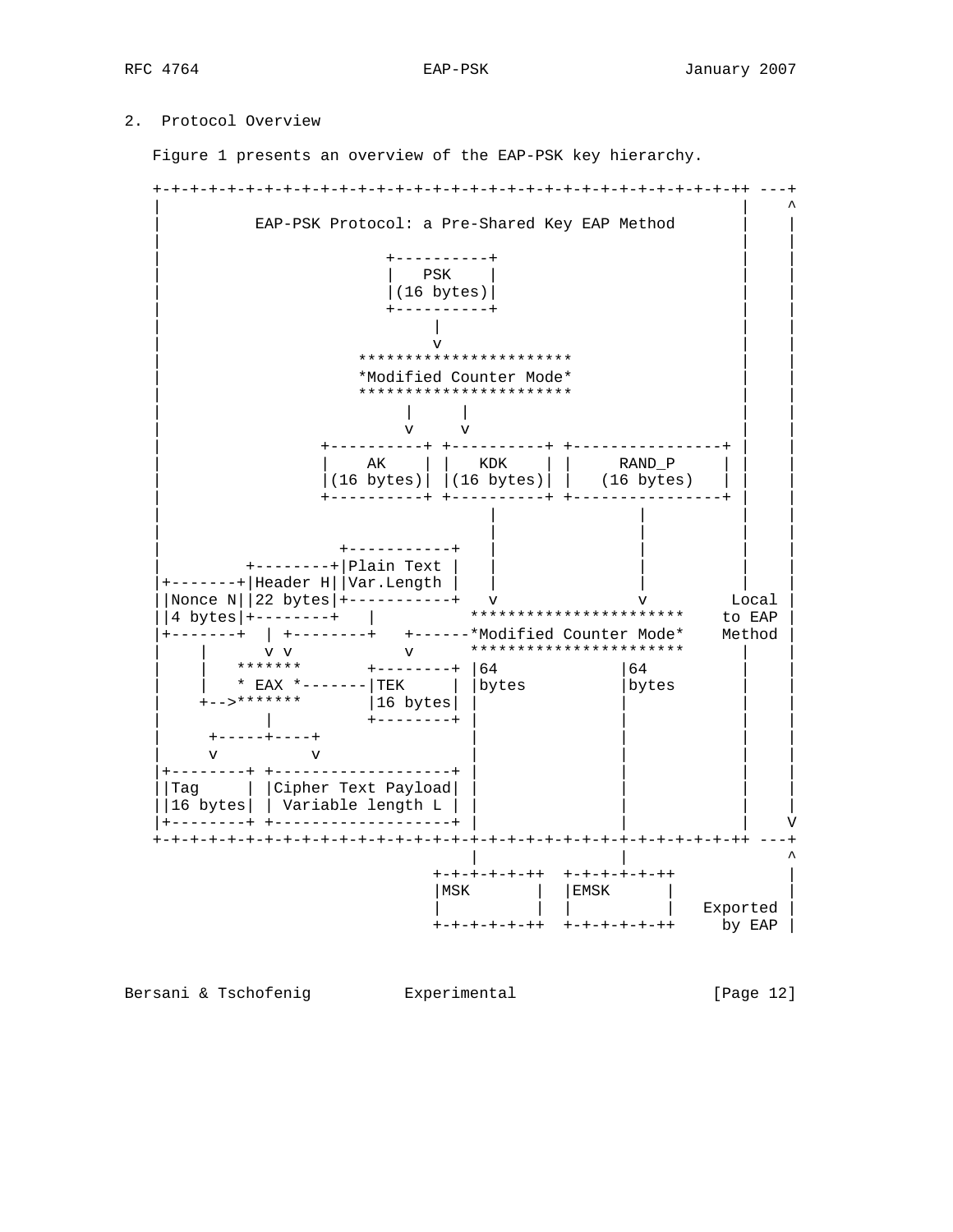## 2. Protocol Overview

Figure 1 presents an overview of the EAP-PSK key hierarchy.

```
+-+-+-+-+-+-+-+-+-+-+-+-+-+-+-+-+-+-+-+-+-+-+-+-+-+-+-+-+-+-+-+-++ ---+
|                                                                |    ^
|          EAP-PSK Protocol: a Pre-Shared Key EAP Method         |    |
|                                                                |    |
|                        +----------+                            |    |
|                        |   PSK    |                            |    |
|                        |(16 bytes)|                            |    |
|                        +----------+                            |    |
|                             |                                  |    |
|                             v                                  |    |
|                     ***********************                    |    |
|                     *Modified Counter Mode*                    |    |
|                     ***********************                    |    |
|                           |     |                              |    |
|                           v     v                              |    |
|                  +----------+ +----------+ +----------------+  |    |
|                  |    AK    | |   KDK    | |     RAND_P     |  |    |
|                  |(16 bytes)| |(16 bytes)| |   (16 bytes)   |  |    |
|                  +----------+ +----------+ +----------------+  |    |
|                                    |               |           |    |
|                                    |               |           |    |
|                    +-----------+   |               |           |    |
|          +--------+|Plain Text |   |               |           |    |
|+-------+|Header H||Var.Length |   |               |           |    |
||Nonce N||22 bytes|+-----------+   v               v         Local |
||4 bytes|+--------+   |         **********************    to EAP |
|+-------+  | +--------+   +------*Modified Counter Mode*    Method |
|    |        v v          v      **********************        |    |
|    |   *******       +--------+ |64              |64           |    |
|    |   * EAX *-------|TEK     | |bytes           |bytes        |    |
|    +-->*******       |16 bytes| |                |             |    |
|           |          +--------+ |                |             |    |
|     +-----+----+                |                |             |    |
|     v          v                |                |             |    |
|+--------+ +-------------------+ |                |             |    |
||Tag     | |Cipher Text Payload| |                |             |    |
||16 bytes| | Variable length L | |                |             |    |
|+--------+ +-------------------+ |                |             |    V
+-+-+-+-+-+-+-+-+-+-+-+-+-+-+-+-+-+-+-+-+-+-+-+-+-+-+-+-+-+-+-+-++ ---+
                                  |                |                  ^
                            +-+-+-+-+-+-++  +-+-+-+-+-++            |
                            |MSK       |  |EMSK      |            |
                            |          |  |          |   Exported |
                            +-+-+-+-+-+-++  +-+-+-+-+-++     by EAP |
```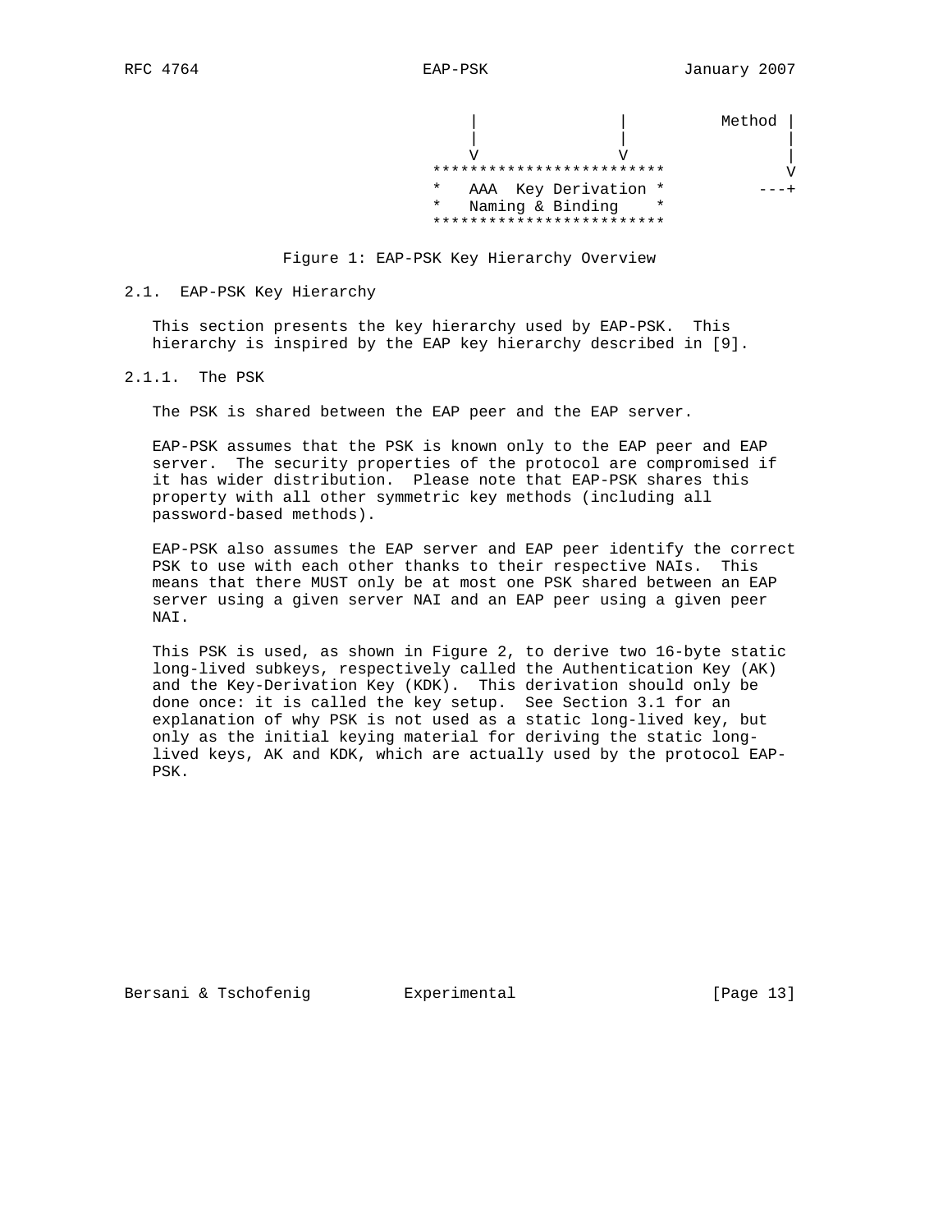```
                            |            |          Method |
                            |            |                 |
                            V            V                 |
                         ************************          V
                         *   AAA  Key Derivation *        ---+
                         *   Naming & Binding    *
                         ************************
```

Figure 1: EAP-PSK Key Hierarchy Overview

## 2.1. EAP-PSK Key Hierarchy

This section presents the key hierarchy used by EAP-PSK. This hierarchy is inspired by the EAP key hierarchy described in [9].

### 2.1.1. The PSK

The PSK is shared between the EAP peer and the EAP server.

EAP-PSK assumes that the PSK is known only to the EAP peer and EAP server. The security properties of the protocol are compromised if it has wider distribution. Please note that EAP-PSK shares this property with all other symmetric key methods (including all password-based methods).

EAP-PSK also assumes the EAP server and EAP peer identify the correct PSK to use with each other thanks to their respective NAIs. This means that there MUST only be at most one PSK shared between an EAP server using a given server NAI and an EAP peer using a given peer NAI.

This PSK is used, as shown in Figure 2, to derive two 16-byte static long-lived subkeys, respectively called the Authentication Key (AK) and the Key-Derivation Key (KDK). This derivation should only be done once: it is called the key setup. See Section 3.1 for an explanation of why PSK is not used as a static long-lived key, but only as the initial keying material for deriving the static long-lived keys, AK and KDK, which are actually used by the protocol EAP-PSK.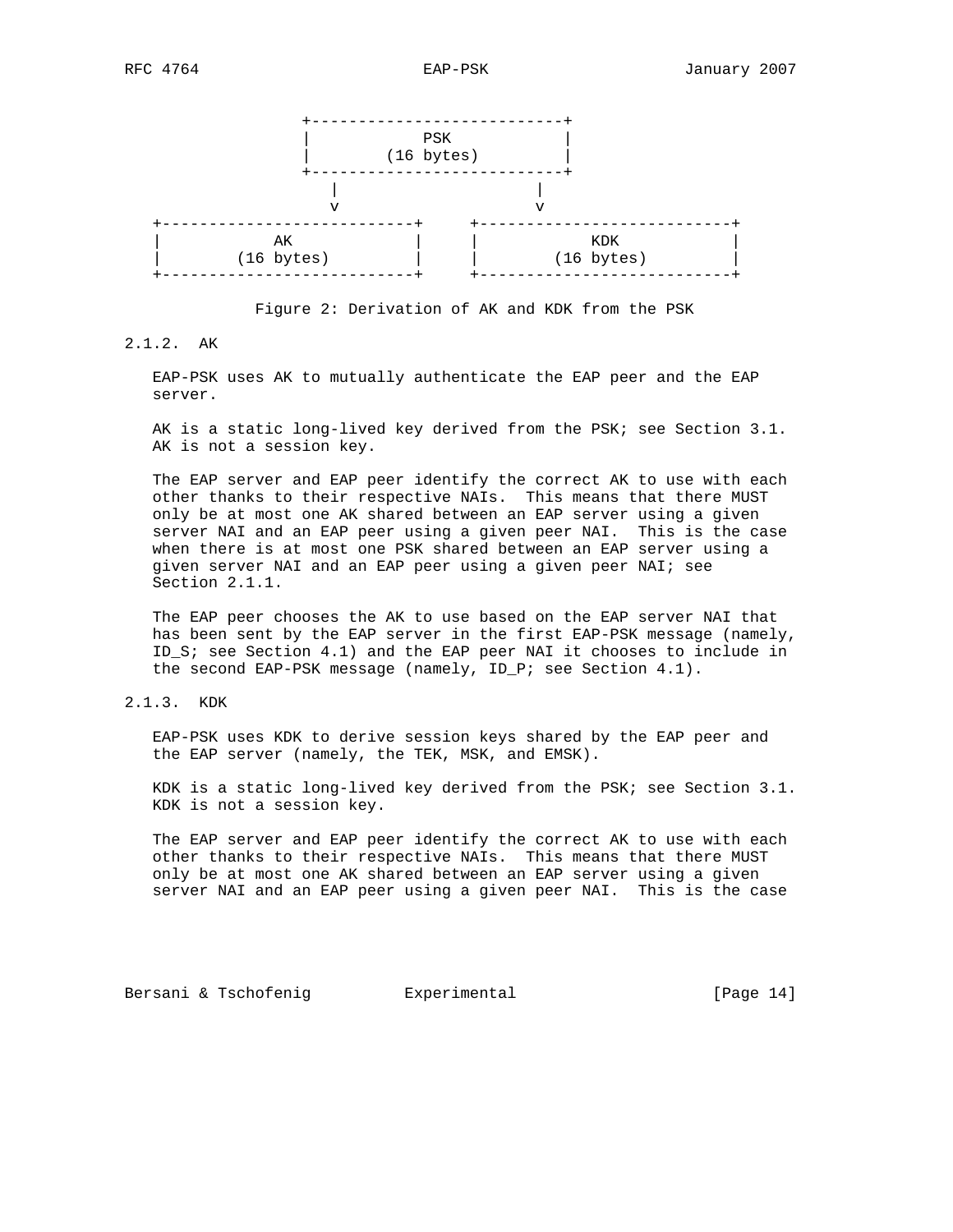```
                +---------------------------+
                |           PSK             |
                |        (16 bytes)         |
                +---------------------------+
                  |                       |
                  v                       v
   +---------------------------+     +---------------------------+
   |           AK              |     |          KDK              |
   |        (16 bytes)         |     |       (16 bytes)          |
   +---------------------------+     +---------------------------+
```

Figure 2: Derivation of AK and KDK from the PSK

### 2.1.2. AK

EAP-PSK uses AK to mutually authenticate the EAP peer and the EAP server.

AK is a static long-lived key derived from the PSK; see Section 3.1. AK is not a session key.

The EAP server and EAP peer identify the correct AK to use with each other thanks to their respective NAIs. This means that there MUST only be at most one AK shared between an EAP server using a given server NAI and an EAP peer using a given peer NAI. This is the case when there is at most one PSK shared between an EAP server using a given server NAI and an EAP peer using a given peer NAI; see Section 2.1.1.

The EAP peer chooses the AK to use based on the EAP server NAI that has been sent by the EAP server in the first EAP-PSK message (namely, ID_S; see Section 4.1) and the EAP peer NAI it chooses to include in the second EAP-PSK message (namely, ID_P; see Section 4.1).

### 2.1.3. KDK

EAP-PSK uses KDK to derive session keys shared by the EAP peer and the EAP server (namely, the TEK, MSK, and EMSK).

KDK is a static long-lived key derived from the PSK; see Section 3.1. KDK is not a session key.

The EAP server and EAP peer identify the correct AK to use with each other thanks to their respective NAIs. This means that there MUST only be at most one AK shared between an EAP server using a given server NAI and an EAP peer using a given peer NAI. This is the case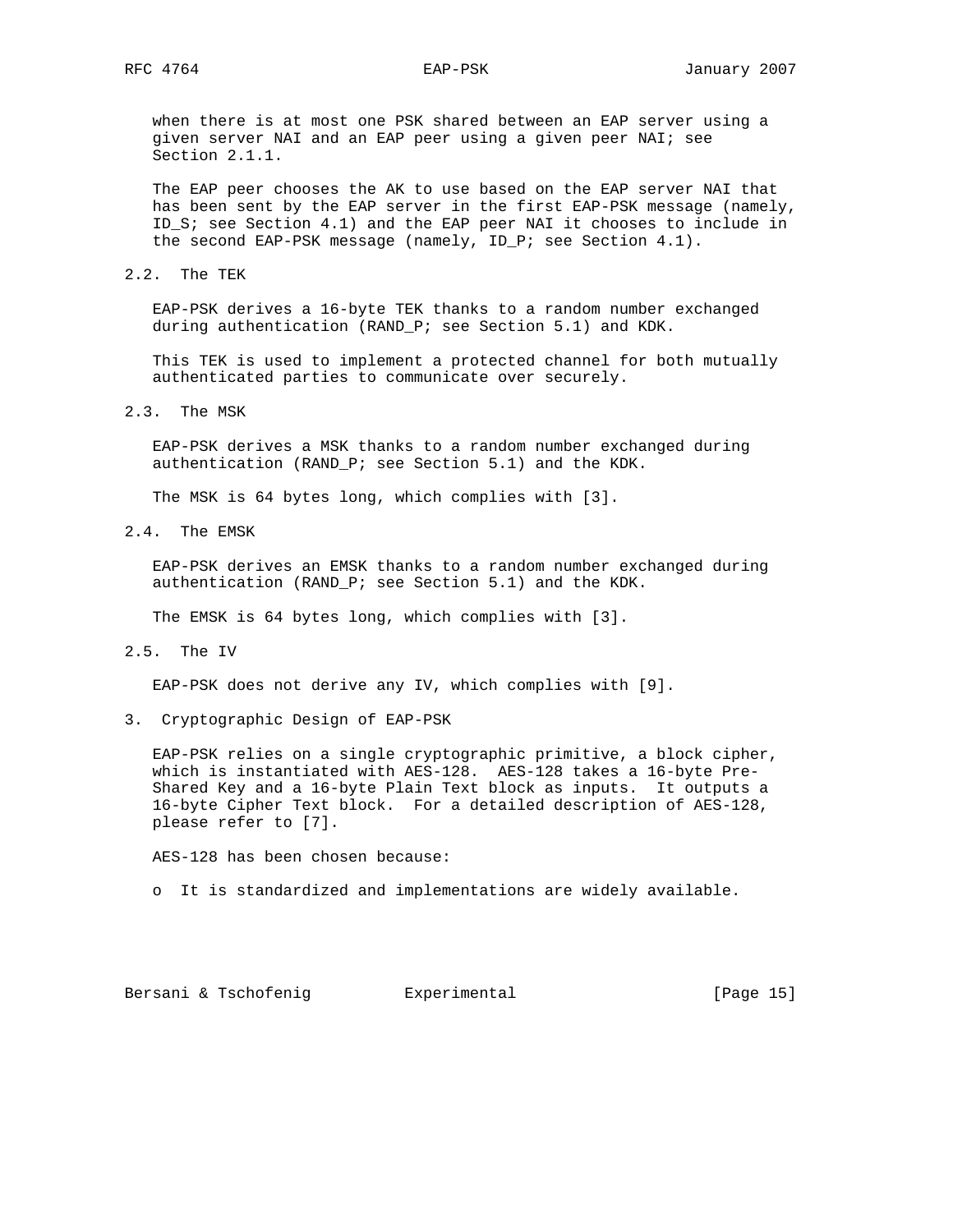when there is at most one PSK shared between an EAP server using a given server NAI and an EAP peer using a given peer NAI; see Section 2.1.1.

The EAP peer chooses the AK to use based on the EAP server NAI that has been sent by the EAP server in the first EAP-PSK message (namely, ID_S; see Section 4.1) and the EAP peer NAI it chooses to include in the second EAP-PSK message (namely, ID_P; see Section 4.1).

### 2.2. The TEK

EAP-PSK derives a 16-byte TEK thanks to a random number exchanged during authentication (RAND_P; see Section 5.1) and KDK.

This TEK is used to implement a protected channel for both mutually authenticated parties to communicate over securely.

### 2.3. The MSK

EAP-PSK derives a MSK thanks to a random number exchanged during authentication (RAND_P; see Section 5.1) and the KDK.

The MSK is 64 bytes long, which complies with [3].

### 2.4. The EMSK

EAP-PSK derives an EMSK thanks to a random number exchanged during authentication (RAND_P; see Section 5.1) and the KDK.

The EMSK is 64 bytes long, which complies with [3].

### 2.5. The IV

EAP-PSK does not derive any IV, which complies with [9].

## 3. Cryptographic Design of EAP-PSK

EAP-PSK relies on a single cryptographic primitive, a block cipher, which is instantiated with AES-128. AES-128 takes a 16-byte Pre-Shared Key and a 16-byte Plain Text block as inputs. It outputs a 16-byte Cipher Text block. For a detailed description of AES-128, please refer to [7].

AES-128 has been chosen because:

- It is standardized and implementations are widely available.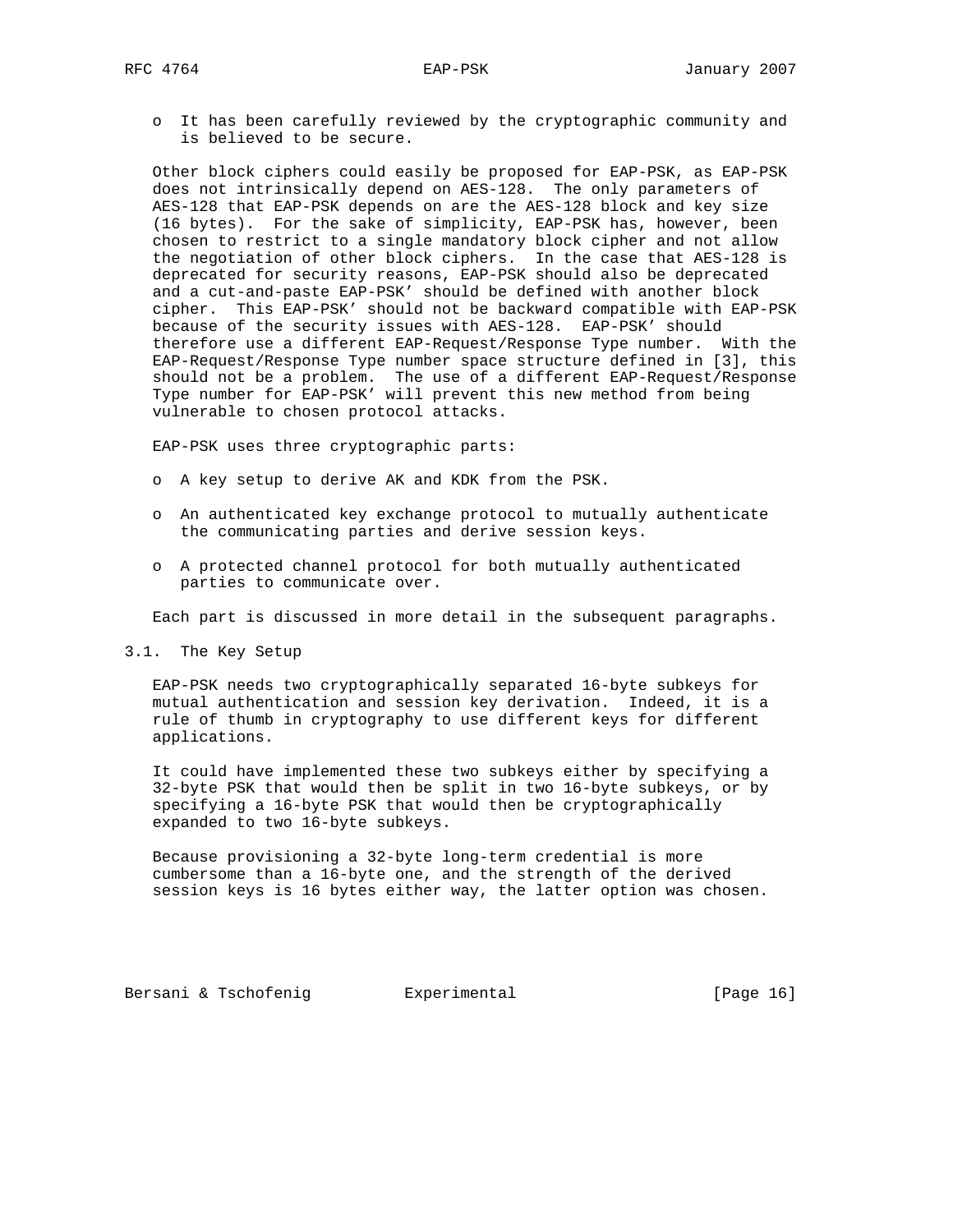- It has been carefully reviewed by the cryptographic community and is believed to be secure.

Other block ciphers could easily be proposed for EAP-PSK, as EAP-PSK does not intrinsically depend on AES-128. The only parameters of AES-128 that EAP-PSK depends on are the AES-128 block and key size (16 bytes). For the sake of simplicity, EAP-PSK has, however, been chosen to restrict to a single mandatory block cipher and not allow the negotiation of other block ciphers. In the case that AES-128 is deprecated for security reasons, EAP-PSK should also be deprecated and a cut-and-paste EAP-PSK’ should be defined with another block cipher. This EAP-PSK’ should not be backward compatible with EAP-PSK because of the security issues with AES-128. EAP-PSK’ should therefore use a different EAP-Request/Response Type number. With the EAP-Request/Response Type number space structure defined in [3], this should not be a problem. The use of a different EAP-Request/Response Type number for EAP-PSK’ will prevent this new method from being vulnerable to chosen protocol attacks.

EAP-PSK uses three cryptographic parts:

- A key setup to derive AK and KDK from the PSK.
- An authenticated key exchange protocol to mutually authenticate the communicating parties and derive session keys.
- A protected channel protocol for both mutually authenticated parties to communicate over.

Each part is discussed in more detail in the subsequent paragraphs.

## 3.1. The Key Setup

EAP-PSK needs two cryptographically separated 16-byte subkeys for mutual authentication and session key derivation. Indeed, it is a rule of thumb in cryptography to use different keys for different applications.

It could have implemented these two subkeys either by specifying a 32-byte PSK that would then be split in two 16-byte subkeys, or by specifying a 16-byte PSK that would then be cryptographically expanded to two 16-byte subkeys.

Because provisioning a 32-byte long-term credential is more cumbersome than a 16-byte one, and the strength of the derived session keys is 16 bytes either way, the latter option was chosen.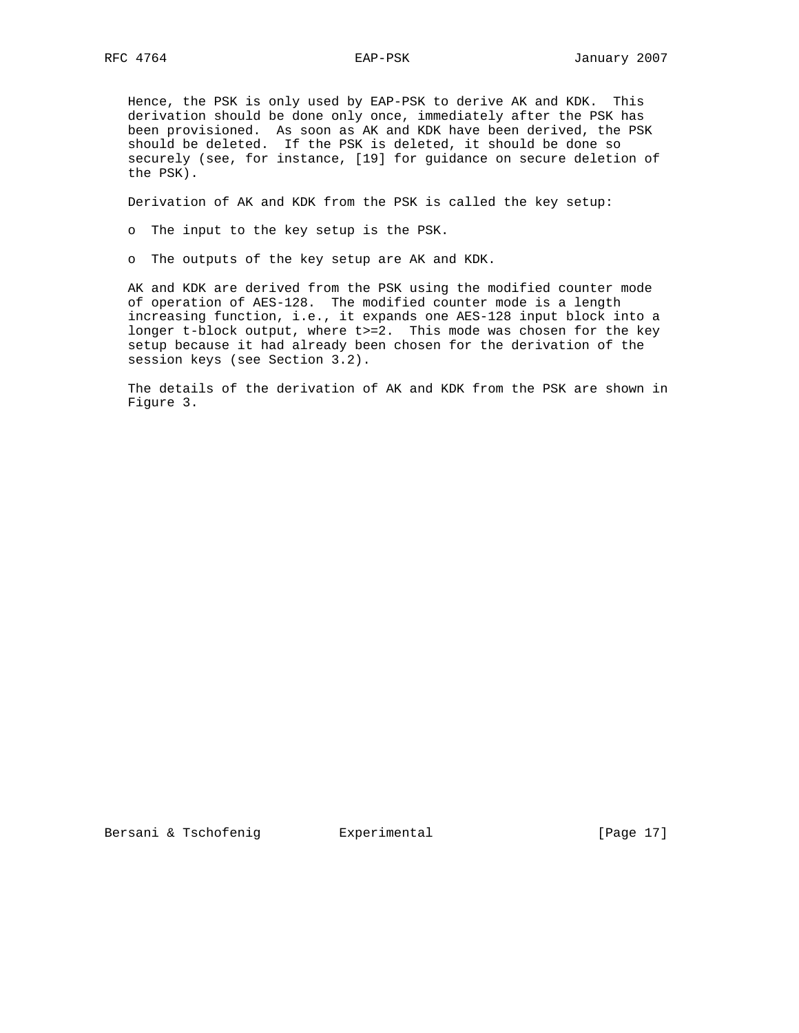Hence, the PSK is only used by EAP-PSK to derive AK and KDK. This derivation should be done only once, immediately after the PSK has been provisioned. As soon as AK and KDK have been derived, the PSK should be deleted. If the PSK is deleted, it should be done so securely (see, for instance, [19] for guidance on secure deletion of the PSK).

Derivation of AK and KDK from the PSK is called the key setup:

- The input to the key setup is the PSK.
- The outputs of the key setup are AK and KDK.

AK and KDK are derived from the PSK using the modified counter mode of operation of AES-128. The modified counter mode is a length increasing function, i.e., it expands one AES-128 input block into a longer t-block output, where $t>=2$. This mode was chosen for the key setup because it had already been chosen for the derivation of the session keys (see Section 3.2).

The details of the derivation of AK and KDK from the PSK are shown in Figure 3.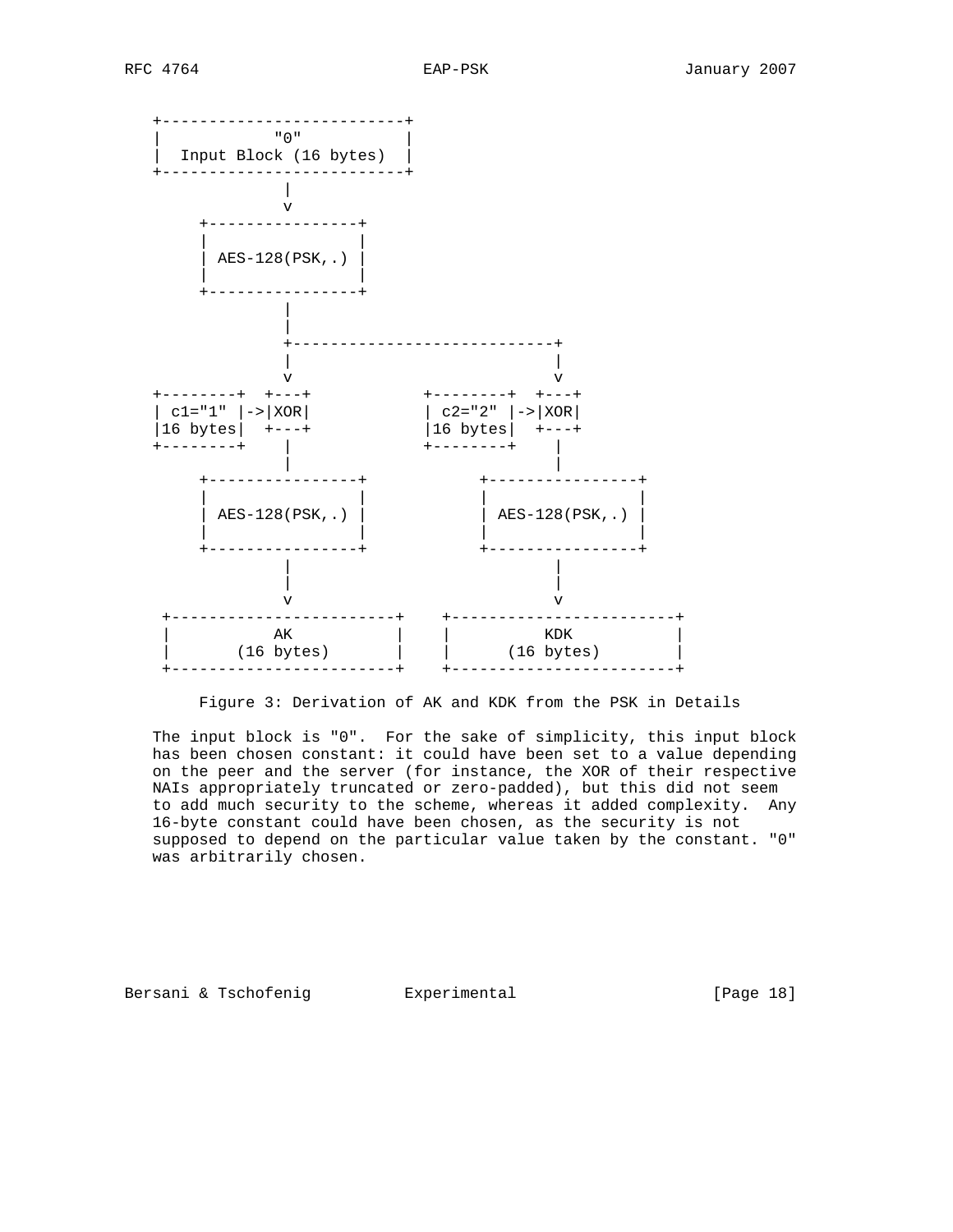```
   +--------------------------+
   |           "0"            |
   |  Input Block (16 bytes)  |
   +--------------------------+
                |
                v
       +----------------+
       |                |
       | AES-128(PSK,.) |
       |                |
       +----------------+
                |
                |
                +-----------------------------+
                |                             |
                v                             v
   +--------+  +---+           +--------+  +---+
   | c1="1" |->|XOR|           | c2="2" |->|XOR|
   |16 bytes|  +---+           |16 bytes|  +---+
   +--------+    |             +--------+    |
                 |                           |
       +----------------+          +----------------+
       |                |          |                |
       | AES-128(PSK,.) |          | AES-128(PSK,.) |
       |                |          |                |
       +----------------+          +----------------+
                |                             |
                |                             |
                v                             v
    +------------------------+    +------------------------+
    |           AK           |    |          KDK           |
    |       (16 bytes)       |    |      (16 bytes)        |
    +------------------------+    +------------------------+
```

Figure 3: Derivation of AK and KDK from the PSK in Details

The input block is "0". For the sake of simplicity, this input block has been chosen constant: it could have been set to a value depending on the peer and the server (for instance, the XOR of their respective NAIs appropriately truncated or zero-padded), but this did not seem to add much security to the scheme, whereas it added complexity. Any 16-byte constant could have been chosen, as the security is not supposed to depend on the particular value taken by the constant. "0" was arbitrarily chosen.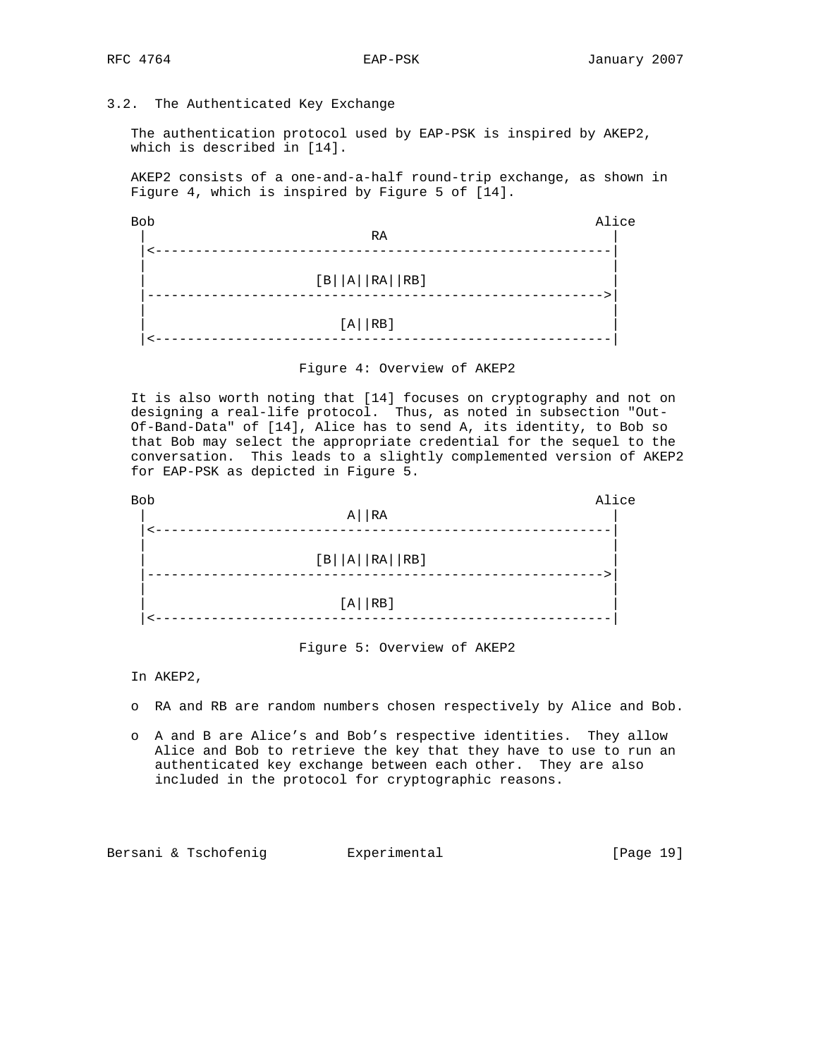## 3.2. The Authenticated Key Exchange

The authentication protocol used by EAP-PSK is inspired by AKEP2, which is described in [14].

AKEP2 consists of a one-and-a-half round-trip exchange, as shown in Figure 4, which is inspired by Figure 5 of [14].

```
Bob                                                          Alice
 |                           RA                                |
 |<------------------------------------------------------------|
 |                                                             |
 |                     [B||A||RA||RB]                          |
 |------------------------------------------------------------>|
 |                                                             |
 |                        [A||RB]                              |
 |<------------------------------------------------------------|
```

Figure 4: Overview of AKEP2

It is also worth noting that [14] focuses on cryptography and not on designing a real-life protocol. Thus, as noted in subsection "Out-Of-Band-Data" of [14], Alice has to send A, its identity, to Bob so that Bob may select the appropriate credential for the sequel to the conversation. This leads to a slightly complemented version of AKEP2 for EAP-PSK as depicted in Figure 5.

```
Bob                                                          Alice
 |                         A||RA                               |
 |<------------------------------------------------------------|
 |                                                             |
 |                     [B||A||RA||RB]                          |
 |------------------------------------------------------------>|
 |                                                             |
 |                        [A||RB]                              |
 |<------------------------------------------------------------|
```

Figure 5: Overview of AKEP2

In AKEP2,

- RA and RB are random numbers chosen respectively by Alice and Bob.
- A and B are Alice's and Bob's respective identities. They allow Alice and Bob to retrieve the key that they have to use to run an authenticated key exchange between each other. They are also included in the protocol for cryptographic reasons.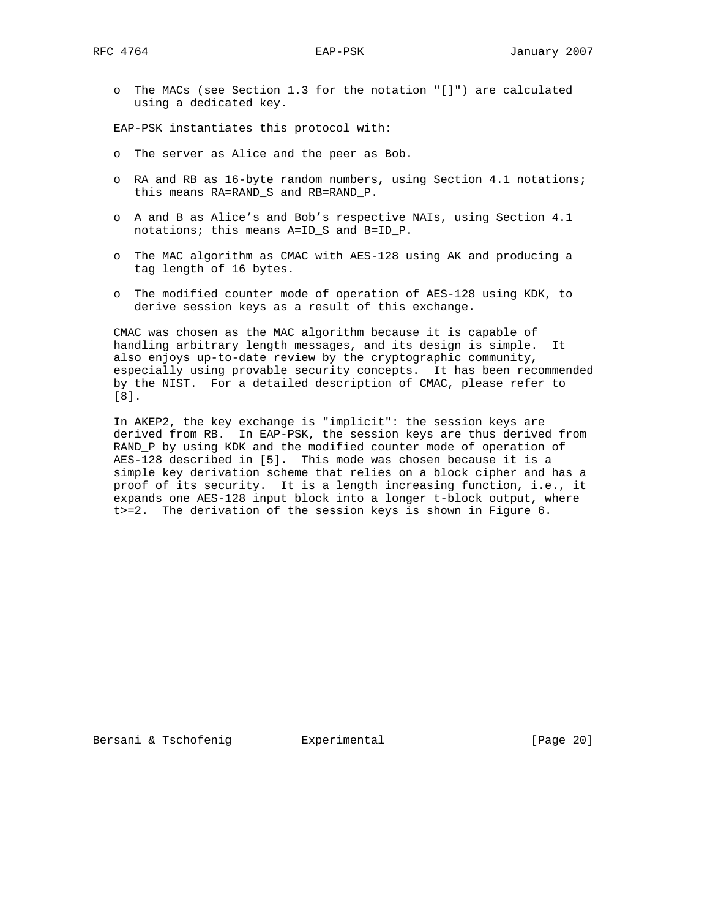- The MACs (see Section 1.3 for the notation "[]") are calculated using a dedicated key.

EAP-PSK instantiates this protocol with:

- The server as Alice and the peer as Bob.
- RA and RB as 16-byte random numbers, using Section 4.1 notations; this means RA=RAND_S and RB=RAND_P.
- A and B as Alice's and Bob's respective NAIs, using Section 4.1 notations; this means A=ID_S and B=ID_P.
- The MAC algorithm as CMAC with AES-128 using AK and producing a tag length of 16 bytes.
- The modified counter mode of operation of AES-128 using KDK, to derive session keys as a result of this exchange.

CMAC was chosen as the MAC algorithm because it is capable of handling arbitrary length messages, and its design is simple. It also enjoys up-to-date review by the cryptographic community, especially using provable security concepts. It has been recommended by the NIST. For a detailed description of CMAC, please refer to [8].

In AKEP2, the key exchange is "implicit": the session keys are derived from RB. In EAP-PSK, the session keys are thus derived from RAND_P by using KDK and the modified counter mode of operation of AES-128 described in [5]. This mode was chosen because it is a simple key derivation scheme that relies on a block cipher and has a proof of its security. It is a length increasing function, i.e., it expands one AES-128 input block into a longer t-block output, where t>=2. The derivation of the session keys is shown in Figure 6.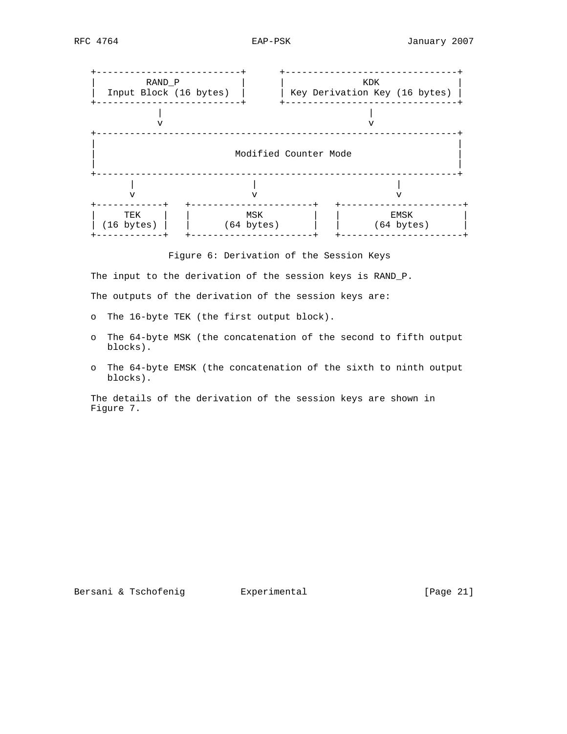```
 +--------------------------+      +-------------------------------+
 |        RAND_P            |      |             KDK               |
 |  Input Block (16 bytes)  |      | Key Derivation Key (16 bytes) |
 +--------------------------+      +-------------------------------+
             |                                    |
             v                                    v
 +-----------------------------------------------------------------+
 |                                                                 |
 |                        Modified Counter Mode                    |
 |                                                                 |
 +-----------------------------------------------------------------+
        |                  |                         |
        v                  v                         v
 +------------+   +----------------------+   +----------------------+
 |    TEK     |   |         MSK          |   |         EMSK         |
 | (16 bytes) |   |      (64 bytes)      |   |      (64 bytes)      |
 +------------+   +----------------------+   +----------------------+
```

Figure 6: Derivation of the Session Keys

The input to the derivation of the session keys is RAND_P.

The outputs of the derivation of the session keys are:

- The 16-byte TEK (the first output block).
- The 64-byte MSK (the concatenation of the second to fifth output blocks).
- The 64-byte EMSK (the concatenation of the sixth to ninth output blocks).

The details of the derivation of the session keys are shown in Figure 7.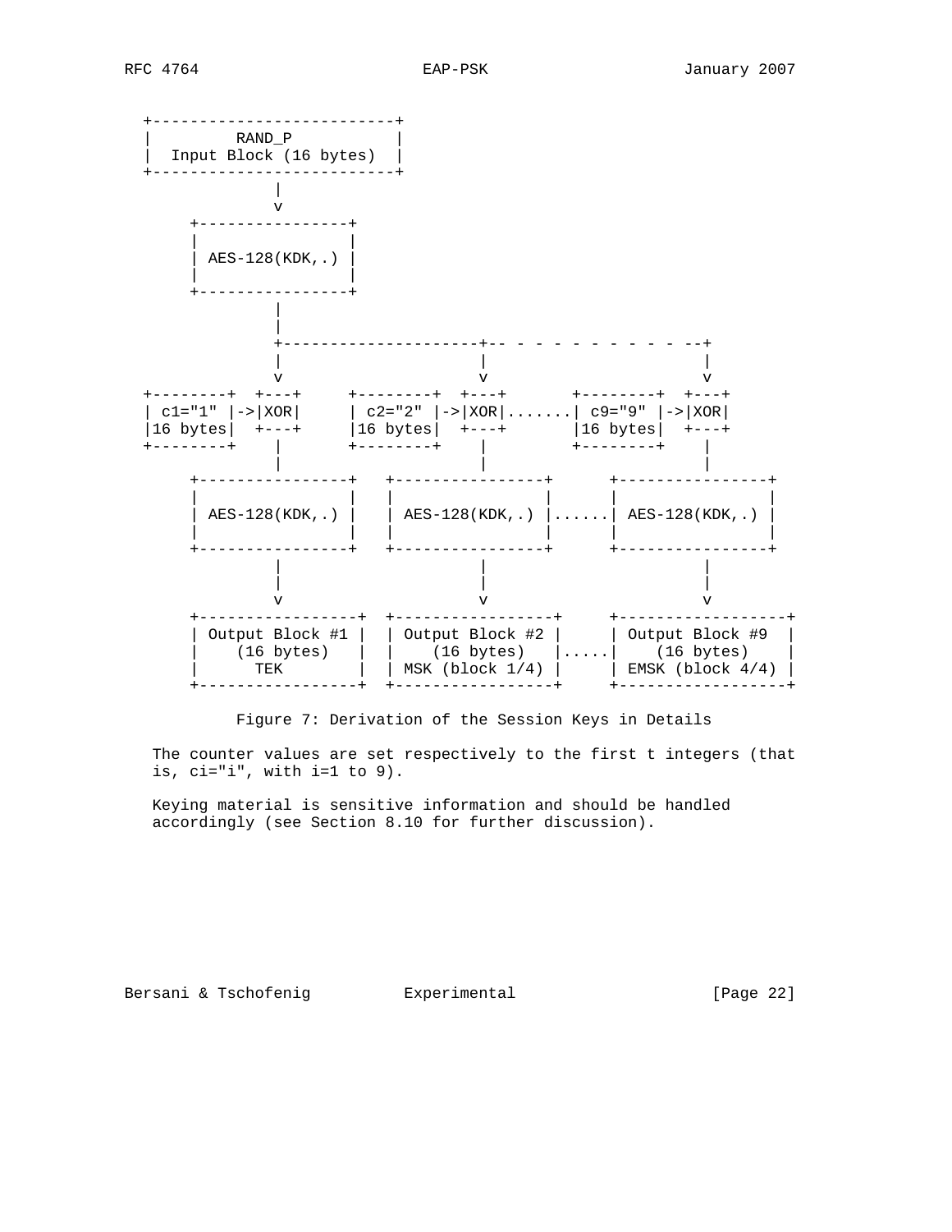```
  +--------------------------+
  |          RAND_P          |
  |  Input Block (16 bytes)  |
  +--------------------------+
               |
               v
       +----------------+
       |                |
       | AES-128(KDK,.) |
       |                |
       +----------------+
               |
               |
               +---------------------+-- - - - - - - - - - --+
               |                     |                       |
               v                     v                       v
  +--------+  +---+     +--------+  +---+       +--------+  +---+
  | c1="1" |->|XOR|     | c2="2" |->|XOR|.......| c9="9" |->|XOR|
  |16 bytes|  +---+     |16 bytes|  +---+       |16 bytes|  +---+
  +--------+    |       +--------+    |         +--------+    |
                |                     |                       |
       +----------------+   +----------------+      +----------------+
       |                |   |                |      |                |
       | AES-128(KDK,.) |   | AES-128(KDK,.) |......| AES-128(KDK,.) |
       |                |   |                |      |                |
       +----------------+   +----------------+      +----------------+
               |                     |                       |
               |                     |                       |
               v                     v                       v
       +-----------------+  +-----------------+     +------------------+
       | Output Block #1 |  | Output Block #2 |     | Output Block #9  |
       |    (16 bytes)   |  |    (16 bytes)   |.....|    (16 bytes)    |
       |       TEK       |  | MSK (block 1/4) |     | EMSK (block 4/4) |
       +-----------------+  +-----------------+     +------------------+
```

Figure 7: Derivation of the Session Keys in Details

The counter values are set respectively to the first t integers (that is, ci="i", with i=1 to 9).

Keying material is sensitive information and should be handled accordingly (see Section 8.10 for further discussion).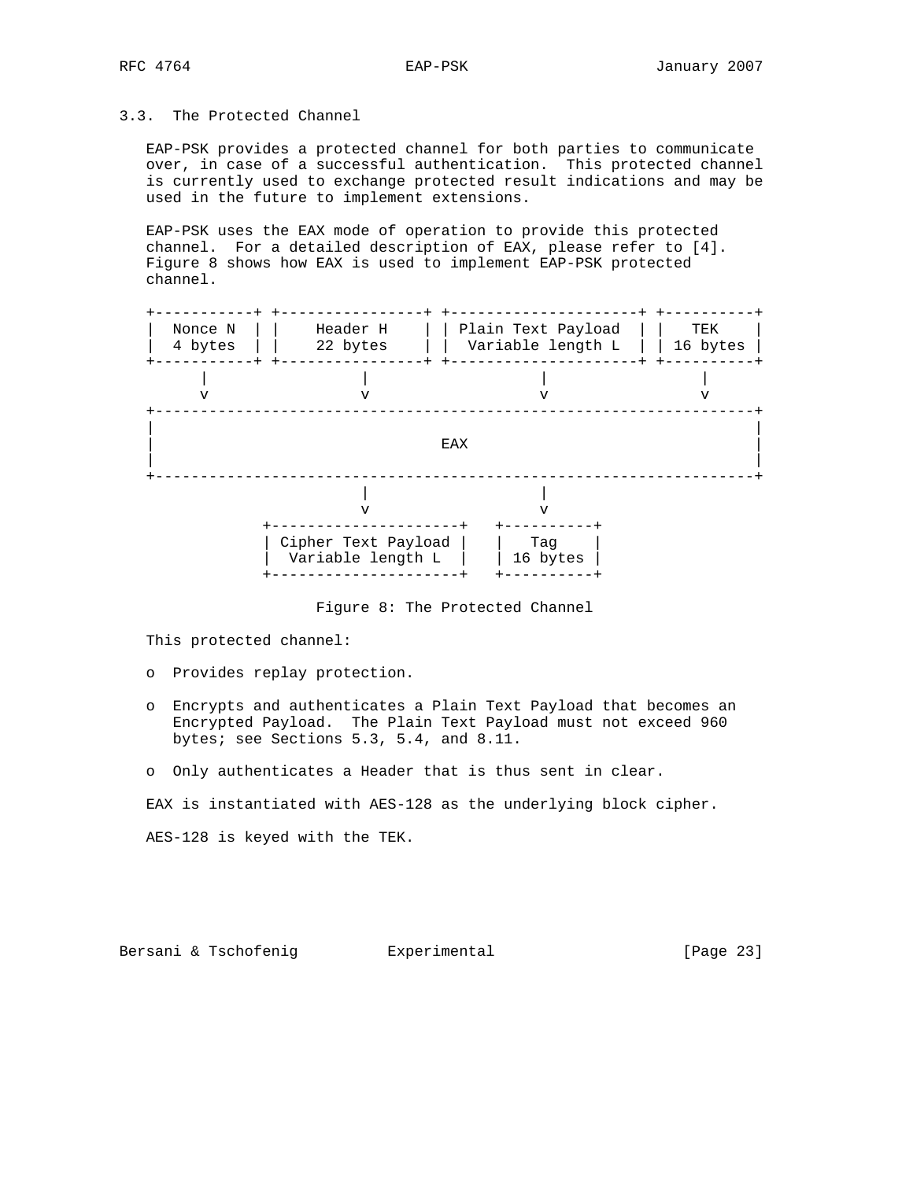### 3.3. The Protected Channel

EAP-PSK provides a protected channel for both parties to communicate over, in case of a successful authentication. This protected channel is currently used to exchange protected result indications and may be used in the future to implement extensions.

EAP-PSK uses the EAX mode of operation to provide this protected channel. For a detailed description of EAX, please refer to [4]. Figure 8 shows how EAX is used to implement EAP-PSK protected channel.

```
+-----------+ +----------------+ +---------------------+ +----------+
|  Nonce N  | |    Header H    | | Plain Text Payload  | |   TEK    |
|  4 bytes  | |    22 bytes    | |  Variable length L  | | 16 bytes |
+-----------+ +----------------+ +---------------------+ +----------+
      |               |                   |                  |
      v               v                   v                  v
+-------------------------------------------------------------------+
|                                                                   |
|                                EAX                                |
|                                                                   |
+-------------------------------------------------------------------+
                      |                   |
                      v                   v
             +---------------------+   +----------+
             | Cipher Text Payload |   |   Tag    |
             |  Variable length L  |   | 16 bytes |
             +---------------------+   +----------+
```

Figure 8: The Protected Channel

This protected channel:

- Provides replay protection.
- Encrypts and authenticates a Plain Text Payload that becomes an Encrypted Payload. The Plain Text Payload must not exceed 960 bytes; see Sections 5.3, 5.4, and 8.11.
- Only authenticates a Header that is thus sent in clear.

EAX is instantiated with AES-128 as the underlying block cipher.

AES-128 is keyed with the TEK.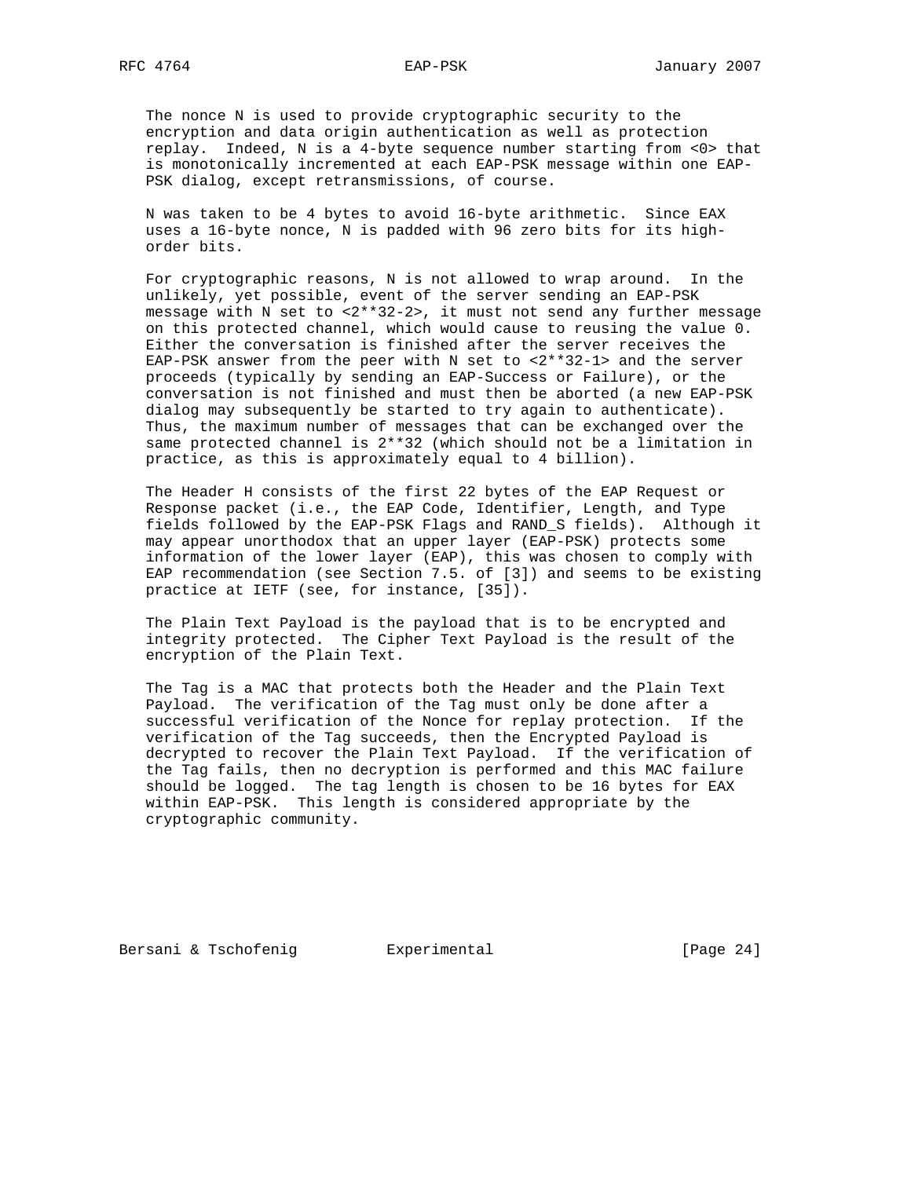The nonce N is used to provide cryptographic security to the encryption and data origin authentication as well as protection replay. Indeed, N is a 4-byte sequence number starting from <0> that is monotonically incremented at each EAP-PSK message within one EAP-PSK dialog, except retransmissions, of course.

N was taken to be 4 bytes to avoid 16-byte arithmetic. Since EAX uses a 16-byte nonce, N is padded with 96 zero bits for its high-order bits.

For cryptographic reasons, N is not allowed to wrap around. In the unlikely, yet possible, event of the server sending an EAP-PSK message with N set to <2**32-2>, it must not send any further message on this protected channel, which would cause to reusing the value 0. Either the conversation is finished after the server receives the EAP-PSK answer from the peer with N set to <2**32-1> and the server proceeds (typically by sending an EAP-Success or Failure), or the conversation is not finished and must then be aborted (a new EAP-PSK dialog may subsequently be started to try again to authenticate). Thus, the maximum number of messages that can be exchanged over the same protected channel is 2**32 (which should not be a limitation in practice, as this is approximately equal to 4 billion).

The Header H consists of the first 22 bytes of the EAP Request or Response packet (i.e., the EAP Code, Identifier, Length, and Type fields followed by the EAP-PSK Flags and RAND_S fields). Although it may appear unorthodox that an upper layer (EAP-PSK) protects some information of the lower layer (EAP), this was chosen to comply with EAP recommendation (see Section 7.5. of [3]) and seems to be existing practice at IETF (see, for instance, [35]).

The Plain Text Payload is the payload that is to be encrypted and integrity protected. The Cipher Text Payload is the result of the encryption of the Plain Text.

The Tag is a MAC that protects both the Header and the Plain Text Payload. The verification of the Tag must only be done after a successful verification of the Nonce for replay protection. If the verification of the Tag succeeds, then the Encrypted Payload is decrypted to recover the Plain Text Payload. If the verification of the Tag fails, then no decryption is performed and this MAC failure should be logged. The tag length is chosen to be 16 bytes for EAX within EAP-PSK. This length is considered appropriate by the cryptographic community.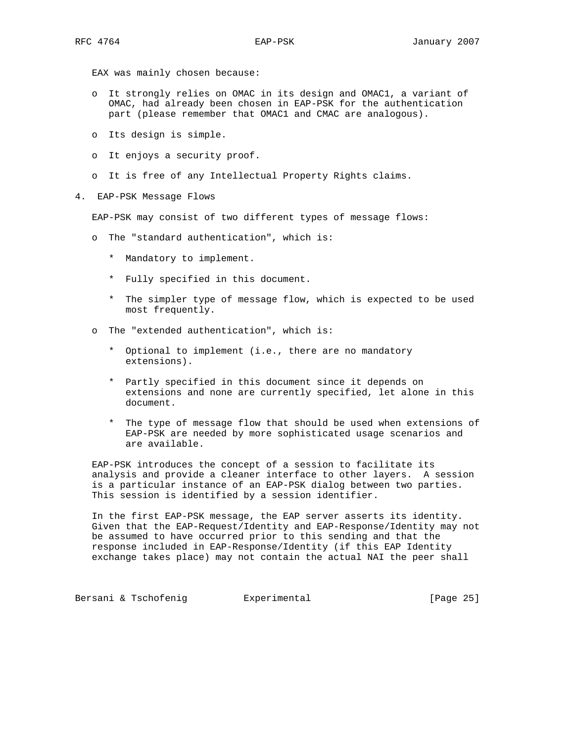EAX was mainly chosen because:

- It strongly relies on OMAC in its design and OMAC1, a variant of OMAC, had already been chosen in EAP-PSK for the authentication part (please remember that OMAC1 and CMAC are analogous).
- Its design is simple.
- It enjoys a security proof.
- It is free of any Intellectual Property Rights claims.

## 4. EAP-PSK Message Flows

EAP-PSK may consist of two different types of message flows:

- The "standard authentication", which is:
  - Mandatory to implement.
  - Fully specified in this document.
  - The simpler type of message flow, which is expected to be used most frequently.
- The "extended authentication", which is:
  - Optional to implement (i.e., there are no mandatory extensions).
  - Partly specified in this document since it depends on extensions and none are currently specified, let alone in this document.
  - The type of message flow that should be used when extensions of EAP-PSK are needed by more sophisticated usage scenarios and are available.

EAP-PSK introduces the concept of a session to facilitate its analysis and provide a cleaner interface to other layers. A session is a particular instance of an EAP-PSK dialog between two parties. This session is identified by a session identifier.

In the first EAP-PSK message, the EAP server asserts its identity. Given that the EAP-Request/Identity and EAP-Response/Identity may not be assumed to have occurred prior to this sending and that the response included in EAP-Response/Identity (if this EAP Identity exchange takes place) may not contain the actual NAI the peer shall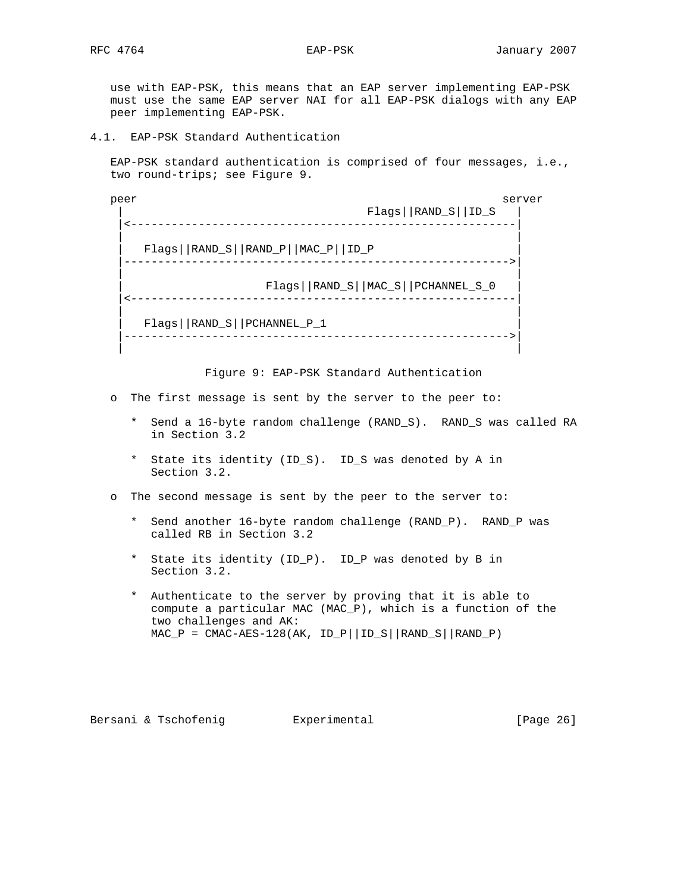use with EAP-PSK, this means that an EAP server implementing EAP-PSK must use the same EAP server NAI for all EAP-PSK dialogs with any EAP peer implementing EAP-PSK.

## 4.1. EAP-PSK Standard Authentication

EAP-PSK standard authentication is comprised of four messages, i.e., two round-trips; see Figure 9.

```
peer                                                    server
 |                                   Flags||RAND_S||ID_S   |
 |<--------------------------------------------------------|
 |                                                         |
 |   Flags||RAND_S||RAND_P||MAC_P||ID_P                    |
 |-------------------------------------------------------->|
 |                                                         |
 |                      Flags||RAND_S||MAC_S||PCHANNEL_S_0 |
 |<--------------------------------------------------------|
 |                                                         |
 |   Flags||RAND_S||PCHANNEL_P_1                           |
 |-------------------------------------------------------->|
 |                                                         |
```

Figure 9: EAP-PSK Standard Authentication

- The first message is sent by the server to the peer to:
  - Send a 16-byte random challenge (RAND_S). RAND_S was called RA in Section 3.2
  - State its identity (ID_S). ID_S was denoted by A in Section 3.2.
- The second message is sent by the peer to the server to:
  - Send another 16-byte random challenge (RAND_P). RAND_P was called RB in Section 3.2
  - State its identity (ID_P). ID_P was denoted by B in Section 3.2.
  - Authenticate to the server by proving that it is able to compute a particular MAC (MAC_P), which is a function of the two challenges and AK:
    MAC_P = CMAC-AES-128(AK, ID_P||ID_S||RAND_S||RAND_P)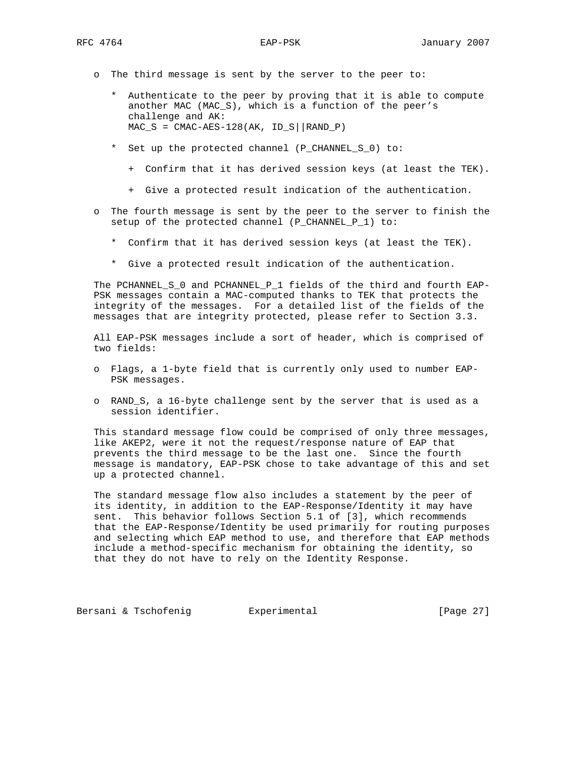- The third message is sent by the server to the peer to:

  - Authenticate to the peer by proving that it is able to compute another MAC (MAC_S), which is a function of the peer's challenge and AK:
    MAC_S = CMAC-AES-128(AK, ID_S||RAND_P)

  - Set up the protected channel (P_CHANNEL_S_0) to:

    + Confirm that it has derived session keys (at least the TEK).

    + Give a protected result indication of the authentication.

- The fourth message is sent by the peer to the server to finish the setup of the protected channel (P_CHANNEL_P_1) to:

  - Confirm that it has derived session keys (at least the TEK).

  - Give a protected result indication of the authentication.

The PCHANNEL_S_0 and PCHANNEL_P_1 fields of the third and fourth EAP-PSK messages contain a MAC-computed thanks to TEK that protects the integrity of the messages. For a detailed list of the fields of the messages that are integrity protected, please refer to Section 3.3.

All EAP-PSK messages include a sort of header, which is comprised of two fields:

- Flags, a 1-byte field that is currently only used to number EAP-PSK messages.

- RAND_S, a 16-byte challenge sent by the server that is used as a session identifier.

This standard message flow could be comprised of only three messages, like AKEP2, were it not the request/response nature of EAP that prevents the third message to be the last one. Since the fourth message is mandatory, EAP-PSK chose to take advantage of this and set up a protected channel.

The standard message flow also includes a statement by the peer of its identity, in addition to the EAP-Response/Identity it may have sent. This behavior follows Section 5.1 of [3], which recommends that the EAP-Response/Identity be used primarily for routing purposes and selecting which EAP method to use, and therefore that EAP methods include a method-specific mechanism for obtaining the identity, so that they do not have to rely on the Identity Response.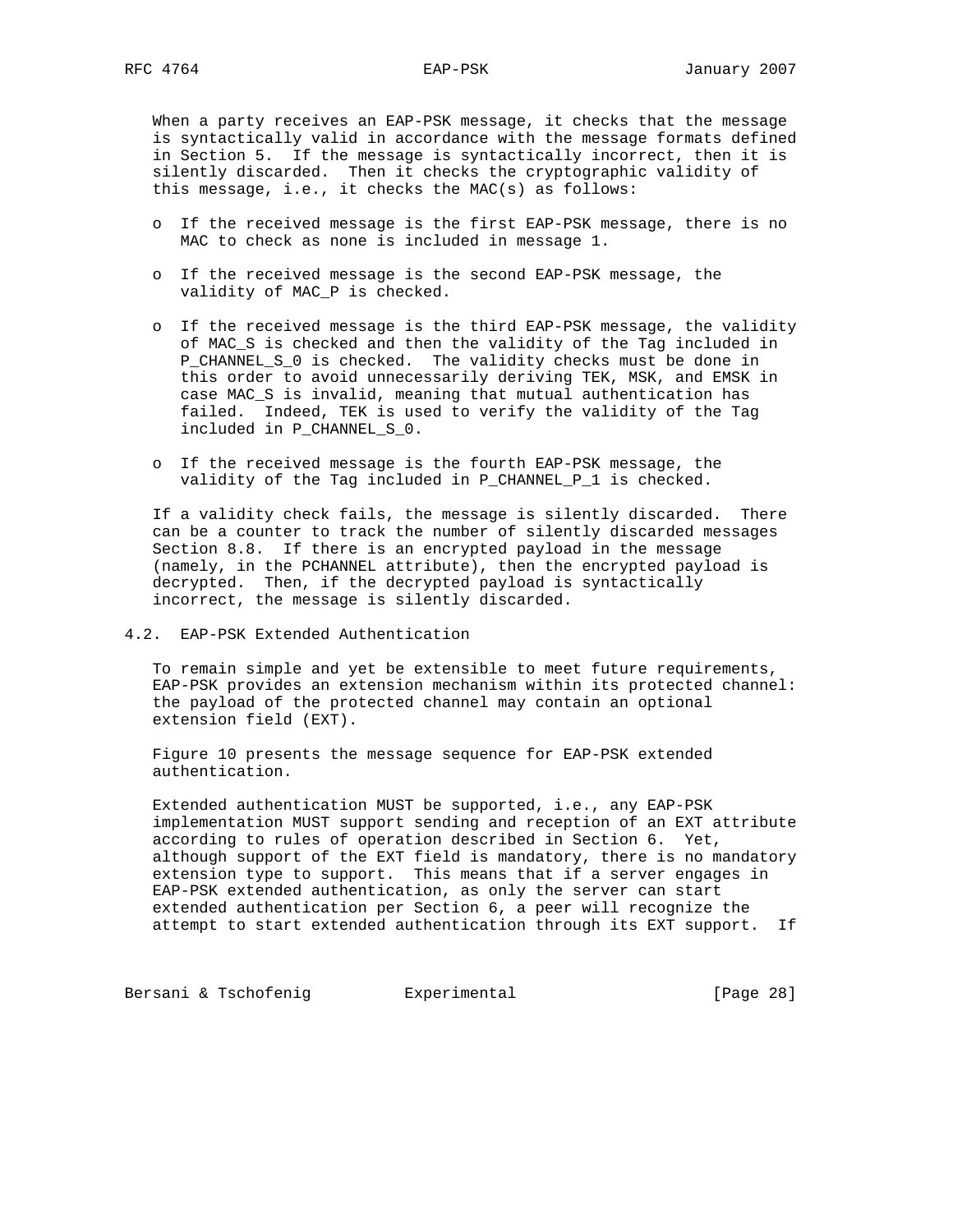When a party receives an EAP-PSK message, it checks that the message is syntactically valid in accordance with the message formats defined in Section 5. If the message is syntactically incorrect, then it is silently discarded. Then it checks the cryptographic validity of this message, i.e., it checks the MAC(s) as follows:

- If the received message is the first EAP-PSK message, there is no MAC to check as none is included in message 1.
- If the received message is the second EAP-PSK message, the validity of MAC_P is checked.
- If the received message is the third EAP-PSK message, the validity of MAC_S is checked and then the validity of the Tag included in P_CHANNEL_S_0 is checked. The validity checks must be done in this order to avoid unnecessarily deriving TEK, MSK, and EMSK in case MAC_S is invalid, meaning that mutual authentication has failed. Indeed, TEK is used to verify the validity of the Tag included in P_CHANNEL_S_0.
- If the received message is the fourth EAP-PSK message, the validity of the Tag included in P_CHANNEL_P_1 is checked.

If a validity check fails, the message is silently discarded. There can be a counter to track the number of silently discarded messages Section 8.8. If there is an encrypted payload in the message (namely, in the PCHANNEL attribute), then the encrypted payload is decrypted. Then, if the decrypted payload is syntactically incorrect, the message is silently discarded.

## 4.2. EAP-PSK Extended Authentication

To remain simple and yet be extensible to meet future requirements, EAP-PSK provides an extension mechanism within its protected channel: the payload of the protected channel may contain an optional extension field (EXT).

Figure 10 presents the message sequence for EAP-PSK extended authentication.

Extended authentication MUST be supported, i.e., any EAP-PSK implementation MUST support sending and reception of an EXT attribute according to rules of operation described in Section 6. Yet, although support of the EXT field is mandatory, there is no mandatory extension type to support. This means that if a server engages in EAP-PSK extended authentication, as only the server can start extended authentication per Section 6, a peer will recognize the attempt to start extended authentication through its EXT support. If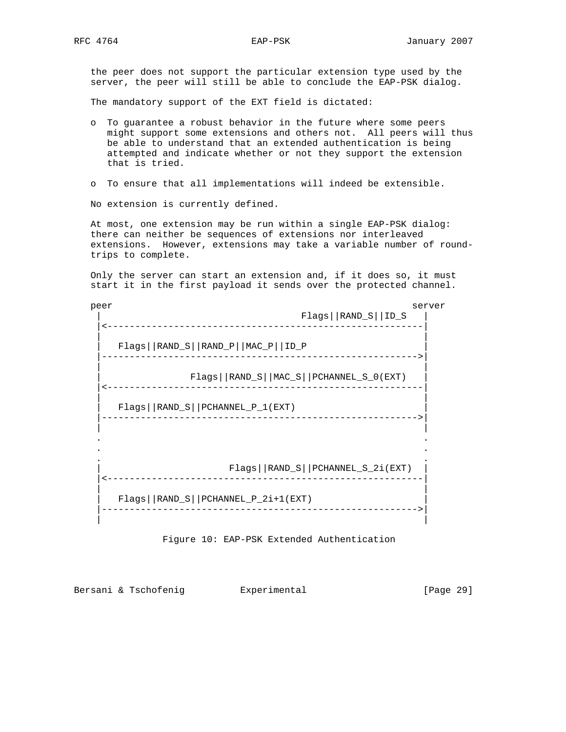the peer does not support the particular extension type used by the server, the peer will still be able to conclude the EAP-PSK dialog.

The mandatory support of the EXT field is dictated:

- To guarantee a robust behavior in the future where some peers might support some extensions and others not. All peers will thus be able to understand that an extended authentication is being attempted and indicate whether or not they support the extension that is tried.

- To ensure that all implementations will indeed be extensible.

No extension is currently defined.

At most, one extension may be run within a single EAP-PSK dialog: there can neither be sequences of extensions nor interleaved extensions. However, extensions may take a variable number of round-trips to complete.

Only the server can start an extension and, if it does so, it must start it in the first payload it sends over the protected channel.

```
peer                                                       server
 |                                    Flags||RAND_S||ID_S   |
 |<---------------------------------------------------------|
 |                                                          |
 |   Flags||RAND_S||RAND_P||MAC_P||ID_P                     |
 |--------------------------------------------------------->|
 |                                                          |
 |                Flags||RAND_S||MAC_S||PCHANNEL_S_0(EXT)   |
 |<---------------------------------------------------------|
 |                                                          |
 |   Flags||RAND_S||PCHANNEL_P_1(EXT)                       |
 |--------------------------------------------------------->|
 |                                                          |
 .                                                          .
 .                                                          .
 .                                                          .
 |                       Flags||RAND_S||PCHANNEL_S_2i(EXT)  |
 |<---------------------------------------------------------|
 |                                                          |
 |   Flags||RAND_S||PCHANNEL_P_2i+1(EXT)                    |
 |--------------------------------------------------------->|
 |                                                          |
```

Figure 10: EAP-PSK Extended Authentication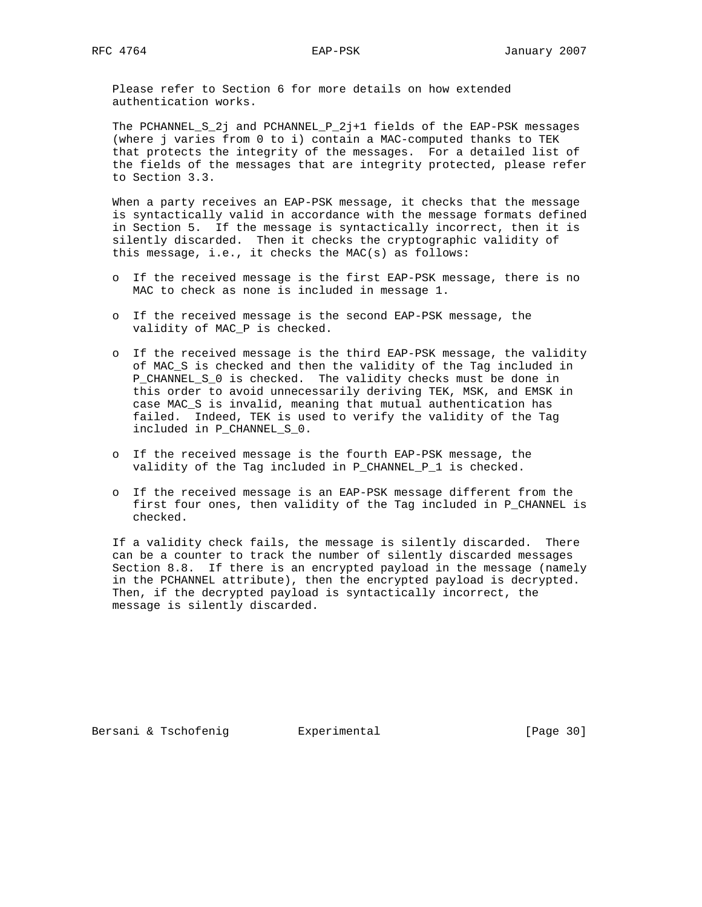Please refer to Section 6 for more details on how extended authentication works.

The PCHANNEL_S_2j and PCHANNEL_P_2j+1 fields of the EAP-PSK messages (where j varies from 0 to i) contain a MAC-computed thanks to TEK that protects the integrity of the messages. For a detailed list of the fields of the messages that are integrity protected, please refer to Section 3.3.

When a party receives an EAP-PSK message, it checks that the message is syntactically valid in accordance with the message formats defined in Section 5. If the message is syntactically incorrect, then it is silently discarded. Then it checks the cryptographic validity of this message, i.e., it checks the MAC(s) as follows:

- If the received message is the first EAP-PSK message, there is no MAC to check as none is included in message 1.
- If the received message is the second EAP-PSK message, the validity of MAC_P is checked.
- If the received message is the third EAP-PSK message, the validity of MAC_S is checked and then the validity of the Tag included in P_CHANNEL_S_0 is checked. The validity checks must be done in this order to avoid unnecessarily deriving TEK, MSK, and EMSK in case MAC_S is invalid, meaning that mutual authentication has failed. Indeed, TEK is used to verify the validity of the Tag included in P_CHANNEL_S_0.
- If the received message is the fourth EAP-PSK message, the validity of the Tag included in P_CHANNEL_P_1 is checked.
- If the received message is an EAP-PSK message different from the first four ones, then validity of the Tag included in P_CHANNEL is checked.

If a validity check fails, the message is silently discarded. There can be a counter to track the number of silently discarded messages Section 8.8. If there is an encrypted payload in the message (namely in the PCHANNEL attribute), then the encrypted payload is decrypted. Then, if the decrypted payload is syntactically incorrect, the message is silently discarded.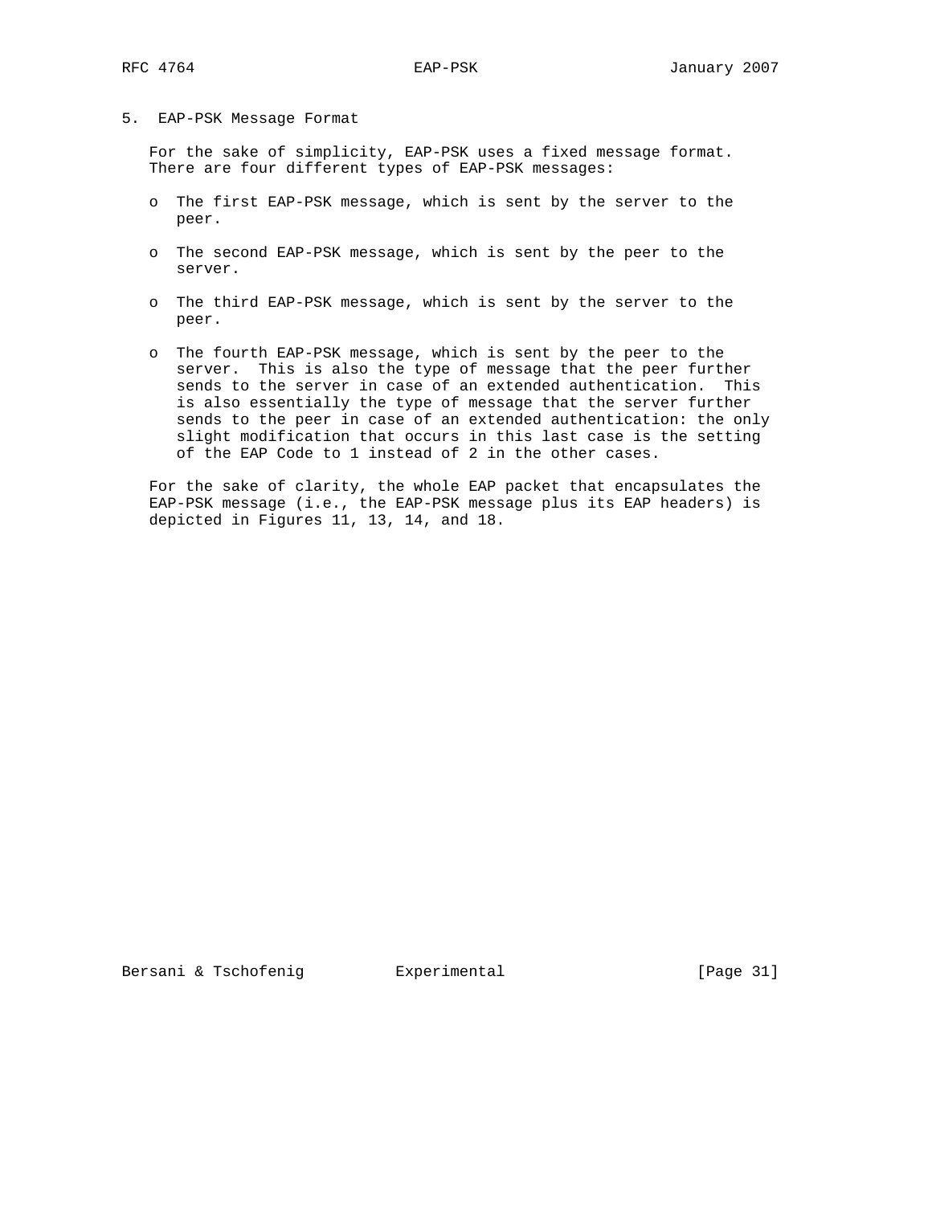# 5. EAP-PSK Message Format

For the sake of simplicity, EAP-PSK uses a fixed message format. There are four different types of EAP-PSK messages:

- The first EAP-PSK message, which is sent by the server to the peer.
- The second EAP-PSK message, which is sent by the peer to the server.
- The third EAP-PSK message, which is sent by the server to the peer.
- The fourth EAP-PSK message, which is sent by the peer to the server. This is also the type of message that the peer further sends to the server in case of an extended authentication. This is also essentially the type of message that the server further sends to the peer in case of an extended authentication: the only slight modification that occurs in this last case is the setting of the EAP Code to 1 instead of 2 in the other cases.

For the sake of clarity, the whole EAP packet that encapsulates the EAP-PSK message (i.e., the EAP-PSK message plus its EAP headers) is depicted in Figures 11, 13, 14, and 18.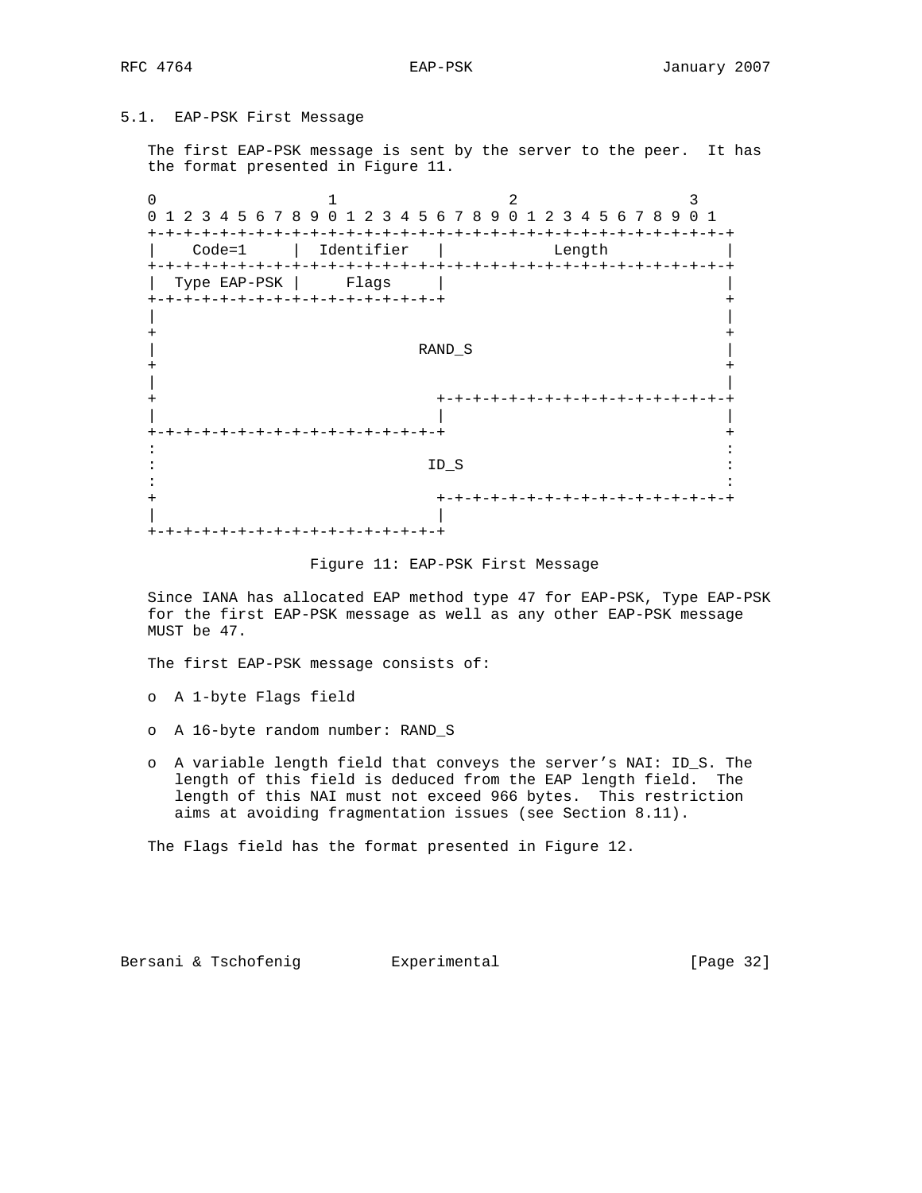### 5.1. EAP-PSK First Message

The first EAP-PSK message is sent by the server to the peer. It has the format presented in Figure 11.

```
 0                   1                   2                   3
 0 1 2 3 4 5 6 7 8 9 0 1 2 3 4 5 6 7 8 9 0 1 2 3 4 5 6 7 8 9 0 1
+-+-+-+-+-+-+-+-+-+-+-+-+-+-+-+-+-+-+-+-+-+-+-+-+-+-+-+-+-+-+-+-+
|    Code=1     |  Identifier   |            Length             |
+-+-+-+-+-+-+-+-+-+-+-+-+-+-+-+-+-+-+-+-+-+-+-+-+-+-+-+-+-+-+-+-+
|  Type EAP-PSK |     Flags     |                               |
+-+-+-+-+-+-+-+-+-+-+-+-+-+-+-+-+                               +
|                                                               |
+                                                               +
|                             RAND_S                            |
+                                                               +
|                                                               |
+                               +-+-+-+-+-+-+-+-+-+-+-+-+-+-+-+-+
|                               |                               |
+-+-+-+-+-+-+-+-+-+-+-+-+-+-+-+-+                               +
:                                                               :
:                              ID_S                             :
:                                                               :
+                               +-+-+-+-+-+-+-+-+-+-+-+-+-+-+-+-+
|                               |
+-+-+-+-+-+-+-+-+-+-+-+-+-+-+-+-+
```

Figure 11: EAP-PSK First Message

Since IANA has allocated EAP method type 47 for EAP-PSK, Type EAP-PSK for the first EAP-PSK message as well as any other EAP-PSK message MUST be 47.

The first EAP-PSK message consists of:

- A 1-byte Flags field
- A 16-byte random number: RAND_S
- A variable length field that conveys the server's NAI: ID_S. The length of this field is deduced from the EAP length field. The length of this NAI must not exceed 966 bytes. This restriction aims at avoiding fragmentation issues (see Section 8.11).

The Flags field has the format presented in Figure 12.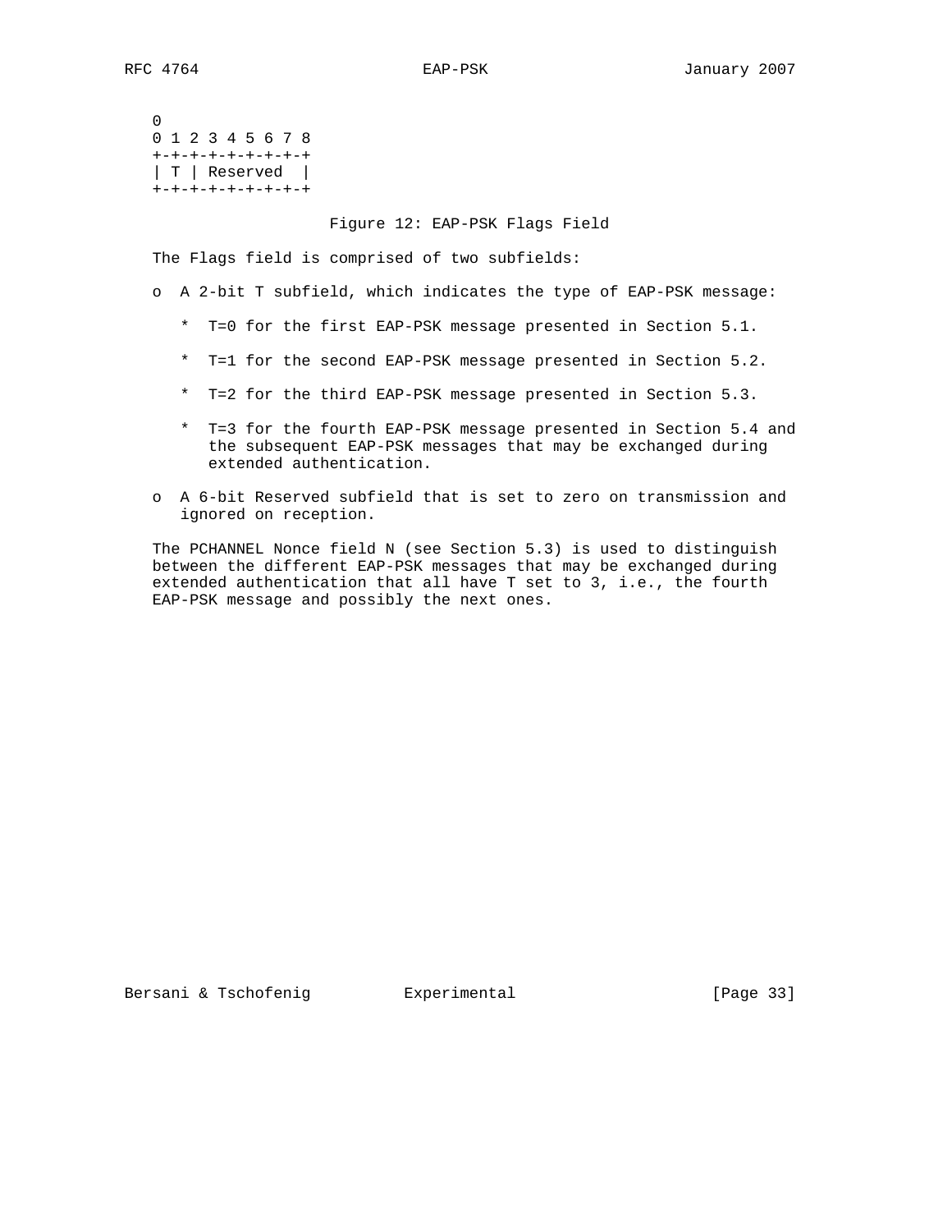```
 0
 0 1 2 3 4 5 6 7 8
 +-+-+-+-+-+-+-+-+
 | T | Reserved  |
 +-+-+-+-+-+-+-+-+
```

Figure 12: EAP-PSK Flags Field

The Flags field is comprised of two subfields:

- A 2-bit T subfield, which indicates the type of EAP-PSK message:
    - T=0 for the first EAP-PSK message presented in Section 5.1.
    - T=1 for the second EAP-PSK message presented in Section 5.2.
    - T=2 for the third EAP-PSK message presented in Section 5.3.
    - T=3 for the fourth EAP-PSK message presented in Section 5.4 and the subsequent EAP-PSK messages that may be exchanged during extended authentication.
- A 6-bit Reserved subfield that is set to zero on transmission and ignored on reception.

The PCHANNEL Nonce field N (see Section 5.3) is used to distinguish between the different EAP-PSK messages that may be exchanged during extended authentication that all have T set to 3, i.e., the fourth EAP-PSK message and possibly the next ones.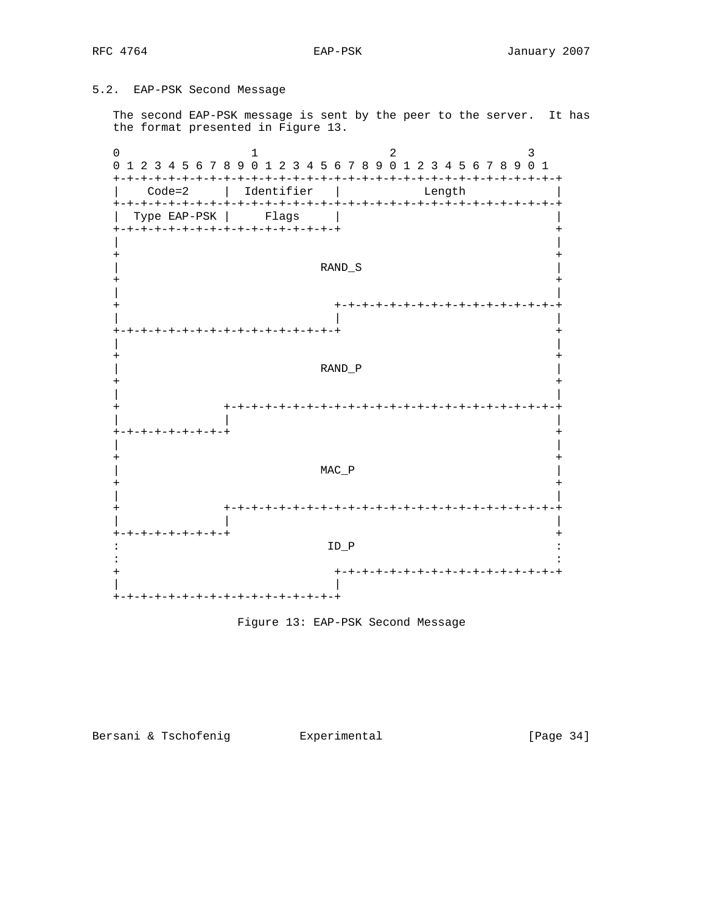### 5.2. EAP-PSK Second Message

The second EAP-PSK message is sent by the peer to the server. It has the format presented in Figure 13.

```
 0                   1                   2                   3
 0 1 2 3 4 5 6 7 8 9 0 1 2 3 4 5 6 7 8 9 0 1 2 3 4 5 6 7 8 9 0 1
+-+-+-+-+-+-+-+-+-+-+-+-+-+-+-+-+-+-+-+-+-+-+-+-+-+-+-+-+-+-+-+-+
|    Code=2     |  Identifier   |            Length             |
+-+-+-+-+-+-+-+-+-+-+-+-+-+-+-+-+-+-+-+-+-+-+-+-+-+-+-+-+-+-+-+-+
| Type EAP-PSK |     Flags      |                               |
+-+-+-+-+-+-+-+-+-+-+-+-+-+-+-+-+                               +
|                                                               |
+                                                               +
|                            RAND_S                             |
+                                                               +
|                                                               |
+                               +-+-+-+-+-+-+-+-+-+-+-+-+-+-+-+-+
|                               |                               |
+-+-+-+-+-+-+-+-+-+-+-+-+-+-+-+-+                               +
|                                                               |
+                                                               +
|                            RAND_P                             |
+                                                               +
|                                                               |
+               +-+-+-+-+-+-+-+-+-+-+-+-+-+-+-+-+-+-+-+-+-+-+-+-+
|               |                                               |
+-+-+-+-+-+-+-+-+                                               +
|                                                               |
+                                                               +
|                            MAC_P                              |
+                                                               +
|                                                               |
+               +-+-+-+-+-+-+-+-+-+-+-+-+-+-+-+-+-+-+-+-+-+-+-+-+
|               |                                               |
+-+-+-+-+-+-+-+-+                                               +
:                             ID_P                              :
:                                                               :
+                               +-+-+-+-+-+-+-+-+-+-+-+-+-+-+-+-+
|                               |
+-+-+-+-+-+-+-+-+-+-+-+-+-+-+-+-+
```

Figure 13: EAP-PSK Second Message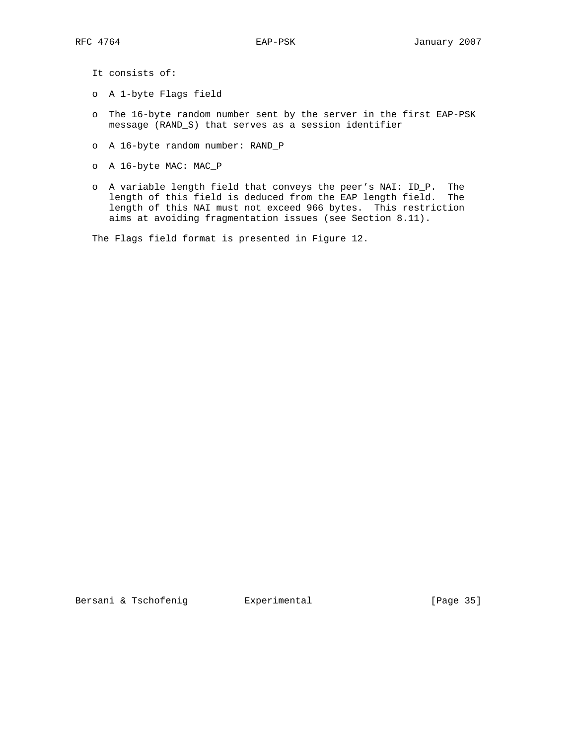It consists of:

- A 1-byte Flags field
- The 16-byte random number sent by the server in the first EAP-PSK message (RAND_S) that serves as a session identifier
- A 16-byte random number: RAND_P
- A 16-byte MAC: MAC_P
- A variable length field that conveys the peer's NAI: ID_P. The length of this field is deduced from the EAP length field. The length of this NAI must not exceed 966 bytes. This restriction aims at avoiding fragmentation issues (see Section 8.11).

The Flags field format is presented in Figure 12.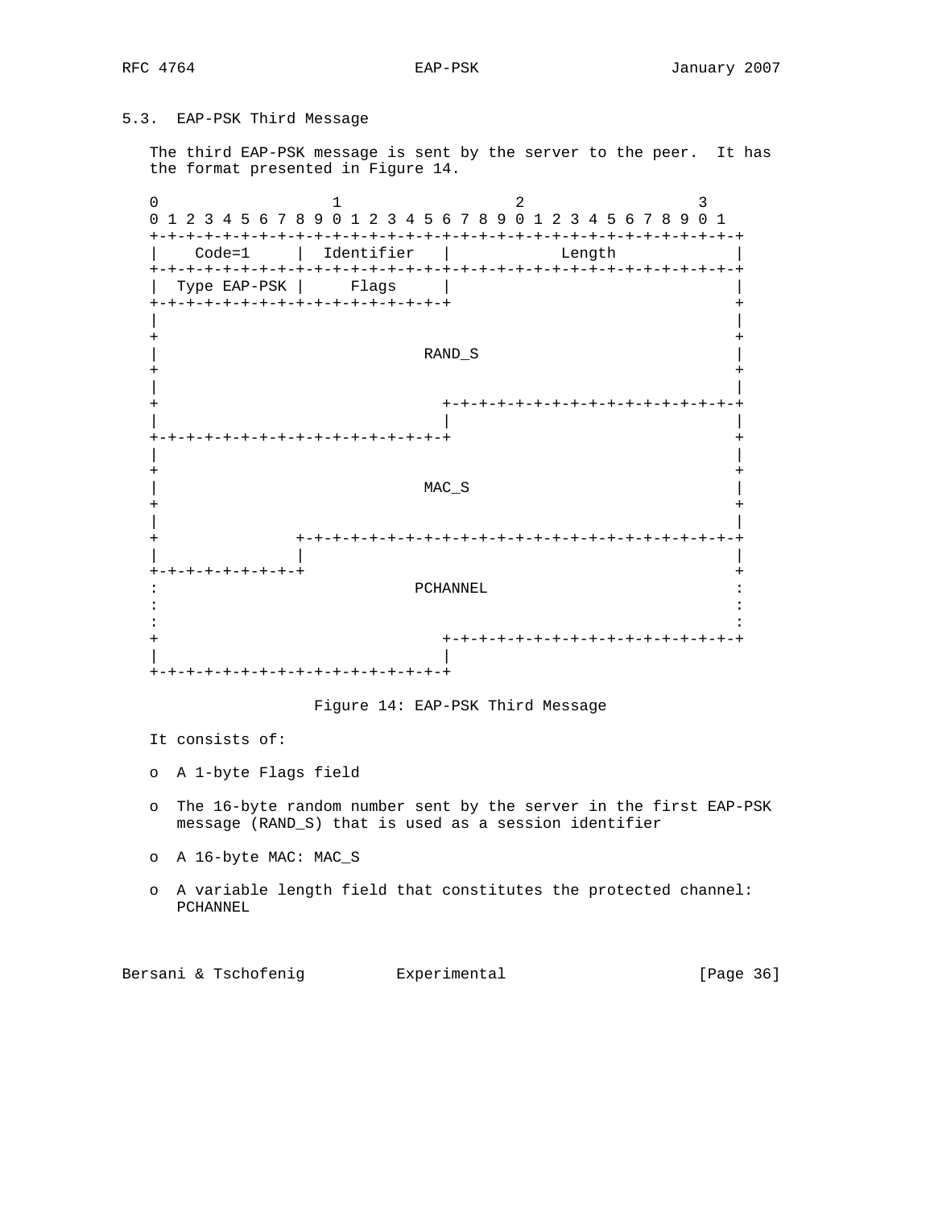### 5.3. EAP-PSK Third Message

The third EAP-PSK message is sent by the server to the peer. It has the format presented in Figure 14.

```
 0                   1                   2                   3
 0 1 2 3 4 5 6 7 8 9 0 1 2 3 4 5 6 7 8 9 0 1 2 3 4 5 6 7 8 9 0 1
+-+-+-+-+-+-+-+-+-+-+-+-+-+-+-+-+-+-+-+-+-+-+-+-+-+-+-+-+-+-+-+-+
|    Code=1     |  Identifier   |            Length             |
+-+-+-+-+-+-+-+-+-+-+-+-+-+-+-+-+-+-+-+-+-+-+-+-+-+-+-+-+-+-+-+-+
|  Type EAP-PSK |     Flags     |                               |
+-+-+-+-+-+-+-+-+-+-+-+-+-+-+-+-+                               +
|                                                               |
+                                                               +
|                             RAND_S                            |
+                                                               +
|                                                               |
+                               +-+-+-+-+-+-+-+-+-+-+-+-+-+-+-+-+
|                               |                               |
+-+-+-+-+-+-+-+-+-+-+-+-+-+-+-+-+                               +
|                                                               |
+                                                               +
|                             MAC_S                             |
+                                                               +
|                                                               |
+               +-+-+-+-+-+-+-+-+-+-+-+-+-+-+-+-+-+-+-+-+-+-+-+-+
|               |                                               |
+-+-+-+-+-+-+-+-+                                               +
:                            PCHANNEL                           :
:                                                               :
:                                                               :
+                               +-+-+-+-+-+-+-+-+-+-+-+-+-+-+-+-+
|                               |
+-+-+-+-+-+-+-+-+-+-+-+-+-+-+-+-+
```

Figure 14: EAP-PSK Third Message

It consists of:

- A 1-byte Flags field
- The 16-byte random number sent by the server in the first EAP-PSK message (RAND_S) that is used as a session identifier
- A 16-byte MAC: MAC_S
- A variable length field that constitutes the protected channel: PCHANNEL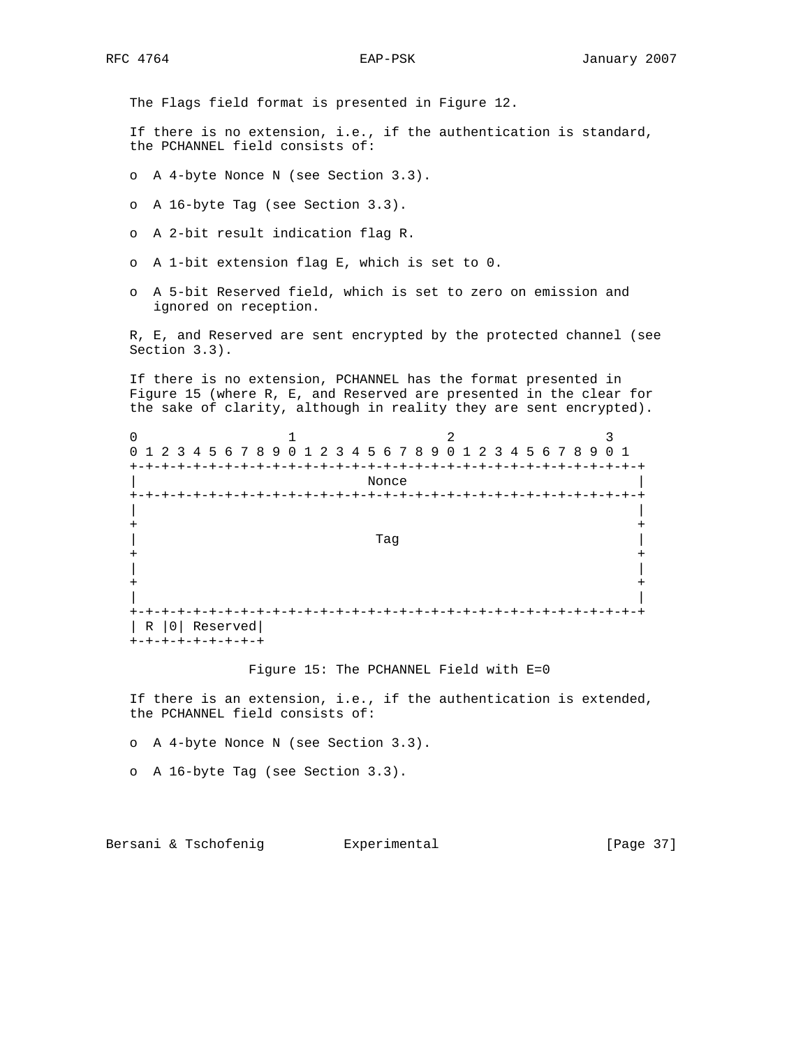The Flags field format is presented in Figure 12.

If there is no extension, i.e., if the authentication is standard, the PCHANNEL field consists of:

- A 4-byte Nonce N (see Section 3.3).
- A 16-byte Tag (see Section 3.3).
- A 2-bit result indication flag R.
- A 1-bit extension flag E, which is set to 0.
- A 5-bit Reserved field, which is set to zero on emission and ignored on reception.

R, E, and Reserved are sent encrypted by the protected channel (see Section 3.3).

If there is no extension, PCHANNEL has the format presented in Figure 15 (where R, E, and Reserved are presented in the clear for the sake of clarity, although in reality they are sent encrypted).

```
 0                   1                   2                   3
 0 1 2 3 4 5 6 7 8 9 0 1 2 3 4 5 6 7 8 9 0 1 2 3 4 5 6 7 8 9 0 1
+-+-+-+-+-+-+-+-+-+-+-+-+-+-+-+-+-+-+-+-+-+-+-+-+-+-+-+-+-+-+-+-+
|                             Nonce                             |
+-+-+-+-+-+-+-+-+-+-+-+-+-+-+-+-+-+-+-+-+-+-+-+-+-+-+-+-+-+-+-+-+
|                                                               |
+                                                               +
|                              Tag                              |
+                                                               +
|                                                               |
+                                                               +
|                                                               |
+-+-+-+-+-+-+-+-+-+-+-+-+-+-+-+-+-+-+-+-+-+-+-+-+-+-+-+-+-+-+-+-+
| R |0| Reserved|
+-+-+-+-+-+-+-+-+
```

Figure 15: The PCHANNEL Field with E=0

If there is an extension, i.e., if the authentication is extended, the PCHANNEL field consists of:

- A 4-byte Nonce N (see Section 3.3).
- A 16-byte Tag (see Section 3.3).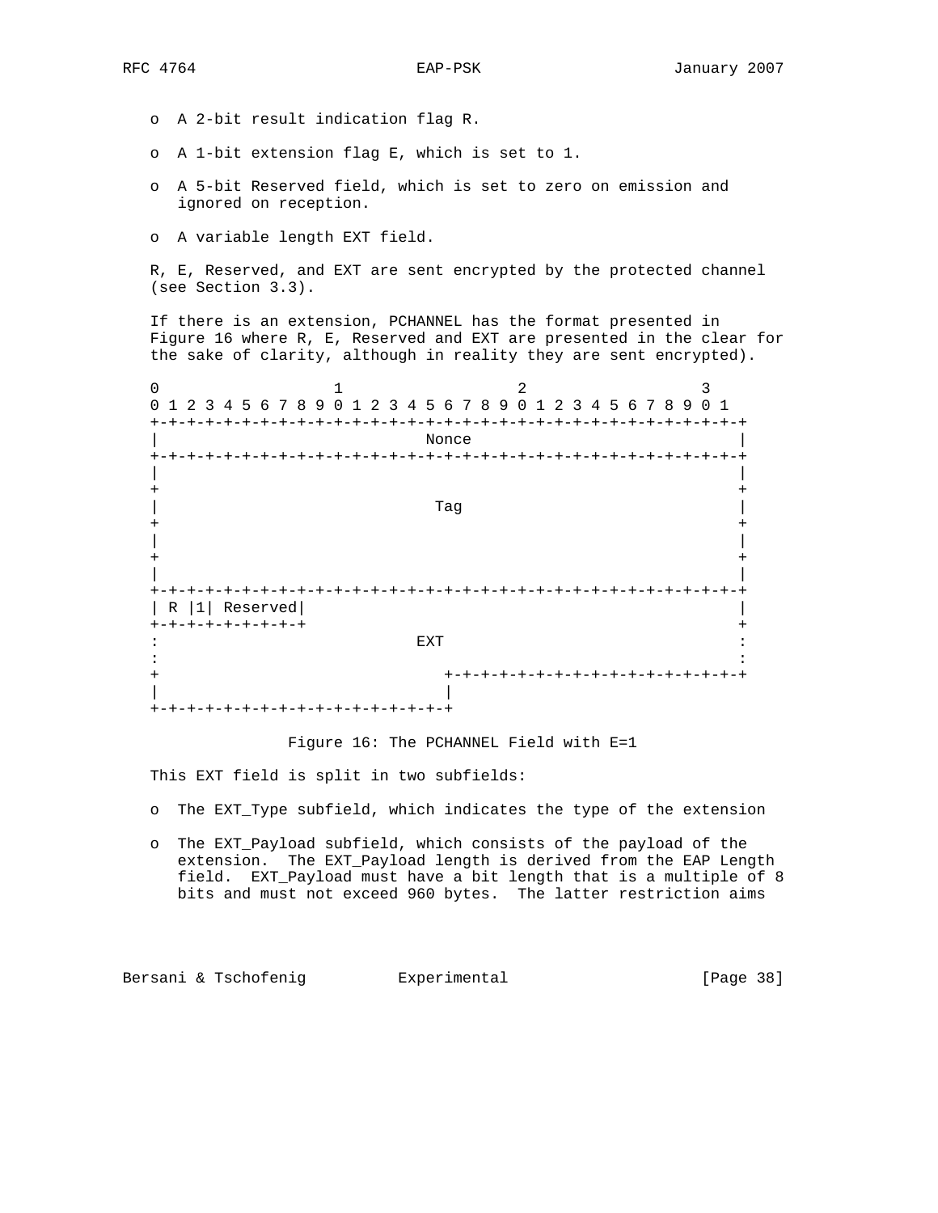o  A 2-bit result indication flag R.

o  A 1-bit extension flag E, which is set to 1.

o  A 5-bit Reserved field, which is set to zero on emission and ignored on reception.

o  A variable length EXT field.

R, E, Reserved, and EXT are sent encrypted by the protected channel (see Section 3.3).

If there is an extension, PCHANNEL has the format presented in Figure 16 where R, E, Reserved and EXT are presented in the clear for the sake of clarity, although in reality they are sent encrypted).

```
 0                   1                   2                   3
 0 1 2 3 4 5 6 7 8 9 0 1 2 3 4 5 6 7 8 9 0 1 2 3 4 5 6 7 8 9 0 1
+-+-+-+-+-+-+-+-+-+-+-+-+-+-+-+-+-+-+-+-+-+-+-+-+-+-+-+-+-+-+-+-+
|                             Nonce                             |
+-+-+-+-+-+-+-+-+-+-+-+-+-+-+-+-+-+-+-+-+-+-+-+-+-+-+-+-+-+-+-+-+
|                                                               |
+                                                               +
|                              Tag                              |
+                                                               +
|                                                               |
+                                                               +
|                                                               |
+-+-+-+-+-+-+-+-+-+-+-+-+-+-+-+-+-+-+-+-+-+-+-+-+-+-+-+-+-+-+-+-+
| R |1| Reserved|                                               |
+-+-+-+-+-+-+-+-+                                               +
:                             EXT                               :
:                                                               :
+                               +-+-+-+-+-+-+-+-+-+-+-+-+-+-+-+-+
|                               |
+-+-+-+-+-+-+-+-+-+-+-+-+-+-+-+-+
```

Figure 16: The PCHANNEL Field with E=1

This EXT field is split in two subfields:

o  The EXT_Type subfield, which indicates the type of the extension

o  The EXT_Payload subfield, which consists of the payload of the extension. The EXT_Payload length is derived from the EAP Length field. EXT_Payload must have a bit length that is a multiple of 8 bits and must not exceed 960 bytes. The latter restriction aims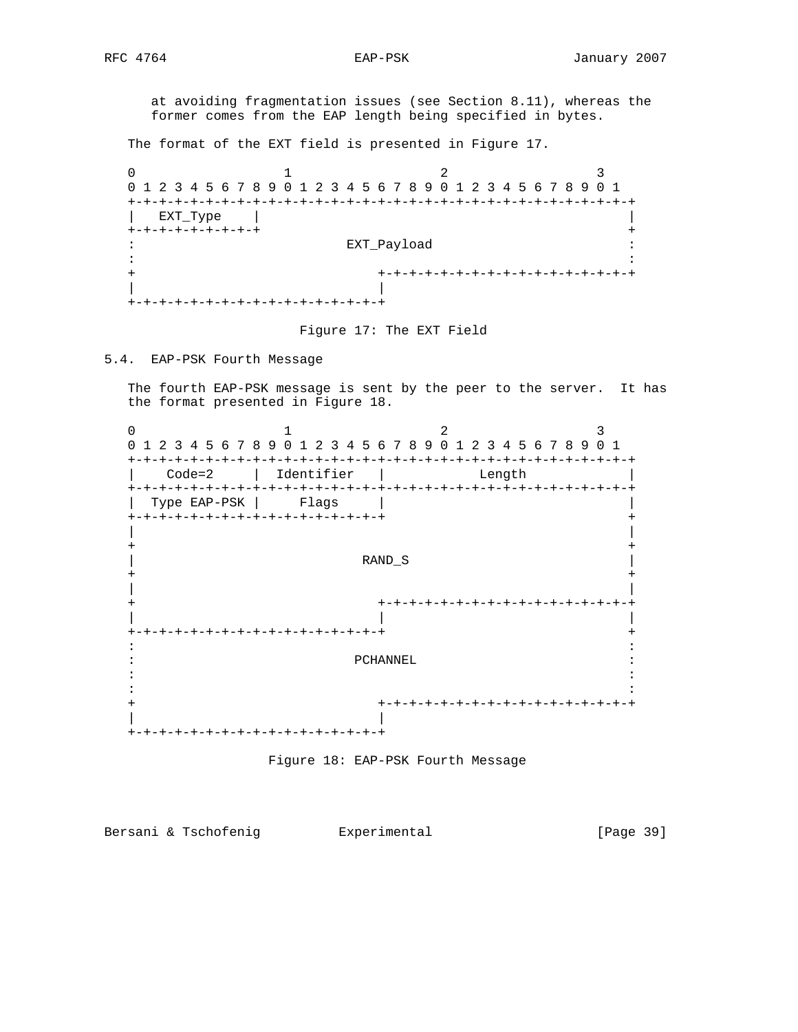at avoiding fragmentation issues (see Section 8.11), whereas the former comes from the EAP length being specified in bytes.

The format of the EXT field is presented in Figure 17.

```
 0                   1                   2                   3
 0 1 2 3 4 5 6 7 8 9 0 1 2 3 4 5 6 7 8 9 0 1 2 3 4 5 6 7 8 9 0 1
+-+-+-+-+-+-+-+-+-+-+-+-+-+-+-+-+-+-+-+-+-+-+-+-+-+-+-+-+-+-+-+-+
|   EXT_Type    |                                               |
+-+-+-+-+-+-+-+-+                                               +
:                           EXT_Payload                         :
:                                                               :
+                               +-+-+-+-+-+-+-+-+-+-+-+-+-+-+-+-+
|                               |
+-+-+-+-+-+-+-+-+-+-+-+-+-+-+-+-+
```

Figure 17: The EXT Field

## 5.4. EAP-PSK Fourth Message

The fourth EAP-PSK message is sent by the peer to the server. It has the format presented in Figure 18.

```
 0                   1                   2                   3
 0 1 2 3 4 5 6 7 8 9 0 1 2 3 4 5 6 7 8 9 0 1 2 3 4 5 6 7 8 9 0 1
+-+-+-+-+-+-+-+-+-+-+-+-+-+-+-+-+-+-+-+-+-+-+-+-+-+-+-+-+-+-+-+-+
|    Code=2     |  Identifier   |            Length             |
+-+-+-+-+-+-+-+-+-+-+-+-+-+-+-+-+-+-+-+-+-+-+-+-+-+-+-+-+-+-+-+-+
|  Type EAP-PSK |     Flags     |                               |
+-+-+-+-+-+-+-+-+-+-+-+-+-+-+-+-+                               +
|                                                               |
+                                                               +
|                             RAND_S                            |
+                                                               +
|                                                               |
+                               +-+-+-+-+-+-+-+-+-+-+-+-+-+-+-+-+
|                               |                               |
+-+-+-+-+-+-+-+-+-+-+-+-+-+-+-+-+                               +
:                                                               :
:                            PCHANNEL                           :
:                                                               :
:                                                               :
+                               +-+-+-+-+-+-+-+-+-+-+-+-+-+-+-+-+
|                               |
+-+-+-+-+-+-+-+-+-+-+-+-+-+-+-+-+
```

Figure 18: EAP-PSK Fourth Message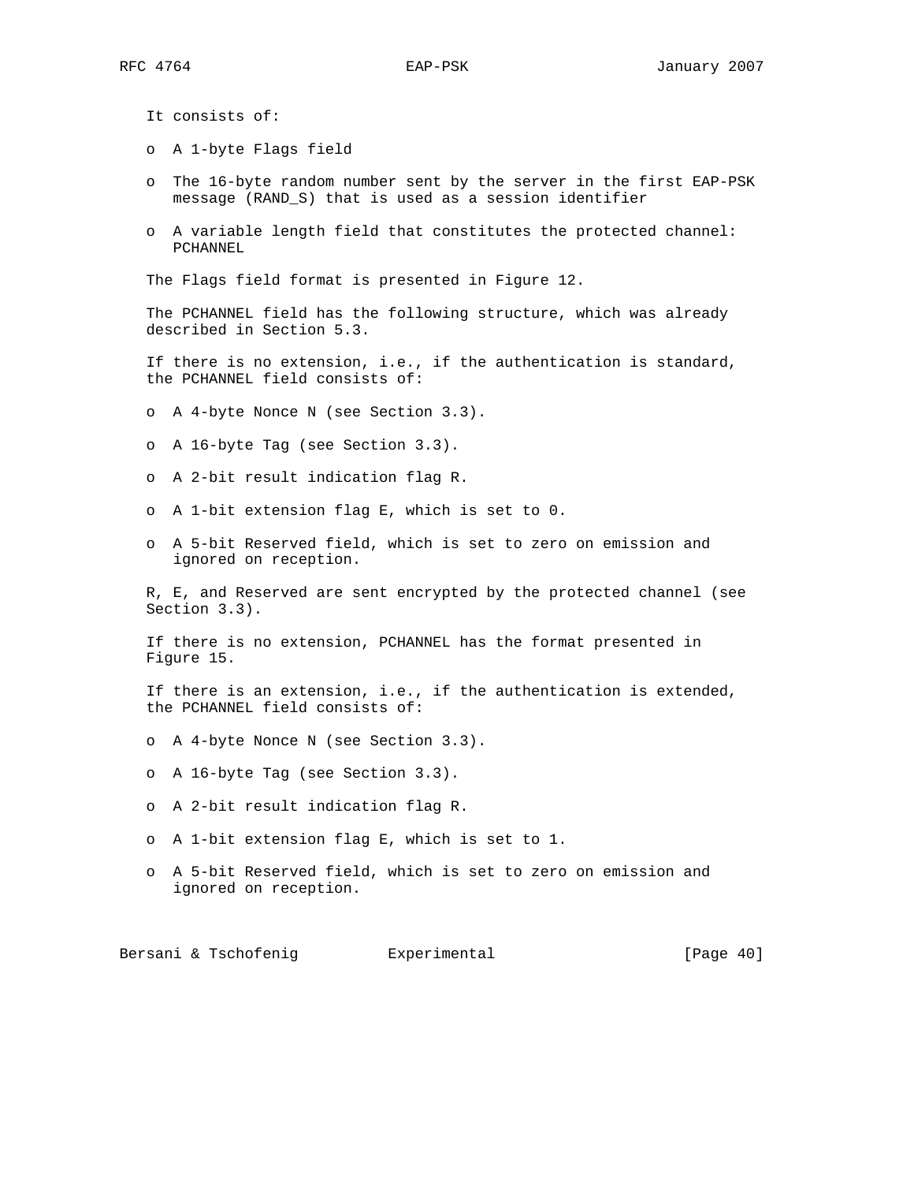It consists of:

- A 1-byte Flags field
- The 16-byte random number sent by the server in the first EAP-PSK message (RAND_S) that is used as a session identifier
- A variable length field that constitutes the protected channel: PCHANNEL

The Flags field format is presented in Figure 12.

The PCHANNEL field has the following structure, which was already described in Section 5.3.

If there is no extension, i.e., if the authentication is standard, the PCHANNEL field consists of:

- A 4-byte Nonce N (see Section 3.3).
- A 16-byte Tag (see Section 3.3).
- A 2-bit result indication flag R.
- A 1-bit extension flag E, which is set to 0.
- A 5-bit Reserved field, which is set to zero on emission and ignored on reception.

R, E, and Reserved are sent encrypted by the protected channel (see Section 3.3).

If there is no extension, PCHANNEL has the format presented in Figure 15.

If there is an extension, i.e., if the authentication is extended, the PCHANNEL field consists of:

- A 4-byte Nonce N (see Section 3.3).
- A 16-byte Tag (see Section 3.3).
- A 2-bit result indication flag R.
- A 1-bit extension flag E, which is set to 1.
- A 5-bit Reserved field, which is set to zero on emission and ignored on reception.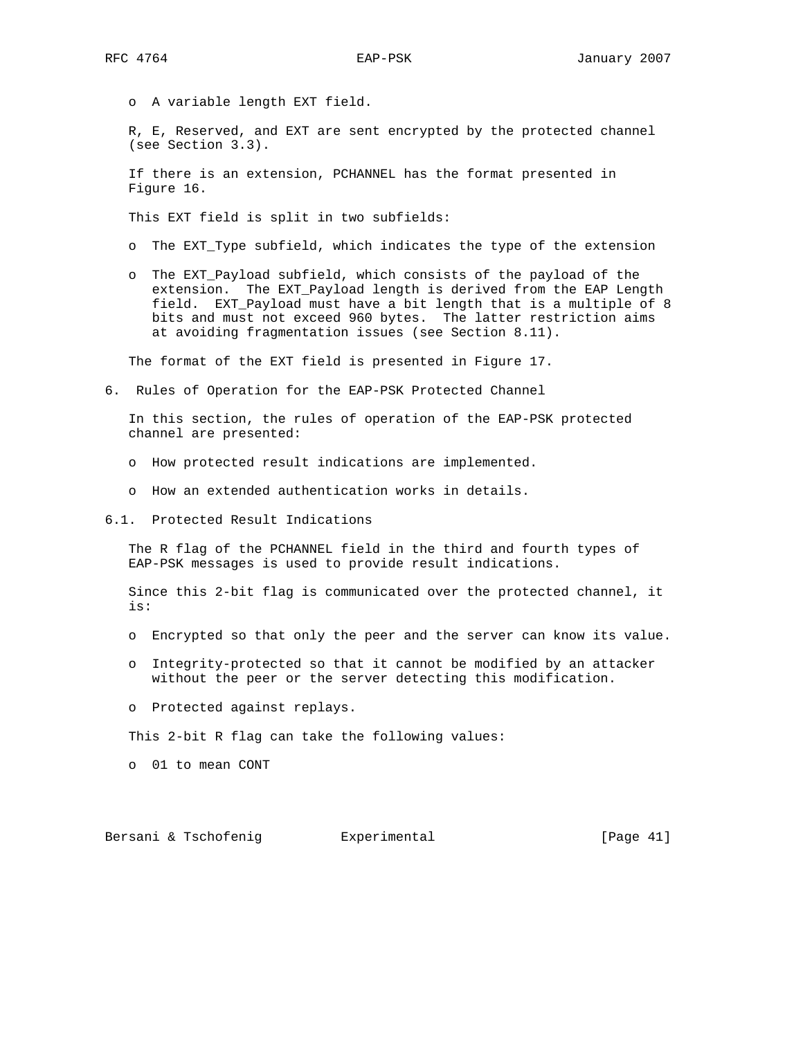- A variable length EXT field.

R, E, Reserved, and EXT are sent encrypted by the protected channel (see Section 3.3).

If there is an extension, PCHANNEL has the format presented in Figure 16.

This EXT field is split in two subfields:

- The EXT_Type subfield, which indicates the type of the extension

- The EXT_Payload subfield, which consists of the payload of the extension. The EXT_Payload length is derived from the EAP Length field. EXT_Payload must have a bit length that is a multiple of 8 bits and must not exceed 960 bytes. The latter restriction aims at avoiding fragmentation issues (see Section 8.11).

The format of the EXT field is presented in Figure 17.

## 6. Rules of Operation for the EAP-PSK Protected Channel

In this section, the rules of operation of the EAP-PSK protected channel are presented:

- How protected result indications are implemented.

- How an extended authentication works in details.

### 6.1. Protected Result Indications

The R flag of the PCHANNEL field in the third and fourth types of EAP-PSK messages is used to provide result indications.

Since this 2-bit flag is communicated over the protected channel, it is:

- Encrypted so that only the peer and the server can know its value.

- Integrity-protected so that it cannot be modified by an attacker without the peer or the server detecting this modification.

- Protected against replays.

This 2-bit R flag can take the following values:

- 01 to mean CONT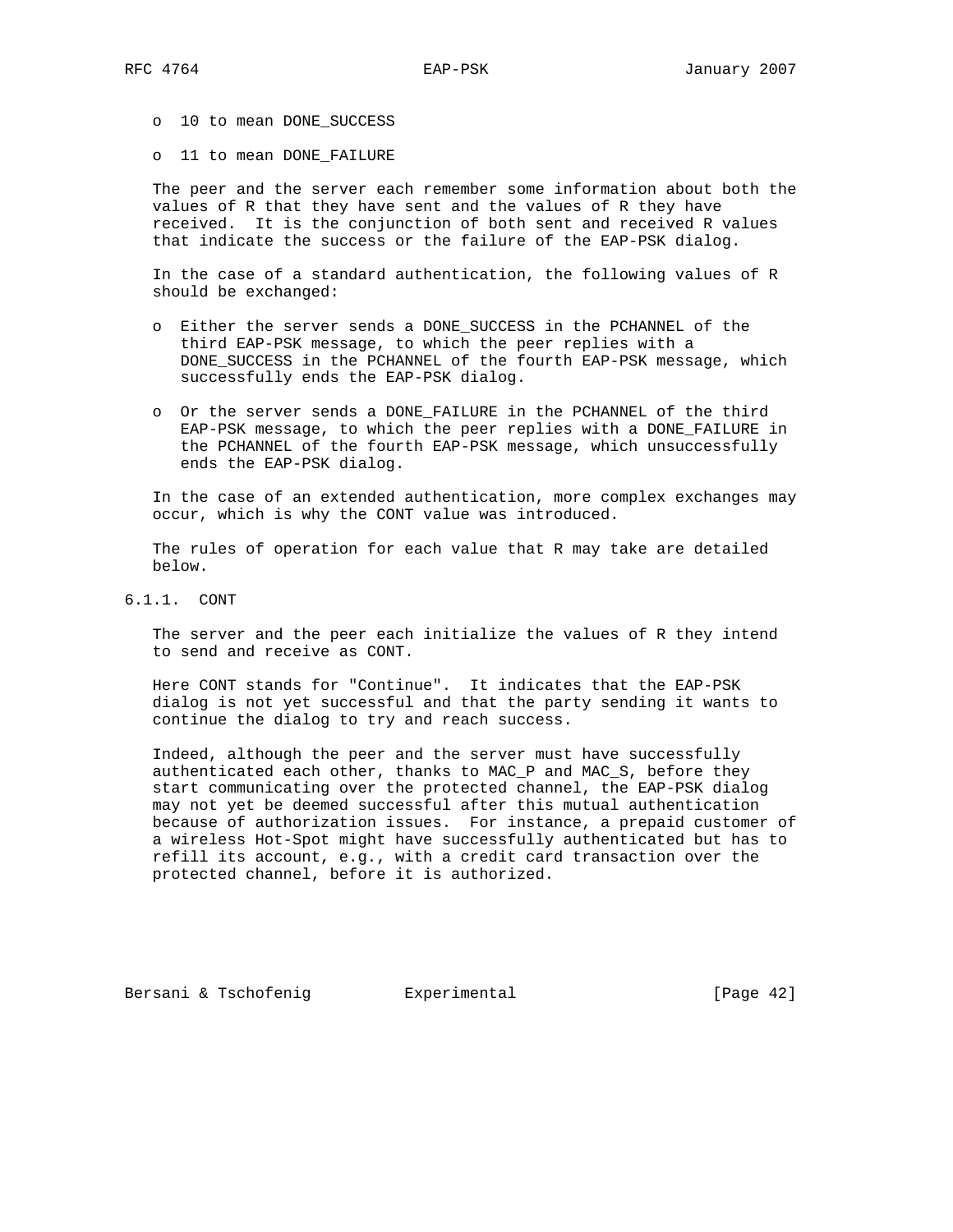- 10 to mean DONE_SUCCESS

- 11 to mean DONE_FAILURE

The peer and the server each remember some information about both the values of R that they have sent and the values of R they have received. It is the conjunction of both sent and received R values that indicate the success or the failure of the EAP-PSK dialog.

In the case of a standard authentication, the following values of R should be exchanged:

- Either the server sends a DONE_SUCCESS in the PCHANNEL of the third EAP-PSK message, to which the peer replies with a DONE_SUCCESS in the PCHANNEL of the fourth EAP-PSK message, which successfully ends the EAP-PSK dialog.

- Or the server sends a DONE_FAILURE in the PCHANNEL of the third EAP-PSK message, to which the peer replies with a DONE_FAILURE in the PCHANNEL of the fourth EAP-PSK message, which unsuccessfully ends the EAP-PSK dialog.

In the case of an extended authentication, more complex exchanges may occur, which is why the CONT value was introduced.

The rules of operation for each value that R may take are detailed below.

### 6.1.1. CONT

The server and the peer each initialize the values of R they intend to send and receive as CONT.

Here CONT stands for "Continue". It indicates that the EAP-PSK dialog is not yet successful and that the party sending it wants to continue the dialog to try and reach success.

Indeed, although the peer and the server must have successfully authenticated each other, thanks to MAC_P and MAC_S, before they start communicating over the protected channel, the EAP-PSK dialog may not yet be deemed successful after this mutual authentication because of authorization issues. For instance, a prepaid customer of a wireless Hot-Spot might have successfully authenticated but has to refill its account, e.g., with a credit card transaction over the protected channel, before it is authorized.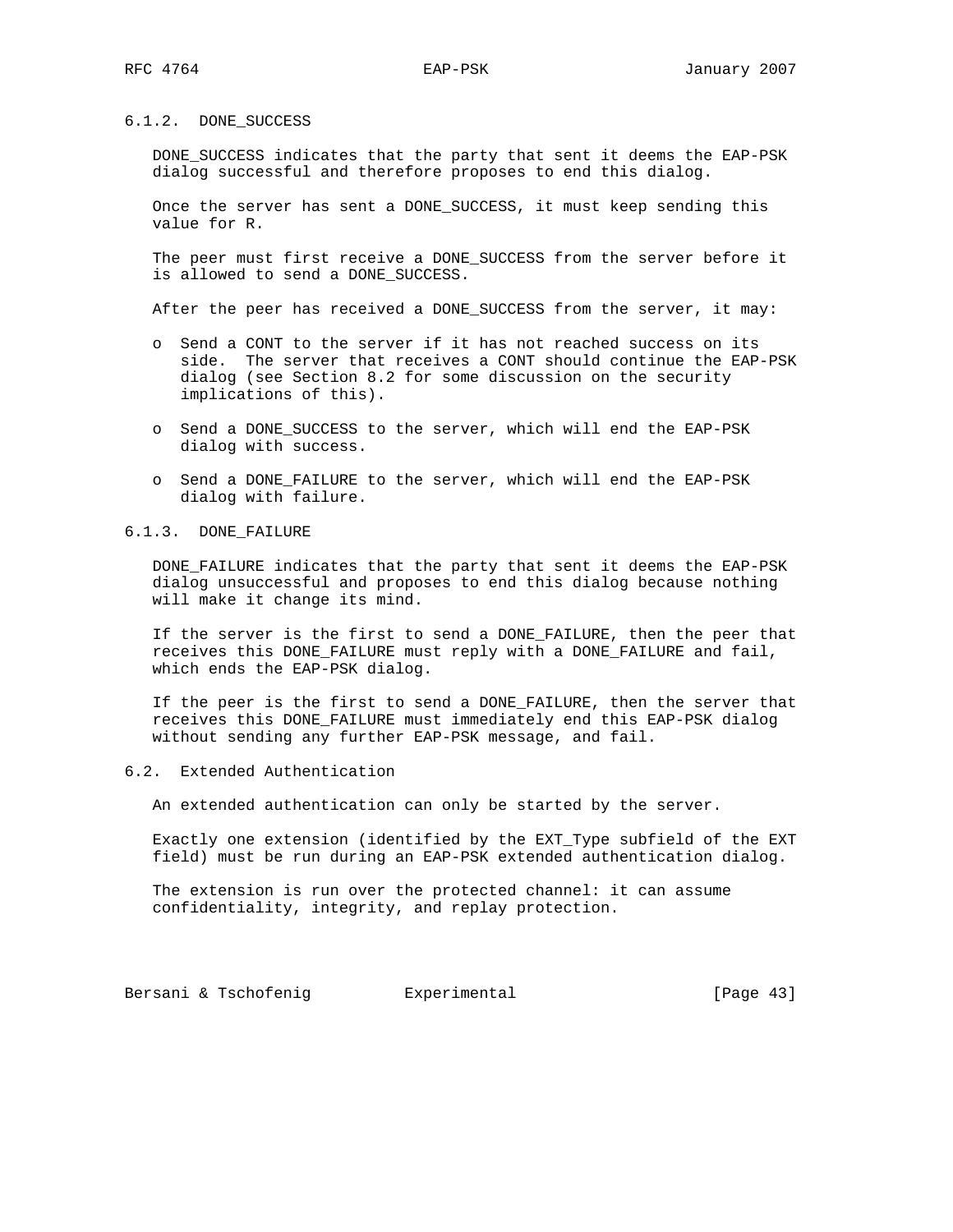### 6.1.2. DONE_SUCCESS

DONE_SUCCESS indicates that the party that sent it deems the EAP-PSK dialog successful and therefore proposes to end this dialog.

Once the server has sent a DONE_SUCCESS, it must keep sending this value for R.

The peer must first receive a DONE_SUCCESS from the server before it is allowed to send a DONE_SUCCESS.

After the peer has received a DONE_SUCCESS from the server, it may:

- Send a CONT to the server if it has not reached success on its side. The server that receives a CONT should continue the EAP-PSK dialog (see Section 8.2 for some discussion on the security implications of this).

- Send a DONE_SUCCESS to the server, which will end the EAP-PSK dialog with success.

- Send a DONE_FAILURE to the server, which will end the EAP-PSK dialog with failure.

### 6.1.3. DONE_FAILURE

DONE_FAILURE indicates that the party that sent it deems the EAP-PSK dialog unsuccessful and proposes to end this dialog because nothing will make it change its mind.

If the server is the first to send a DONE_FAILURE, then the peer that receives this DONE_FAILURE must reply with a DONE_FAILURE and fail, which ends the EAP-PSK dialog.

If the peer is the first to send a DONE_FAILURE, then the server that receives this DONE_FAILURE must immediately end this EAP-PSK dialog without sending any further EAP-PSK message, and fail.

## 6.2. Extended Authentication

An extended authentication can only be started by the server.

Exactly one extension (identified by the EXT_Type subfield of the EXT field) must be run during an EAP-PSK extended authentication dialog.

The extension is run over the protected channel: it can assume confidentiality, integrity, and replay protection.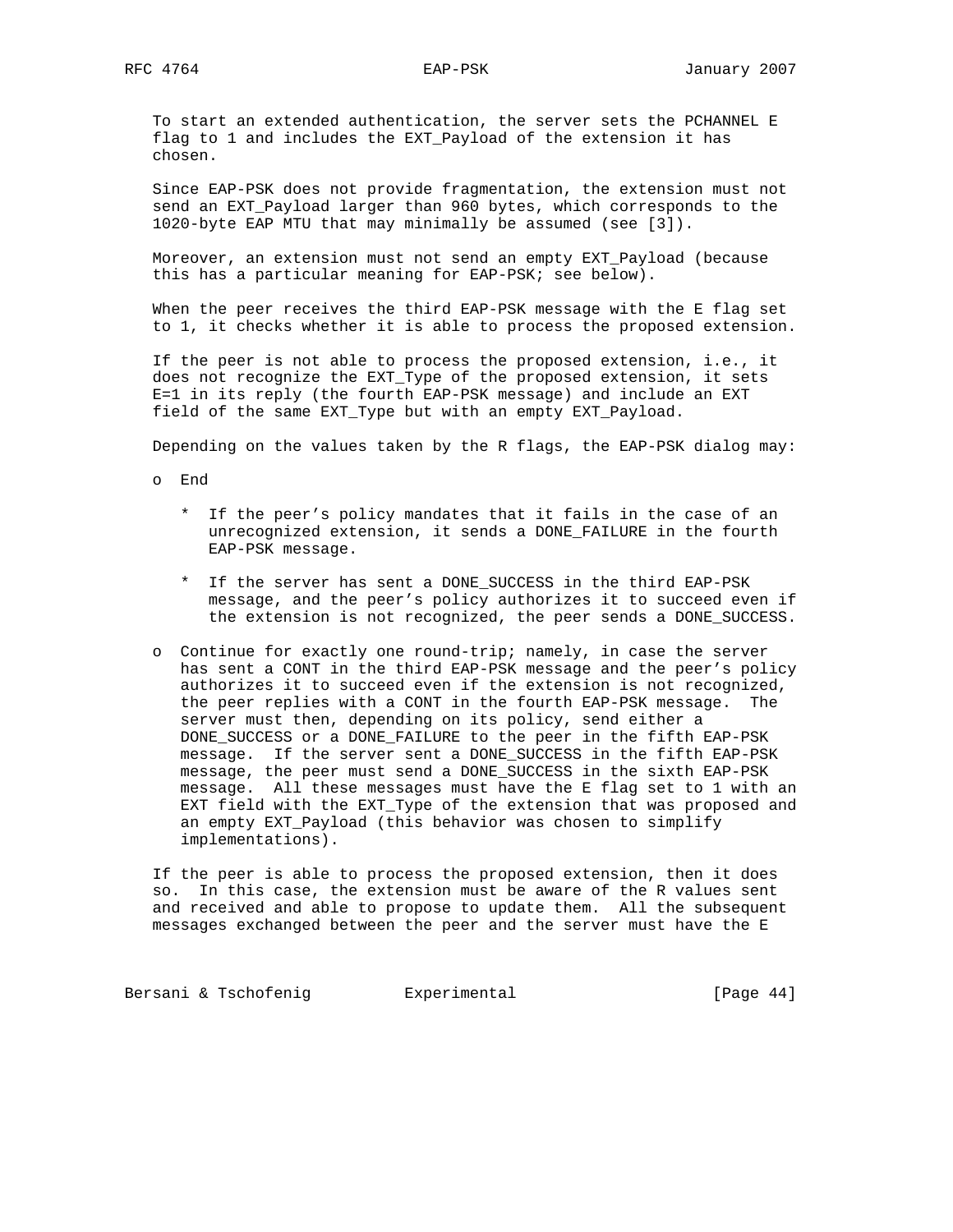To start an extended authentication, the server sets the PCHANNEL E flag to 1 and includes the EXT_Payload of the extension it has chosen.

Since EAP-PSK does not provide fragmentation, the extension must not send an EXT_Payload larger than 960 bytes, which corresponds to the 1020-byte EAP MTU that may minimally be assumed (see [3]).

Moreover, an extension must not send an empty EXT_Payload (because this has a particular meaning for EAP-PSK; see below).

When the peer receives the third EAP-PSK message with the E flag set to 1, it checks whether it is able to process the proposed extension.

If the peer is not able to process the proposed extension, i.e., it does not recognize the EXT_Type of the proposed extension, it sets E=1 in its reply (the fourth EAP-PSK message) and include an EXT field of the same EXT_Type but with an empty EXT_Payload.

Depending on the values taken by the R flags, the EAP-PSK dialog may:

- End

  * If the peer's policy mandates that it fails in the case of an unrecognized extension, it sends a DONE_FAILURE in the fourth EAP-PSK message.

  * If the server has sent a DONE_SUCCESS in the third EAP-PSK message, and the peer's policy authorizes it to succeed even if the extension is not recognized, the peer sends a DONE_SUCCESS.

- Continue for exactly one round-trip; namely, in case the server has sent a CONT in the third EAP-PSK message and the peer's policy authorizes it to succeed even if the extension is not recognized, the peer replies with a CONT in the fourth EAP-PSK message. The server must then, depending on its policy, send either a DONE_SUCCESS or a DONE_FAILURE to the peer in the fifth EAP-PSK message. If the server sent a DONE_SUCCESS in the fifth EAP-PSK message, the peer must send a DONE_SUCCESS in the sixth EAP-PSK message. All these messages must have the E flag set to 1 with an EXT field with the EXT_Type of the extension that was proposed and an empty EXT_Payload (this behavior was chosen to simplify implementations).

If the peer is able to process the proposed extension, then it does so. In this case, the extension must be aware of the R values sent and received and able to propose to update them. All the subsequent messages exchanged between the peer and the server must have the E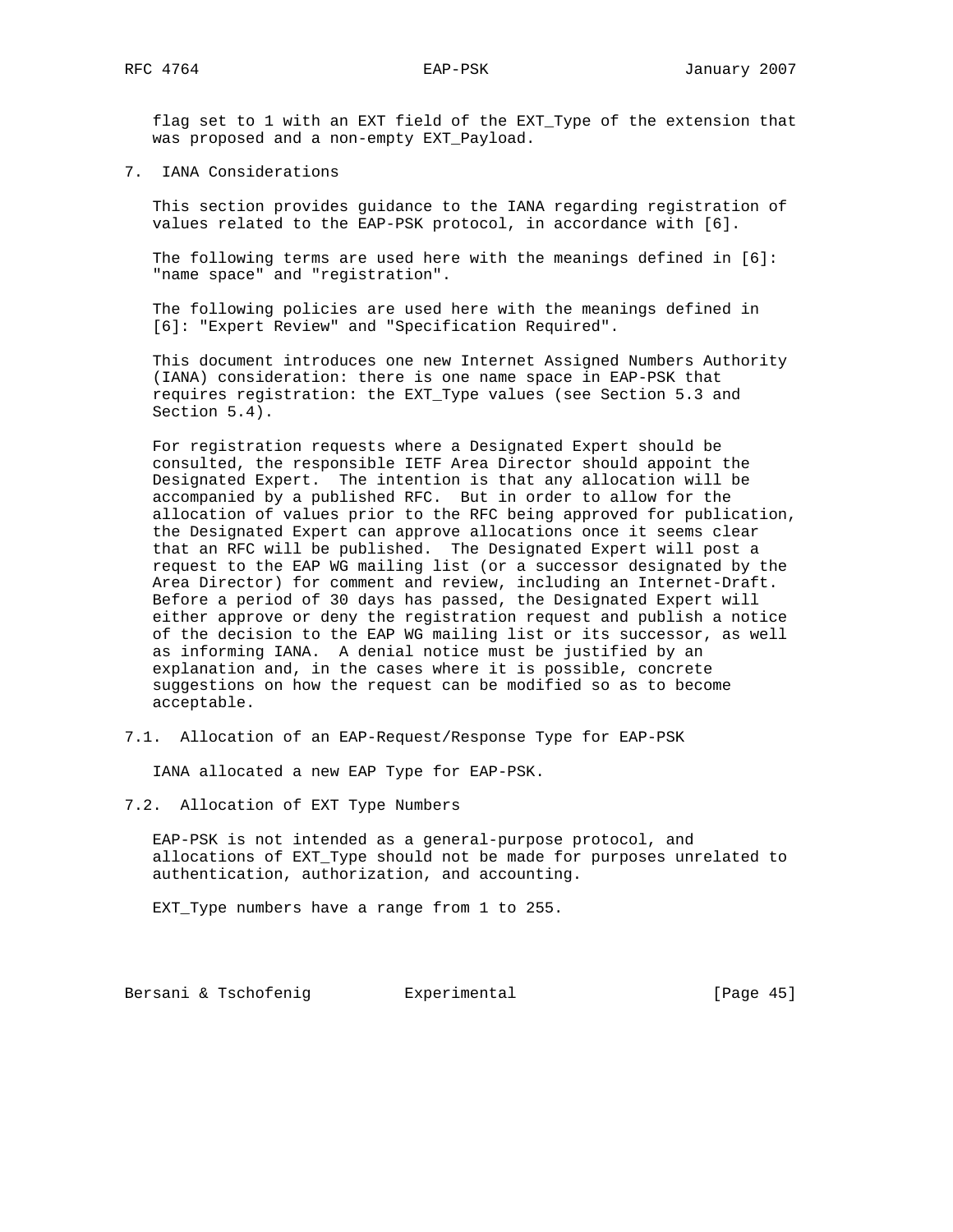flag set to 1 with an EXT field of the EXT_Type of the extension that was proposed and a non-empty EXT_Payload.

## 7. IANA Considerations

This section provides guidance to the IANA regarding registration of values related to the EAP-PSK protocol, in accordance with [6].

The following terms are used here with the meanings defined in [6]: "name space" and "registration".

The following policies are used here with the meanings defined in [6]: "Expert Review" and "Specification Required".

This document introduces one new Internet Assigned Numbers Authority (IANA) consideration: there is one name space in EAP-PSK that requires registration: the EXT_Type values (see Section 5.3 and Section 5.4).

For registration requests where a Designated Expert should be consulted, the responsible IETF Area Director should appoint the Designated Expert. The intention is that any allocation will be accompanied by a published RFC. But in order to allow for the allocation of values prior to the RFC being approved for publication, the Designated Expert can approve allocations once it seems clear that an RFC will be published. The Designated Expert will post a request to the EAP WG mailing list (or a successor designated by the Area Director) for comment and review, including an Internet-Draft. Before a period of 30 days has passed, the Designated Expert will either approve or deny the registration request and publish a notice of the decision to the EAP WG mailing list or its successor, as well as informing IANA. A denial notice must be justified by an explanation and, in the cases where it is possible, concrete suggestions on how the request can be modified so as to become acceptable.

### 7.1. Allocation of an EAP-Request/Response Type for EAP-PSK

IANA allocated a new EAP Type for EAP-PSK.

### 7.2. Allocation of EXT Type Numbers

EAP-PSK is not intended as a general-purpose protocol, and allocations of EXT_Type should not be made for purposes unrelated to authentication, authorization, and accounting.

EXT_Type numbers have a range from 1 to 255.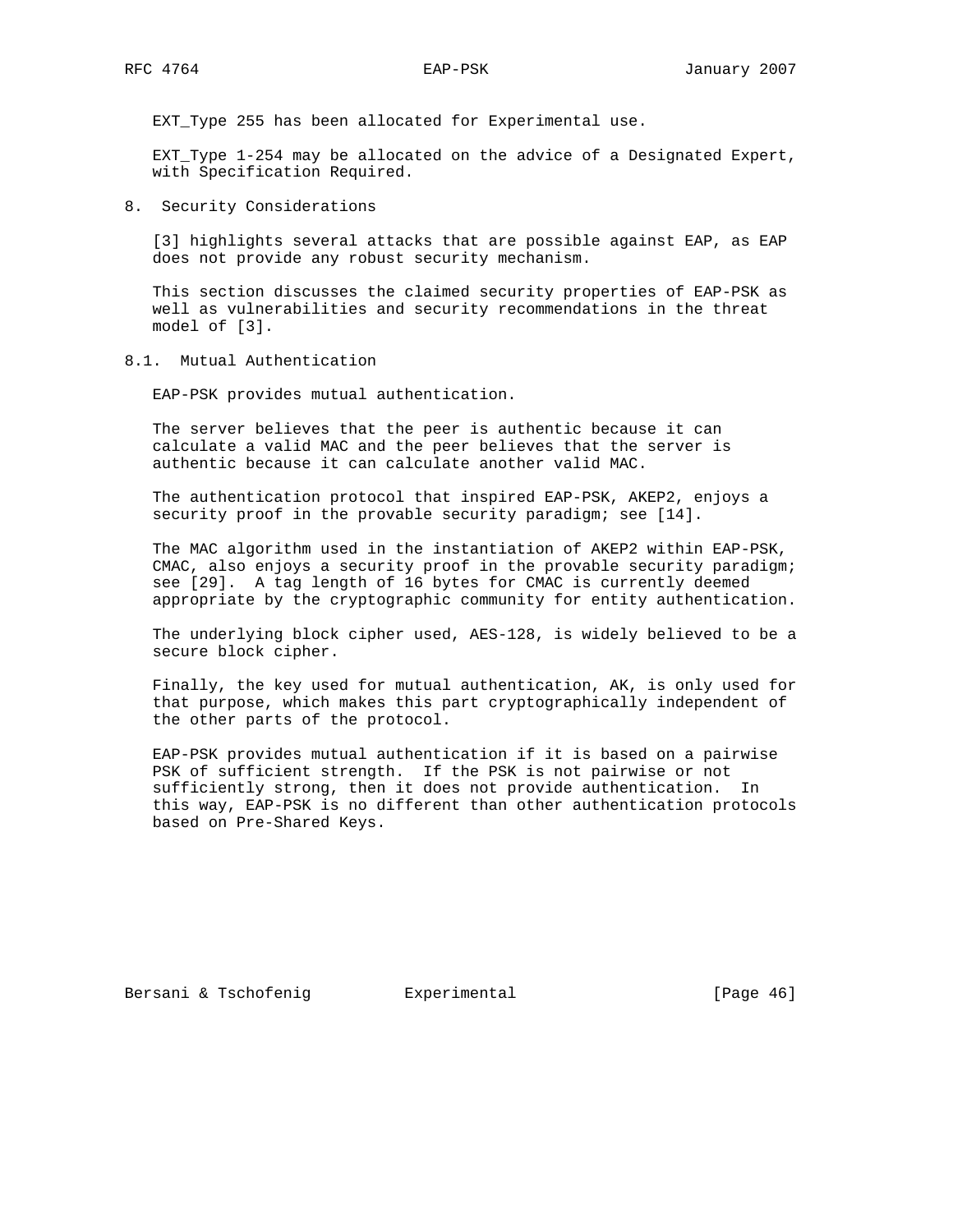EXT_Type 255 has been allocated for Experimental use.

EXT_Type 1-254 may be allocated on the advice of a Designated Expert, with Specification Required.

## 8. Security Considerations

[3] highlights several attacks that are possible against EAP, as EAP does not provide any robust security mechanism.

This section discusses the claimed security properties of EAP-PSK as well as vulnerabilities and security recommendations in the threat model of [3].

### 8.1. Mutual Authentication

EAP-PSK provides mutual authentication.

The server believes that the peer is authentic because it can calculate a valid MAC and the peer believes that the server is authentic because it can calculate another valid MAC.

The authentication protocol that inspired EAP-PSK, AKEP2, enjoys a security proof in the provable security paradigm; see [14].

The MAC algorithm used in the instantiation of AKEP2 within EAP-PSK, CMAC, also enjoys a security proof in the provable security paradigm; see [29]. A tag length of 16 bytes for CMAC is currently deemed appropriate by the cryptographic community for entity authentication.

The underlying block cipher used, AES-128, is widely believed to be a secure block cipher.

Finally, the key used for mutual authentication, AK, is only used for that purpose, which makes this part cryptographically independent of the other parts of the protocol.

EAP-PSK provides mutual authentication if it is based on a pairwise PSK of sufficient strength. If the PSK is not pairwise or not sufficiently strong, then it does not provide authentication. In this way, EAP-PSK is no different than other authentication protocols based on Pre-Shared Keys.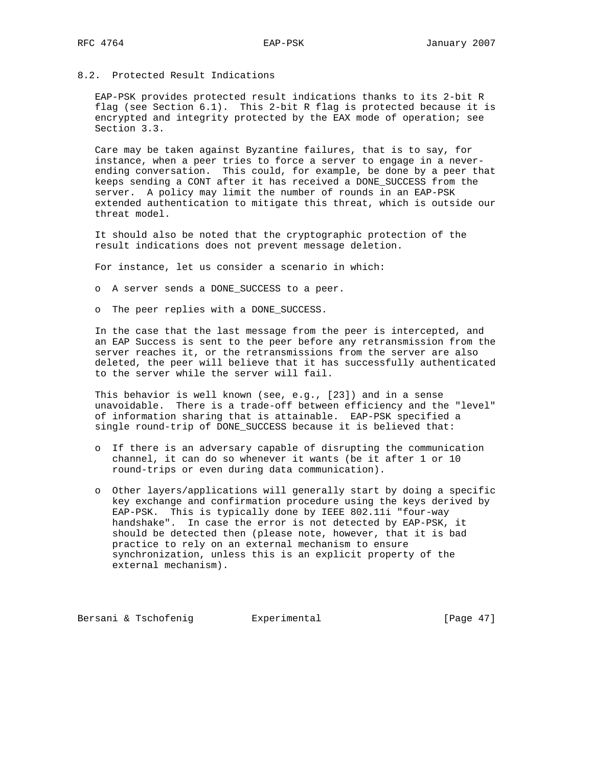## 8.2. Protected Result Indications

EAP-PSK provides protected result indications thanks to its 2-bit R flag (see Section 6.1). This 2-bit R flag is protected because it is encrypted and integrity protected by the EAX mode of operation; see Section 3.3.

Care may be taken against Byzantine failures, that is to say, for instance, when a peer tries to force a server to engage in a never-ending conversation. This could, for example, be done by a peer that keeps sending a CONT after it has received a DONE_SUCCESS from the server. A policy may limit the number of rounds in an EAP-PSK extended authentication to mitigate this threat, which is outside our threat model.

It should also be noted that the cryptographic protection of the result indications does not prevent message deletion.

For instance, let us consider a scenario in which:

- A server sends a DONE_SUCCESS to a peer.
- The peer replies with a DONE_SUCCESS.

In the case that the last message from the peer is intercepted, and an EAP Success is sent to the peer before any retransmission from the server reaches it, or the retransmissions from the server are also deleted, the peer will believe that it has successfully authenticated to the server while the server will fail.

This behavior is well known (see, e.g., [23]) and in a sense unavoidable. There is a trade-off between efficiency and the "level" of information sharing that is attainable. EAP-PSK specified a single round-trip of DONE_SUCCESS because it is believed that:

- If there is an adversary capable of disrupting the communication channel, it can do so whenever it wants (be it after 1 or 10 round-trips or even during data communication).
- Other layers/applications will generally start by doing a specific key exchange and confirmation procedure using the keys derived by EAP-PSK. This is typically done by IEEE 802.11i "four-way handshake". In case the error is not detected by EAP-PSK, it should be detected then (please note, however, that it is bad practice to rely on an external mechanism to ensure synchronization, unless this is an explicit property of the external mechanism).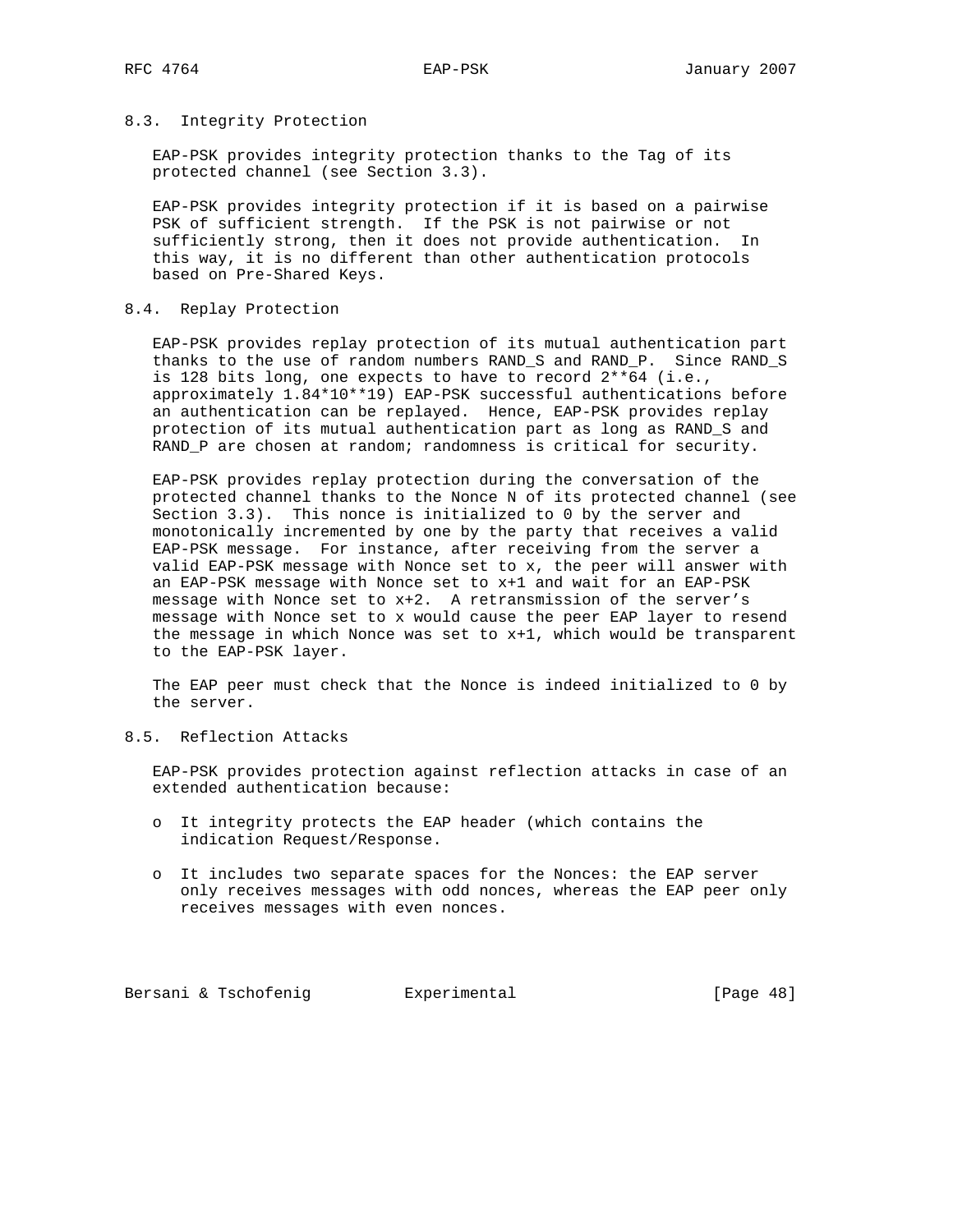### 8.3. Integrity Protection

EAP-PSK provides integrity protection thanks to the Tag of its protected channel (see Section 3.3).

EAP-PSK provides integrity protection if it is based on a pairwise PSK of sufficient strength. If the PSK is not pairwise or not sufficiently strong, then it does not provide authentication. In this way, it is no different than other authentication protocols based on Pre-Shared Keys.

### 8.4. Replay Protection

EAP-PSK provides replay protection of its mutual authentication part thanks to the use of random numbers RAND_S and RAND_P. Since RAND_S is 128 bits long, one expects to have to record 2**64 (i.e., approximately 1.84*10**19) EAP-PSK successful authentications before an authentication can be replayed. Hence, EAP-PSK provides replay protection of its mutual authentication part as long as RAND_S and RAND_P are chosen at random; randomness is critical for security.

EAP-PSK provides replay protection during the conversation of the protected channel thanks to the Nonce N of its protected channel (see Section 3.3). This nonce is initialized to 0 by the server and monotonically incremented by one by the party that receives a valid EAP-PSK message. For instance, after receiving from the server a valid EAP-PSK message with Nonce set to x, the peer will answer with an EAP-PSK message with Nonce set to x+1 and wait for an EAP-PSK message with Nonce set to x+2. A retransmission of the server's message with Nonce set to x would cause the peer EAP layer to resend the message in which Nonce was set to x+1, which would be transparent to the EAP-PSK layer.

The EAP peer must check that the Nonce is indeed initialized to 0 by the server.

### 8.5. Reflection Attacks

EAP-PSK provides protection against reflection attacks in case of an extended authentication because:

- It integrity protects the EAP header (which contains the indication Request/Response.
- It includes two separate spaces for the Nonces: the EAP server only receives messages with odd nonces, whereas the EAP peer only receives messages with even nonces.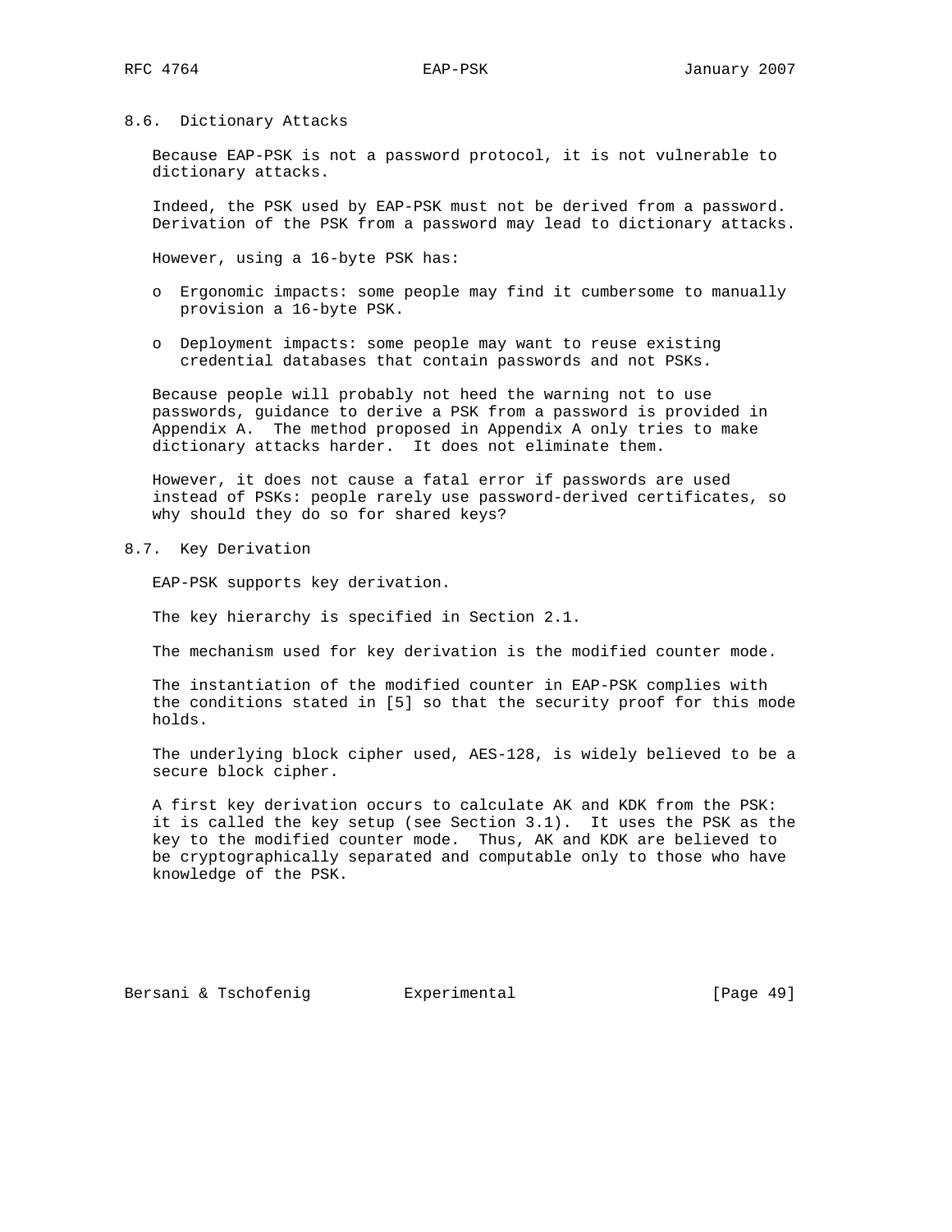## 8.6. Dictionary Attacks

Because EAP-PSK is not a password protocol, it is not vulnerable to dictionary attacks.

Indeed, the PSK used by EAP-PSK must not be derived from a password. Derivation of the PSK from a password may lead to dictionary attacks.

However, using a 16-byte PSK has:

- Ergonomic impacts: some people may find it cumbersome to manually provision a 16-byte PSK.
- Deployment impacts: some people may want to reuse existing credential databases that contain passwords and not PSKs.

Because people will probably not heed the warning not to use passwords, guidance to derive a PSK from a password is provided in Appendix A. The method proposed in Appendix A only tries to make dictionary attacks harder. It does not eliminate them.

However, it does not cause a fatal error if passwords are used instead of PSKs: people rarely use password-derived certificates, so why should they do so for shared keys?

## 8.7. Key Derivation

EAP-PSK supports key derivation.

The key hierarchy is specified in Section 2.1.

The mechanism used for key derivation is the modified counter mode.

The instantiation of the modified counter in EAP-PSK complies with the conditions stated in [5] so that the security proof for this mode holds.

The underlying block cipher used, AES-128, is widely believed to be a secure block cipher.

A first key derivation occurs to calculate AK and KDK from the PSK: it is called the key setup (see Section 3.1). It uses the PSK as the key to the modified counter mode. Thus, AK and KDK are believed to be cryptographically separated and computable only to those who have knowledge of the PSK.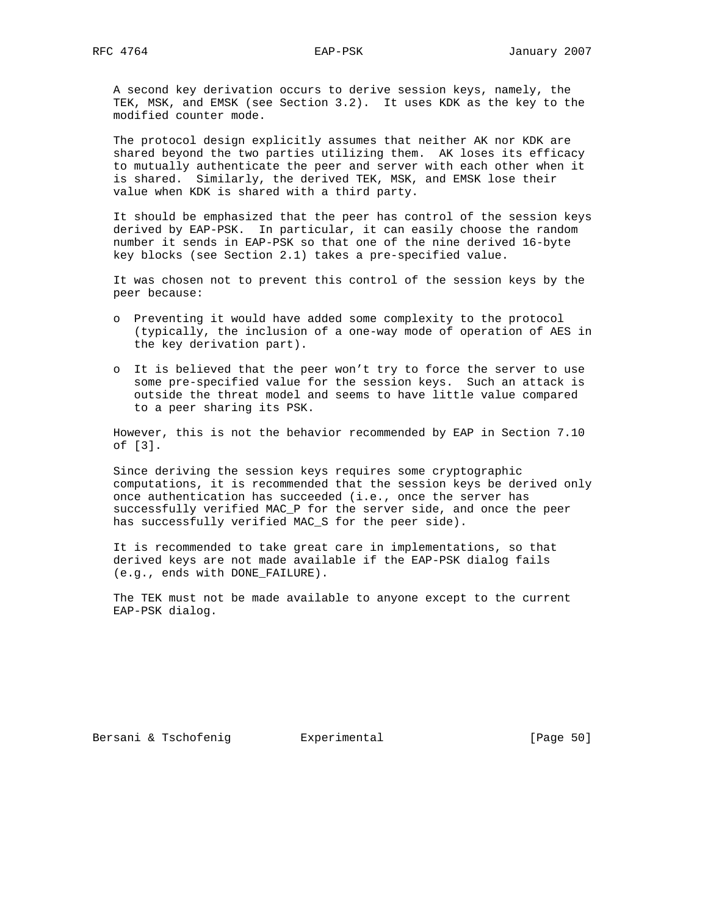A second key derivation occurs to derive session keys, namely, the TEK, MSK, and EMSK (see Section 3.2). It uses KDK as the key to the modified counter mode.

The protocol design explicitly assumes that neither AK nor KDK are shared beyond the two parties utilizing them. AK loses its efficacy to mutually authenticate the peer and server with each other when it is shared. Similarly, the derived TEK, MSK, and EMSK lose their value when KDK is shared with a third party.

It should be emphasized that the peer has control of the session keys derived by EAP-PSK. In particular, it can easily choose the random number it sends in EAP-PSK so that one of the nine derived 16-byte key blocks (see Section 2.1) takes a pre-specified value.

It was chosen not to prevent this control of the session keys by the peer because:

- Preventing it would have added some complexity to the protocol (typically, the inclusion of a one-way mode of operation of AES in the key derivation part).
- It is believed that the peer won't try to force the server to use some pre-specified value for the session keys. Such an attack is outside the threat model and seems to have little value compared to a peer sharing its PSK.

However, this is not the behavior recommended by EAP in Section 7.10 of [3].

Since deriving the session keys requires some cryptographic computations, it is recommended that the session keys be derived only once authentication has succeeded (i.e., once the server has successfully verified MAC_P for the server side, and once the peer has successfully verified MAC_S for the peer side).

It is recommended to take great care in implementations, so that derived keys are not made available if the EAP-PSK dialog fails (e.g., ends with DONE_FAILURE).

The TEK must not be made available to anyone except to the current EAP-PSK dialog.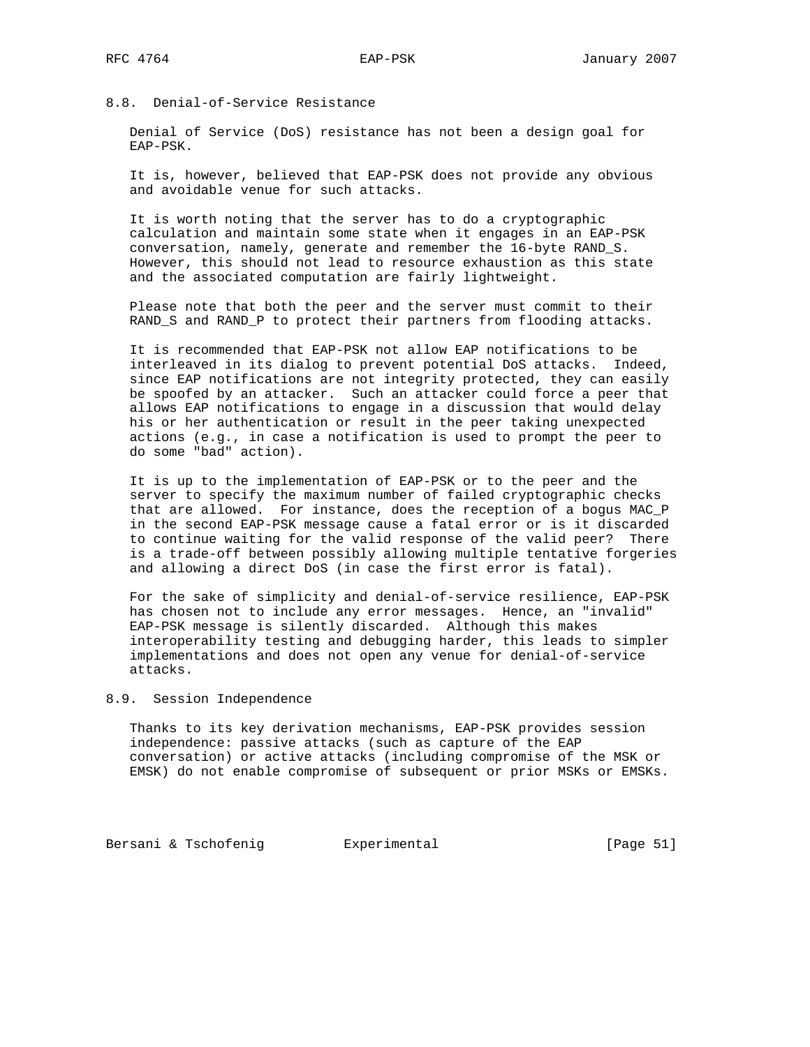## 8.8. Denial-of-Service Resistance

Denial of Service (DoS) resistance has not been a design goal for EAP-PSK.

It is, however, believed that EAP-PSK does not provide any obvious and avoidable venue for such attacks.

It is worth noting that the server has to do a cryptographic calculation and maintain some state when it engages in an EAP-PSK conversation, namely, generate and remember the 16-byte RAND_S. However, this should not lead to resource exhaustion as this state and the associated computation are fairly lightweight.

Please note that both the peer and the server must commit to their RAND_S and RAND_P to protect their partners from flooding attacks.

It is recommended that EAP-PSK not allow EAP notifications to be interleaved in its dialog to prevent potential DoS attacks. Indeed, since EAP notifications are not integrity protected, they can easily be spoofed by an attacker. Such an attacker could force a peer that allows EAP notifications to engage in a discussion that would delay his or her authentication or result in the peer taking unexpected actions (e.g., in case a notification is used to prompt the peer to do some "bad" action).

It is up to the implementation of EAP-PSK or to the peer and the server to specify the maximum number of failed cryptographic checks that are allowed. For instance, does the reception of a bogus MAC_P in the second EAP-PSK message cause a fatal error or is it discarded to continue waiting for the valid response of the valid peer? There is a trade-off between possibly allowing multiple tentative forgeries and allowing a direct DoS (in case the first error is fatal).

For the sake of simplicity and denial-of-service resilience, EAP-PSK has chosen not to include any error messages. Hence, an "invalid" EAP-PSK message is silently discarded. Although this makes interoperability testing and debugging harder, this leads to simpler implementations and does not open any venue for denial-of-service attacks.

## 8.9. Session Independence

Thanks to its key derivation mechanisms, EAP-PSK provides session independence: passive attacks (such as capture of the EAP conversation) or active attacks (including compromise of the MSK or EMSK) do not enable compromise of subsequent or prior MSKs or EMSKs.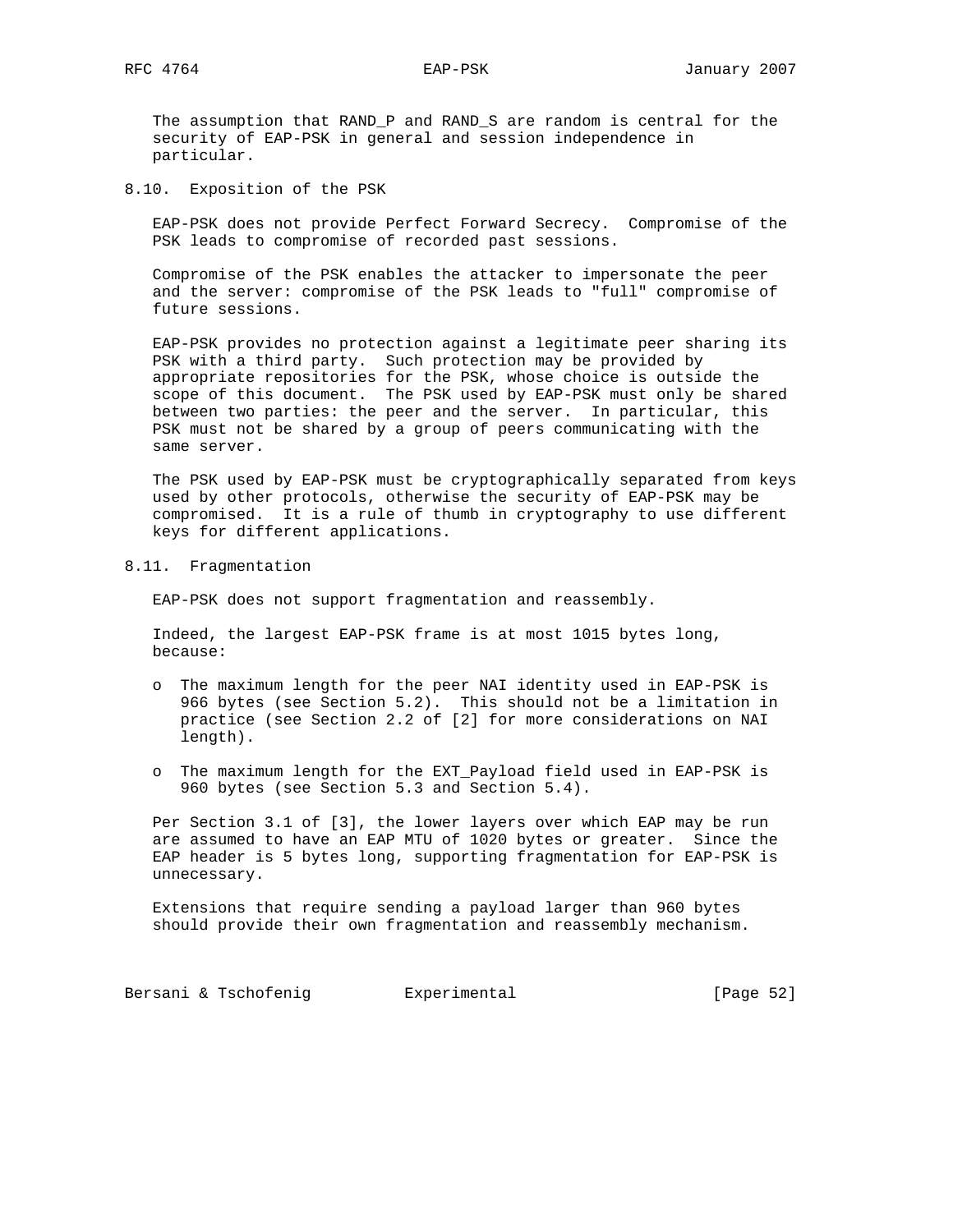The assumption that RAND_P and RAND_S are random is central for the security of EAP-PSK in general and session independence in particular.

## 8.10. Exposition of the PSK

EAP-PSK does not provide Perfect Forward Secrecy. Compromise of the PSK leads to compromise of recorded past sessions.

Compromise of the PSK enables the attacker to impersonate the peer and the server: compromise of the PSK leads to "full" compromise of future sessions.

EAP-PSK provides no protection against a legitimate peer sharing its PSK with a third party. Such protection may be provided by appropriate repositories for the PSK, whose choice is outside the scope of this document. The PSK used by EAP-PSK must only be shared between two parties: the peer and the server. In particular, this PSK must not be shared by a group of peers communicating with the same server.

The PSK used by EAP-PSK must be cryptographically separated from keys used by other protocols, otherwise the security of EAP-PSK may be compromised. It is a rule of thumb in cryptography to use different keys for different applications.

## 8.11. Fragmentation

EAP-PSK does not support fragmentation and reassembly.

Indeed, the largest EAP-PSK frame is at most 1015 bytes long, because:

- The maximum length for the peer NAI identity used in EAP-PSK is 966 bytes (see Section 5.2). This should not be a limitation in practice (see Section 2.2 of [2] for more considerations on NAI length).

- The maximum length for the EXT_Payload field used in EAP-PSK is 960 bytes (see Section 5.3 and Section 5.4).

Per Section 3.1 of [3], the lower layers over which EAP may be run are assumed to have an EAP MTU of 1020 bytes or greater. Since the EAP header is 5 bytes long, supporting fragmentation for EAP-PSK is unnecessary.

Extensions that require sending a payload larger than 960 bytes should provide their own fragmentation and reassembly mechanism.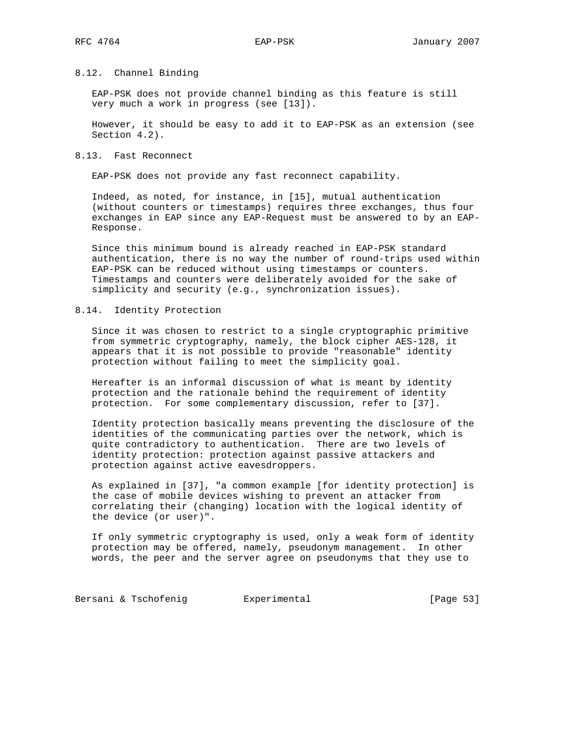### 8.12. Channel Binding

EAP-PSK does not provide channel binding as this feature is still very much a work in progress (see [13]).

However, it should be easy to add it to EAP-PSK as an extension (see Section 4.2).

### 8.13. Fast Reconnect

EAP-PSK does not provide any fast reconnect capability.

Indeed, as noted, for instance, in [15], mutual authentication (without counters or timestamps) requires three exchanges, thus four exchanges in EAP since any EAP-Request must be answered to by an EAP-Response.

Since this minimum bound is already reached in EAP-PSK standard authentication, there is no way the number of round-trips used within EAP-PSK can be reduced without using timestamps or counters. Timestamps and counters were deliberately avoided for the sake of simplicity and security (e.g., synchronization issues).

### 8.14. Identity Protection

Since it was chosen to restrict to a single cryptographic primitive from symmetric cryptography, namely, the block cipher AES-128, it appears that it is not possible to provide "reasonable" identity protection without failing to meet the simplicity goal.

Hereafter is an informal discussion of what is meant by identity protection and the rationale behind the requirement of identity protection. For some complementary discussion, refer to [37].

Identity protection basically means preventing the disclosure of the identities of the communicating parties over the network, which is quite contradictory to authentication. There are two levels of identity protection: protection against passive attackers and protection against active eavesdroppers.

As explained in [37], "a common example [for identity protection] is the case of mobile devices wishing to prevent an attacker from correlating their (changing) location with the logical identity of the device (or user)".

If only symmetric cryptography is used, only a weak form of identity protection may be offered, namely, pseudonym management. In other words, the peer and the server agree on pseudonyms that they use to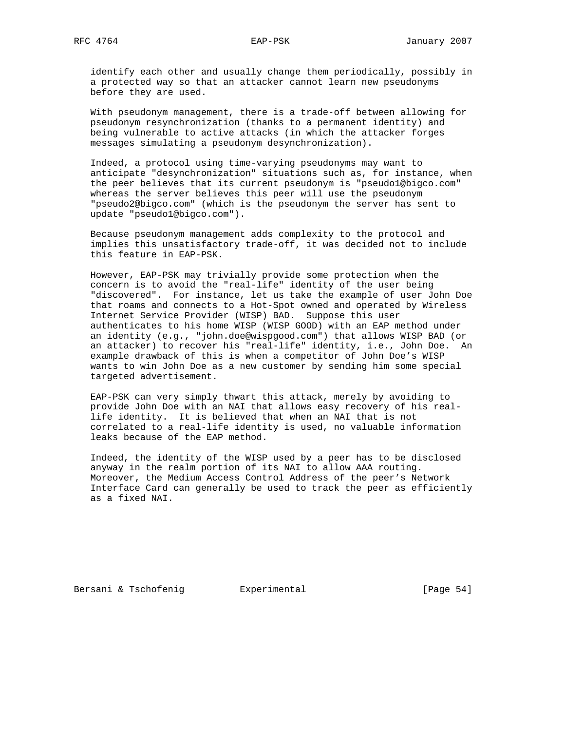identify each other and usually change them periodically, possibly in a protected way so that an attacker cannot learn new pseudonyms before they are used.

With pseudonym management, there is a trade-off between allowing for pseudonym resynchronization (thanks to a permanent identity) and being vulnerable to active attacks (in which the attacker forges messages simulating a pseudonym desynchronization).

Indeed, a protocol using time-varying pseudonyms may want to anticipate "desynchronization" situations such as, for instance, when the peer believes that its current pseudonym is "pseudo1@bigco.com" whereas the server believes this peer will use the pseudonym "pseudo2@bigco.com" (which is the pseudonym the server has sent to update "pseudo1@bigco.com").

Because pseudonym management adds complexity to the protocol and implies this unsatisfactory trade-off, it was decided not to include this feature in EAP-PSK.

However, EAP-PSK may trivially provide some protection when the concern is to avoid the "real-life" identity of the user being "discovered". For instance, let us take the example of user John Doe that roams and connects to a Hot-Spot owned and operated by Wireless Internet Service Provider (WISP) BAD. Suppose this user authenticates to his home WISP (WISP GOOD) with an EAP method under an identity (e.g., "john.doe@wispgood.com") that allows WISP BAD (or an attacker) to recover his "real-life" identity, i.e., John Doe. An example drawback of this is when a competitor of John Doe's WISP wants to win John Doe as a new customer by sending him some special targeted advertisement.

EAP-PSK can very simply thwart this attack, merely by avoiding to provide John Doe with an NAI that allows easy recovery of his real-life identity. It is believed that when an NAI that is not correlated to a real-life identity is used, no valuable information leaks because of the EAP method.

Indeed, the identity of the WISP used by a peer has to be disclosed anyway in the realm portion of its NAI to allow AAA routing. Moreover, the Medium Access Control Address of the peer's Network Interface Card can generally be used to track the peer as efficiently as a fixed NAI.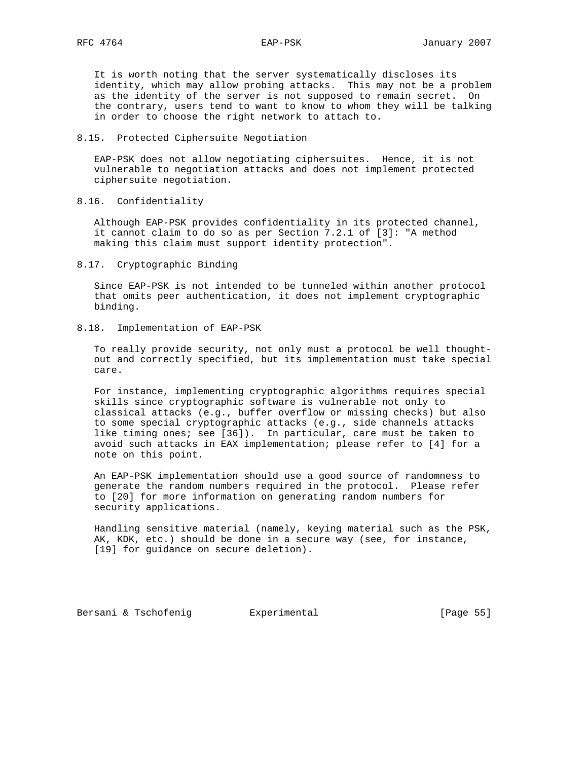It is worth noting that the server systematically discloses its identity, which may allow probing attacks. This may not be a problem as the identity of the server is not supposed to remain secret. On the contrary, users tend to want to know to whom they will be talking in order to choose the right network to attach to.

### 8.15. Protected Ciphersuite Negotiation

EAP-PSK does not allow negotiating ciphersuites. Hence, it is not vulnerable to negotiation attacks and does not implement protected ciphersuite negotiation.

### 8.16. Confidentiality

Although EAP-PSK provides confidentiality in its protected channel, it cannot claim to do so as per Section 7.2.1 of [3]: "A method making this claim must support identity protection".

### 8.17. Cryptographic Binding

Since EAP-PSK is not intended to be tunneled within another protocol that omits peer authentication, it does not implement cryptographic binding.

### 8.18. Implementation of EAP-PSK

To really provide security, not only must a protocol be well thought-out and correctly specified, but its implementation must take special care.

For instance, implementing cryptographic algorithms requires special skills since cryptographic software is vulnerable not only to classical attacks (e.g., buffer overflow or missing checks) but also to some special cryptographic attacks (e.g., side channels attacks like timing ones; see [36]). In particular, care must be taken to avoid such attacks in EAX implementation; please refer to [4] for a note on this point.

An EAP-PSK implementation should use a good source of randomness to generate the random numbers required in the protocol. Please refer to [20] for more information on generating random numbers for security applications.

Handling sensitive material (namely, keying material such as the PSK, AK, KDK, etc.) should be done in a secure way (see, for instance, [19] for guidance on secure deletion).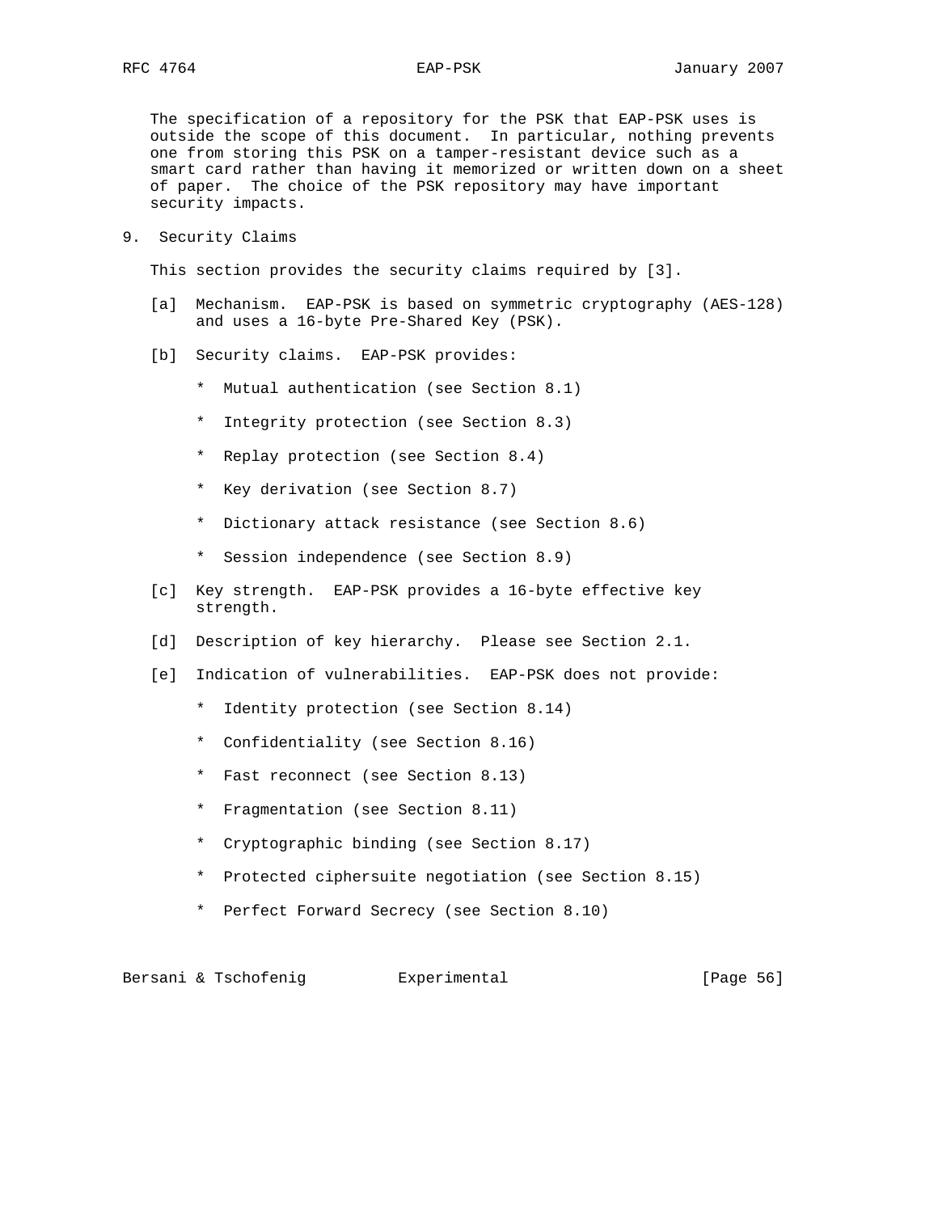The specification of a repository for the PSK that EAP-PSK uses is outside the scope of this document. In particular, nothing prevents one from storing this PSK on a tamper-resistant device such as a smart card rather than having it memorized or written down on a sheet of paper. The choice of the PSK repository may have important security impacts.

## 9. Security Claims

This section provides the security claims required by [3].

[a] Mechanism. EAP-PSK is based on symmetric cryptography (AES-128) and uses a 16-byte Pre-Shared Key (PSK).

[b] Security claims. EAP-PSK provides:

- Mutual authentication (see Section 8.1)
- Integrity protection (see Section 8.3)
- Replay protection (see Section 8.4)
- Key derivation (see Section 8.7)
- Dictionary attack resistance (see Section 8.6)
- Session independence (see Section 8.9)

[c] Key strength. EAP-PSK provides a 16-byte effective key strength.

[d] Description of key hierarchy. Please see Section 2.1.

[e] Indication of vulnerabilities. EAP-PSK does not provide:

- Identity protection (see Section 8.14)
- Confidentiality (see Section 8.16)
- Fast reconnect (see Section 8.13)
- Fragmentation (see Section 8.11)
- Cryptographic binding (see Section 8.17)
- Protected ciphersuite negotiation (see Section 8.15)
- Perfect Forward Secrecy (see Section 8.10)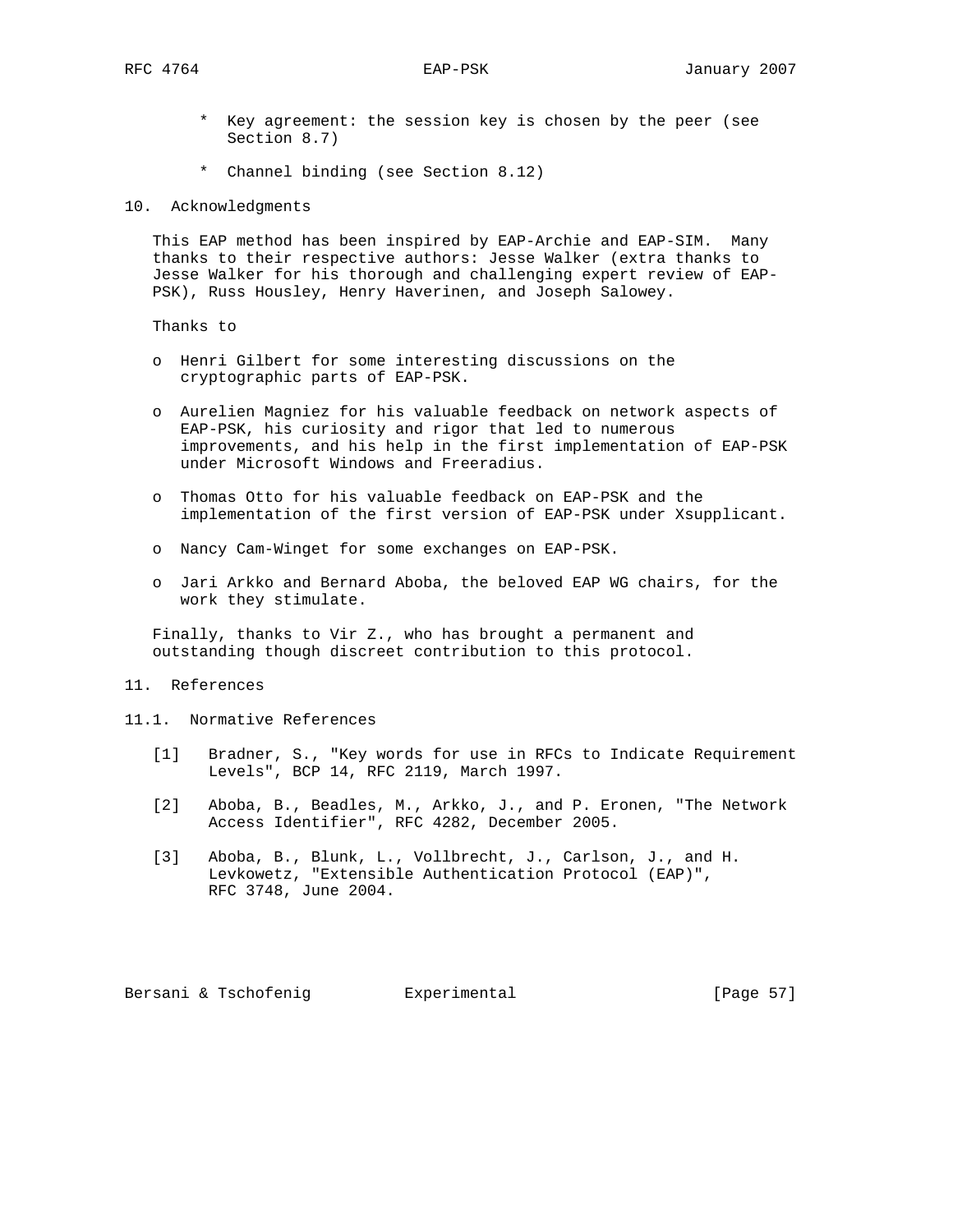* Key agreement: the session key is chosen by the peer (see Section 8.7)

      * Channel binding (see Section 8.12)

## 10. Acknowledgments

This EAP method has been inspired by EAP-Archie and EAP-SIM. Many thanks to their respective authors: Jesse Walker (extra thanks to Jesse Walker for his thorough and challenging expert review of EAP-PSK), Russ Housley, Henry Haverinen, and Joseph Salowey.

Thanks to

- o Henri Gilbert for some interesting discussions on the cryptographic parts of EAP-PSK.
- o Aurelien Magniez for his valuable feedback on network aspects of EAP-PSK, his curiosity and rigor that led to numerous improvements, and his help in the first implementation of EAP-PSK under Microsoft Windows and Freeradius.
- o Thomas Otto for his valuable feedback on EAP-PSK and the implementation of the first version of EAP-PSK under Xsupplicant.
- o Nancy Cam-Winget for some exchanges on EAP-PSK.
- o Jari Arkko and Bernard Aboba, the beloved EAP WG chairs, for the work they stimulate.

Finally, thanks to Vir Z., who has brought a permanent and outstanding though discreet contribution to this protocol.

## 11. References

### 11.1. Normative References

[1] Bradner, S., "Key words for use in RFCs to Indicate Requirement Levels", BCP 14, RFC 2119, March 1997.

[2] Aboba, B., Beadles, M., Arkko, J., and P. Eronen, "The Network Access Identifier", RFC 4282, December 2005.

[3] Aboba, B., Blunk, L., Vollbrecht, J., Carlson, J., and H. Levkowetz, "Extensible Authentication Protocol (EAP)", RFC 3748, June 2004.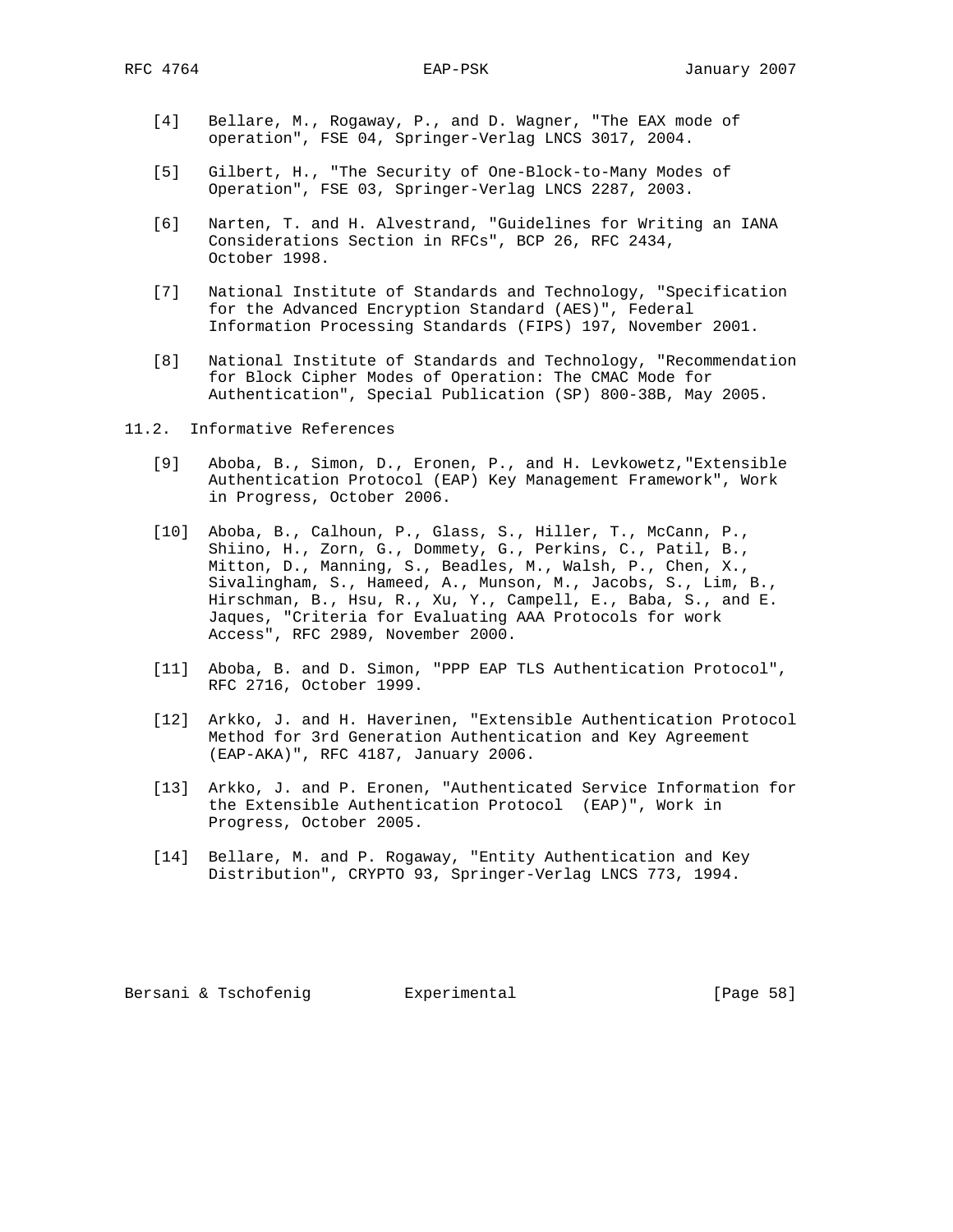[4] Bellare, M., Rogaway, P., and D. Wagner, "The EAX mode of operation", FSE 04, Springer-Verlag LNCS 3017, 2004.

[5] Gilbert, H., "The Security of One-Block-to-Many Modes of Operation", FSE 03, Springer-Verlag LNCS 2287, 2003.

[6] Narten, T. and H. Alvestrand, "Guidelines for Writing an IANA Considerations Section in RFCs", BCP 26, RFC 2434, October 1998.

[7] National Institute of Standards and Technology, "Specification for the Advanced Encryption Standard (AES)", Federal Information Processing Standards (FIPS) 197, November 2001.

[8] National Institute of Standards and Technology, "Recommendation for Block Cipher Modes of Operation: The CMAC Mode for Authentication", Special Publication (SP) 800-38B, May 2005.

## 11.2. Informative References

[9] Aboba, B., Simon, D., Eronen, P., and H. Levkowetz,"Extensible Authentication Protocol (EAP) Key Management Framework", Work in Progress, October 2006.

[10] Aboba, B., Calhoun, P., Glass, S., Hiller, T., McCann, P., Shiino, H., Zorn, G., Dommety, G., Perkins, C., Patil, B., Mitton, D., Manning, S., Beadles, M., Walsh, P., Chen, X., Sivalingham, S., Hameed, A., Munson, M., Jacobs, S., Lim, B., Hirschman, B., Hsu, R., Xu, Y., Campell, E., Baba, S., and E. Jaques, "Criteria for Evaluating AAA Protocols for work Access", RFC 2989, November 2000.

[11] Aboba, B. and D. Simon, "PPP EAP TLS Authentication Protocol", RFC 2716, October 1999.

[12] Arkko, J. and H. Haverinen, "Extensible Authentication Protocol Method for 3rd Generation Authentication and Key Agreement (EAP-AKA)", RFC 4187, January 2006.

[13] Arkko, J. and P. Eronen, "Authenticated Service Information for the Extensible Authentication Protocol (EAP)", Work in Progress, October 2005.

[14] Bellare, M. and P. Rogaway, "Entity Authentication and Key Distribution", CRYPTO 93, Springer-Verlag LNCS 773, 1994.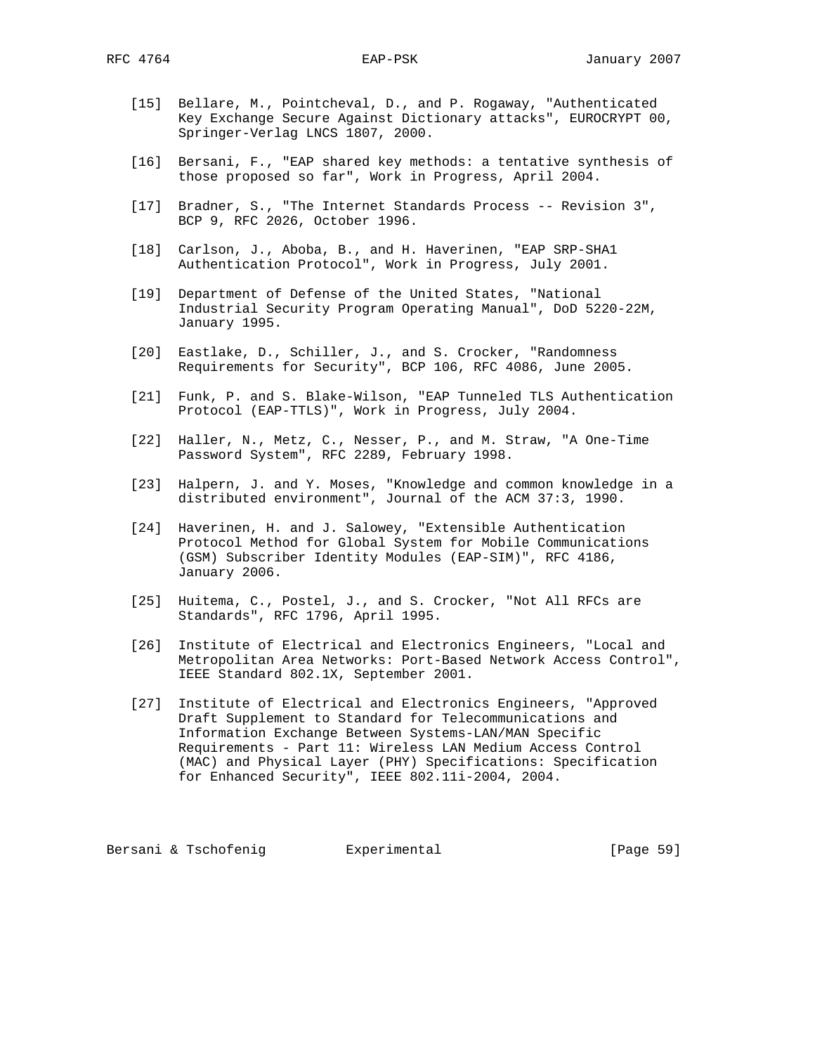[15] Bellare, M., Pointcheval, D., and P. Rogaway, "Authenticated Key Exchange Secure Against Dictionary attacks", EUROCRYPT 00, Springer-Verlag LNCS 1807, 2000.

[16] Bersani, F., "EAP shared key methods: a tentative synthesis of those proposed so far", Work in Progress, April 2004.

[17] Bradner, S., "The Internet Standards Process -- Revision 3", BCP 9, RFC 2026, October 1996.

[18] Carlson, J., Aboba, B., and H. Haverinen, "EAP SRP-SHA1 Authentication Protocol", Work in Progress, July 2001.

[19] Department of Defense of the United States, "National Industrial Security Program Operating Manual", DoD 5220-22M, January 1995.

[20] Eastlake, D., Schiller, J., and S. Crocker, "Randomness Requirements for Security", BCP 106, RFC 4086, June 2005.

[21] Funk, P. and S. Blake-Wilson, "EAP Tunneled TLS Authentication Protocol (EAP-TTLS)", Work in Progress, July 2004.

[22] Haller, N., Metz, C., Nesser, P., and M. Straw, "A One-Time Password System", RFC 2289, February 1998.

[23] Halpern, J. and Y. Moses, "Knowledge and common knowledge in a distributed environment", Journal of the ACM 37:3, 1990.

[24] Haverinen, H. and J. Salowey, "Extensible Authentication Protocol Method for Global System for Mobile Communications (GSM) Subscriber Identity Modules (EAP-SIM)", RFC 4186, January 2006.

[25] Huitema, C., Postel, J., and S. Crocker, "Not All RFCs are Standards", RFC 1796, April 1995.

[26] Institute of Electrical and Electronics Engineers, "Local and Metropolitan Area Networks: Port-Based Network Access Control", IEEE Standard 802.1X, September 2001.

[27] Institute of Electrical and Electronics Engineers, "Approved Draft Supplement to Standard for Telecommunications and Information Exchange Between Systems-LAN/MAN Specific Requirements - Part 11: Wireless LAN Medium Access Control (MAC) and Physical Layer (PHY) Specifications: Specification for Enhanced Security", IEEE 802.11i-2004, 2004.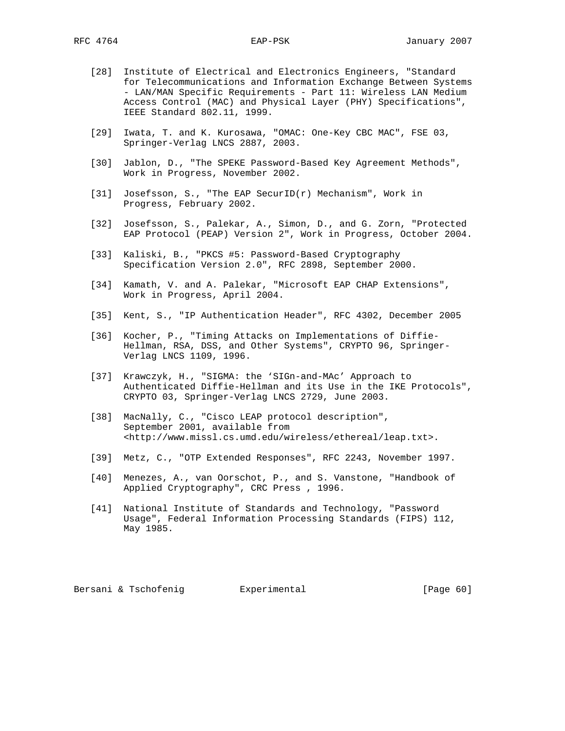[28] Institute of Electrical and Electronics Engineers, "Standard for Telecommunications and Information Exchange Between Systems - LAN/MAN Specific Requirements - Part 11: Wireless LAN Medium Access Control (MAC) and Physical Layer (PHY) Specifications", IEEE Standard 802.11, 1999.

[29] Iwata, T. and K. Kurosawa, "OMAC: One-Key CBC MAC", FSE 03, Springer-Verlag LNCS 2887, 2003.

[30] Jablon, D., "The SPEKE Password-Based Key Agreement Methods", Work in Progress, November 2002.

[31] Josefsson, S., "The EAP SecurID(r) Mechanism", Work in Progress, February 2002.

[32] Josefsson, S., Palekar, A., Simon, D., and G. Zorn, "Protected EAP Protocol (PEAP) Version 2", Work in Progress, October 2004.

[33] Kaliski, B., "PKCS #5: Password-Based Cryptography Specification Version 2.0", RFC 2898, September 2000.

[34] Kamath, V. and A. Palekar, "Microsoft EAP CHAP Extensions", Work in Progress, April 2004.

[35] Kent, S., "IP Authentication Header", RFC 4302, December 2005

[36] Kocher, P., "Timing Attacks on Implementations of Diffie-Hellman, RSA, DSS, and Other Systems", CRYPTO 96, Springer-Verlag LNCS 1109, 1996.

[37] Krawczyk, H., "SIGMA: the 'SIGn-and-MAc' Approach to Authenticated Diffie-Hellman and its Use in the IKE Protocols", CRYPTO 03, Springer-Verlag LNCS 2729, June 2003.

[38] MacNally, C., "Cisco LEAP protocol description", September 2001, available from <http://www.missl.cs.umd.edu/wireless/ethereal/leap.txt>.

[39] Metz, C., "OTP Extended Responses", RFC 2243, November 1997.

[40] Menezes, A., van Oorschot, P., and S. Vanstone, "Handbook of Applied Cryptography", CRC Press , 1996.

[41] National Institute of Standards and Technology, "Password Usage", Federal Information Processing Standards (FIPS) 112, May 1985.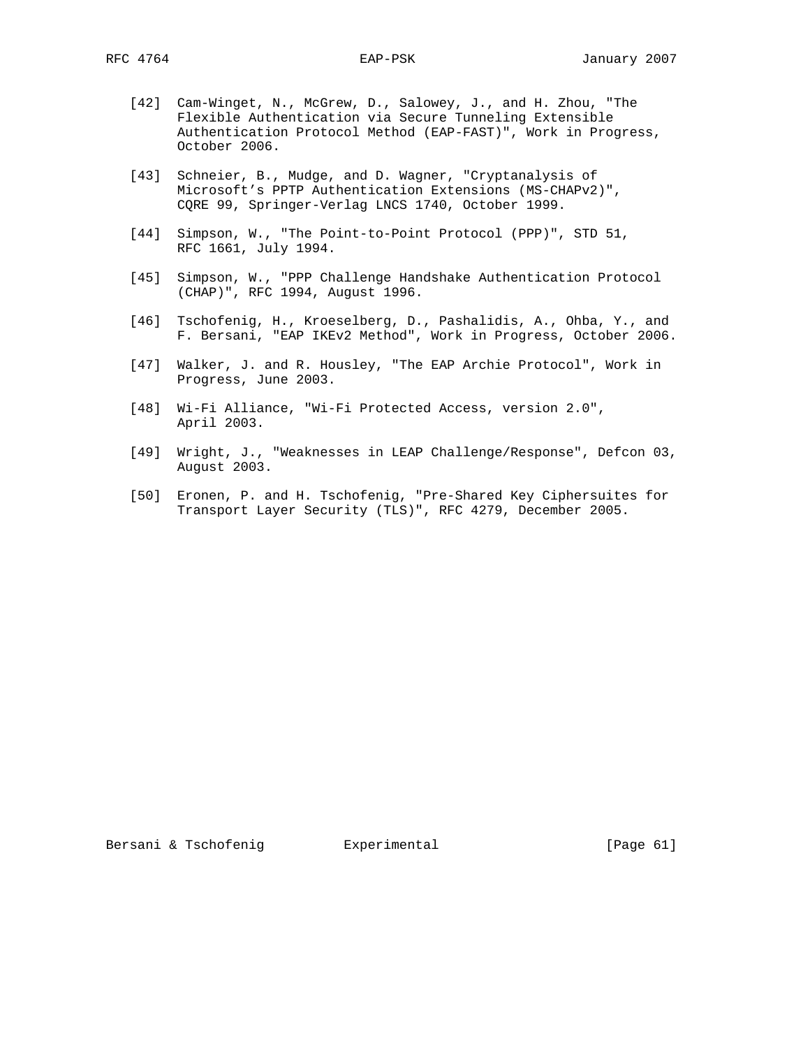[42] Cam-Winget, N., McGrew, D., Salowey, J., and H. Zhou, "The Flexible Authentication via Secure Tunneling Extensible Authentication Protocol Method (EAP-FAST)", Work in Progress, October 2006.

[43] Schneier, B., Mudge, and D. Wagner, "Cryptanalysis of Microsoft's PPTP Authentication Extensions (MS-CHAPv2)", CQRE 99, Springer-Verlag LNCS 1740, October 1999.

[44] Simpson, W., "The Point-to-Point Protocol (PPP)", STD 51, RFC 1661, July 1994.

[45] Simpson, W., "PPP Challenge Handshake Authentication Protocol (CHAP)", RFC 1994, August 1996.

[46] Tschofenig, H., Kroeselberg, D., Pashalidis, A., Ohba, Y., and F. Bersani, "EAP IKEv2 Method", Work in Progress, October 2006.

[47] Walker, J. and R. Housley, "The EAP Archie Protocol", Work in Progress, June 2003.

[48] Wi-Fi Alliance, "Wi-Fi Protected Access, version 2.0", April 2003.

[49] Wright, J., "Weaknesses in LEAP Challenge/Response", Defcon 03, August 2003.

[50] Eronen, P. and H. Tschofenig, "Pre-Shared Key Ciphersuites for Transport Layer Security (TLS)", RFC 4279, December 2005.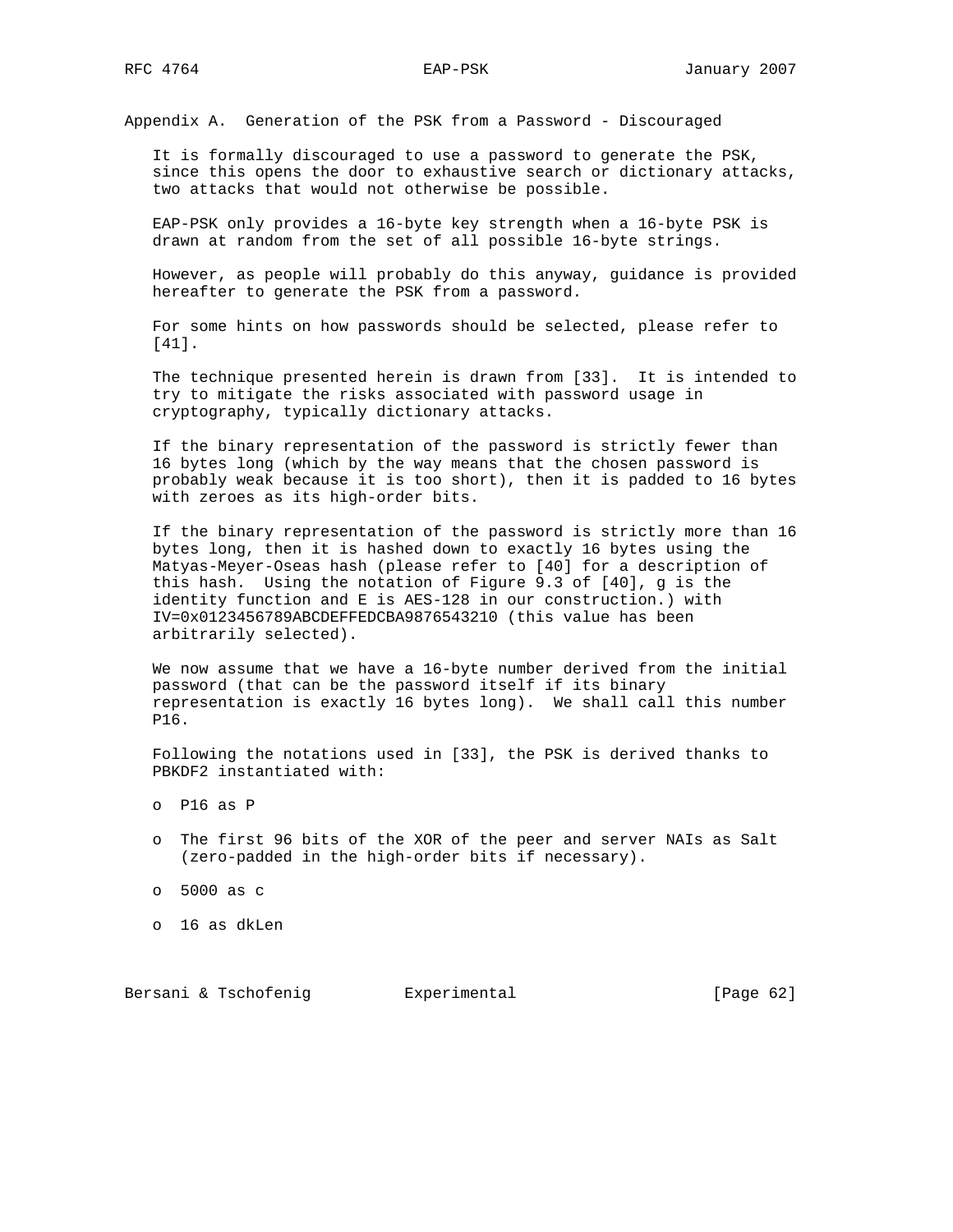## Appendix A. Generation of the PSK from a Password - Discouraged

It is formally discouraged to use a password to generate the PSK, since this opens the door to exhaustive search or dictionary attacks, two attacks that would not otherwise be possible.

EAP-PSK only provides a 16-byte key strength when a 16-byte PSK is drawn at random from the set of all possible 16-byte strings.

However, as people will probably do this anyway, guidance is provided hereafter to generate the PSK from a password.

For some hints on how passwords should be selected, please refer to [41].

The technique presented herein is drawn from [33]. It is intended to try to mitigate the risks associated with password usage in cryptography, typically dictionary attacks.

If the binary representation of the password is strictly fewer than 16 bytes long (which by the way means that the chosen password is probably weak because it is too short), then it is padded to 16 bytes with zeroes as its high-order bits.

If the binary representation of the password is strictly more than 16 bytes long, then it is hashed down to exactly 16 bytes using the Matyas-Meyer-Oseas hash (please refer to [40] for a description of this hash. Using the notation of Figure 9.3 of [40], g is the identity function and E is AES-128 in our construction.) with IV=0x0123456789ABCDEFFEDCBA9876543210 (this value has been arbitrarily selected).

We now assume that we have a 16-byte number derived from the initial password (that can be the password itself if its binary representation is exactly 16 bytes long). We shall call this number P16.

Following the notations used in [33], the PSK is derived thanks to PBKDF2 instantiated with:

- P16 as P
- The first 96 bits of the XOR of the peer and server NAIs as Salt (zero-padded in the high-order bits if necessary).
- 5000 as c
- 16 as dkLen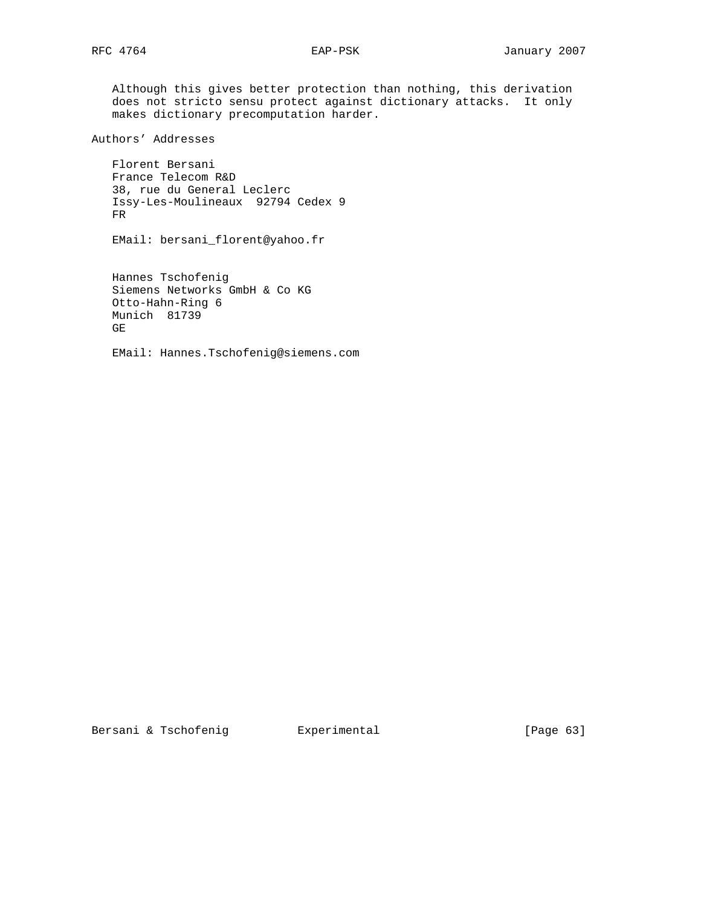Although this gives better protection than nothing, this derivation does not stricto sensu protect against dictionary attacks. It only makes dictionary precomputation harder.

## Authors' Addresses

Florent Bersani
France Telecom R&D
38, rue du General Leclerc
Issy-Les-Moulineaux 92794 Cedex 9
FR

EMail: bersani_florent@yahoo.fr

Hannes Tschofenig
Siemens Networks GmbH & Co KG
Otto-Hahn-Ring 6
Munich 81739
GE

EMail: Hannes.Tschofenig@siemens.com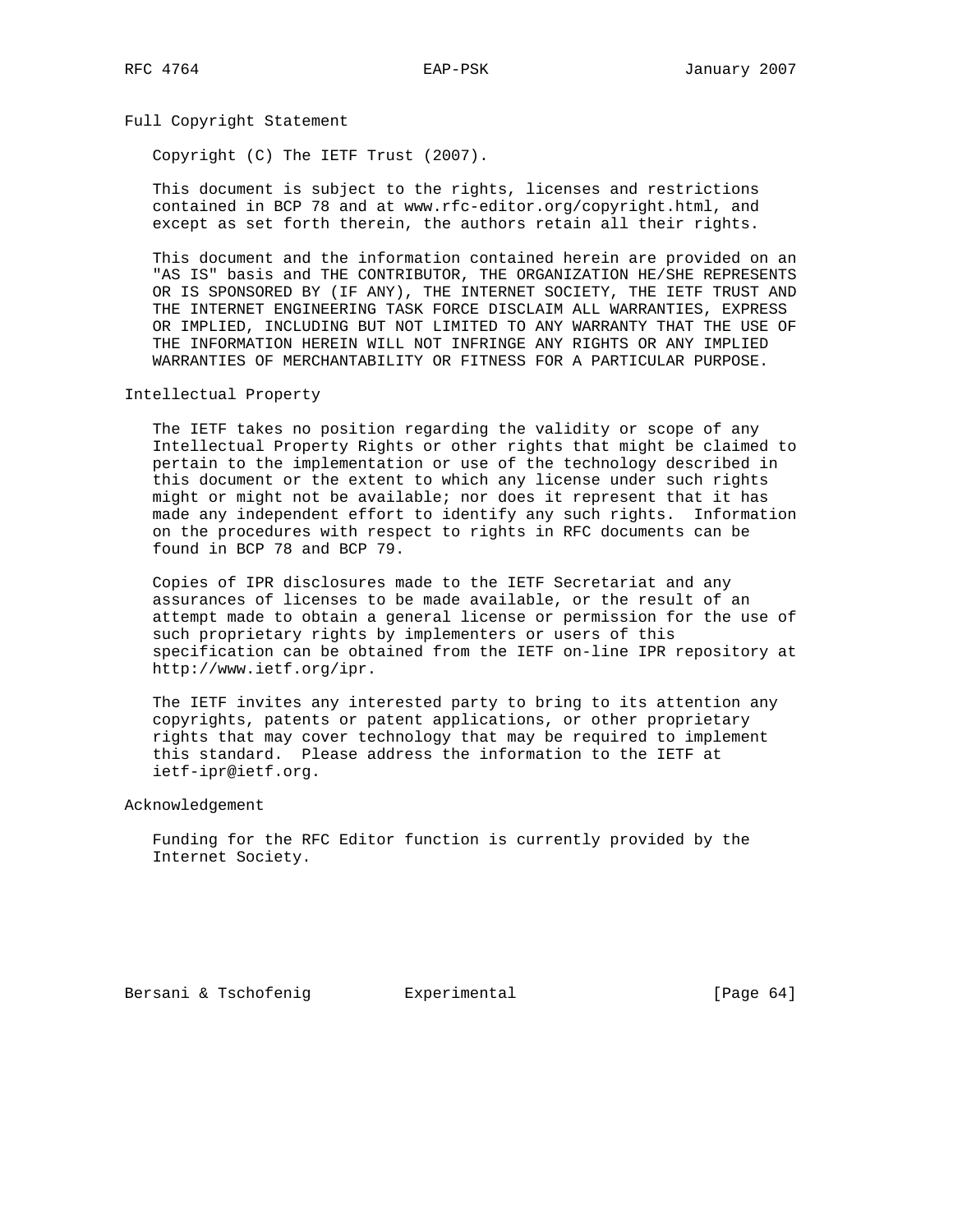## Full Copyright Statement

Copyright (C) The IETF Trust (2007).

This document is subject to the rights, licenses and restrictions contained in BCP 78 and at www.rfc-editor.org/copyright.html, and except as set forth therein, the authors retain all their rights.

This document and the information contained herein are provided on an "AS IS" basis and THE CONTRIBUTOR, THE ORGANIZATION HE/SHE REPRESENTS OR IS SPONSORED BY (IF ANY), THE INTERNET SOCIETY, THE IETF TRUST AND THE INTERNET ENGINEERING TASK FORCE DISCLAIM ALL WARRANTIES, EXPRESS OR IMPLIED, INCLUDING BUT NOT LIMITED TO ANY WARRANTY THAT THE USE OF THE INFORMATION HEREIN WILL NOT INFRINGE ANY RIGHTS OR ANY IMPLIED WARRANTIES OF MERCHANTABILITY OR FITNESS FOR A PARTICULAR PURPOSE.

## Intellectual Property

The IETF takes no position regarding the validity or scope of any Intellectual Property Rights or other rights that might be claimed to pertain to the implementation or use of the technology described in this document or the extent to which any license under such rights might or might not be available; nor does it represent that it has made any independent effort to identify any such rights. Information on the procedures with respect to rights in RFC documents can be found in BCP 78 and BCP 79.

Copies of IPR disclosures made to the IETF Secretariat and any assurances of licenses to be made available, or the result of an attempt made to obtain a general license or permission for the use of such proprietary rights by implementers or users of this specification can be obtained from the IETF on-line IPR repository at http://www.ietf.org/ipr.

The IETF invites any interested party to bring to its attention any copyrights, patents or patent applications, or other proprietary rights that may cover technology that may be required to implement this standard. Please address the information to the IETF at ietf-ipr@ietf.org.

## Acknowledgement

Funding for the RFC Editor function is currently provided by the Internet Society.